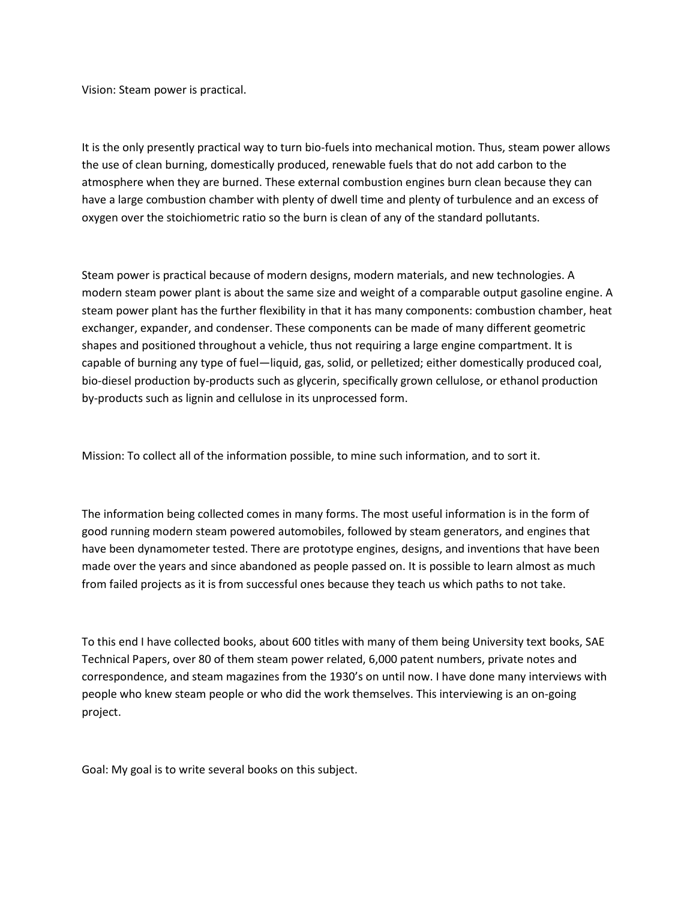Vision: Steam power is practical.

It is the only presently practical way to turn bio-fuels into mechanical motion. Thus, steam power allows the use of clean burning, domestically produced, renewable fuels that do not add carbon to the atmosphere when they are burned. These external combustion engines burn clean because they can have a large combustion chamber with plenty of dwell time and plenty of turbulence and an excess of oxygen over the stoichiometric ratio so the burn is clean of any of the standard pollutants.

Steam power is practical because of modern designs, modern materials, and new technologies. A modern steam power plant is about the same size and weight of a comparable output gasoline engine. A steam power plant has the further flexibility in that it has many components: combustion chamber, heat exchanger, expander, and condenser. These components can be made of many different geometric shapes and positioned throughout a vehicle, thus not requiring a large engine compartment. It is capable of burning any type of fuel—liquid, gas, solid, or pelletized; either domestically produced coal, bio-diesel production by-products such as glycerin, specifically grown cellulose, or ethanol production by-products such as lignin and cellulose in its unprocessed form.

Mission: To collect all of the information possible, to mine such information, and to sort it.

The information being collected comes in many forms. The most useful information is in the form of good running modern steam powered automobiles, followed by steam generators, and engines that have been dynamometer tested. There are prototype engines, designs, and inventions that have been made over the years and since abandoned as people passed on. It is possible to learn almost as much from failed projects as it is from successful ones because they teach us which paths to not take.

To this end I have collected books, about 600 titles with many of them being University text books, SAE Technical Papers, over 80 of them steam power related, 6,000 patent numbers, private notes and correspondence, and steam magazines from the 1930's on until now. I have done many interviews with people who knew steam people or who did the work themselves. This interviewing is an on-going project.

Goal: My goal is to write several books on this subject.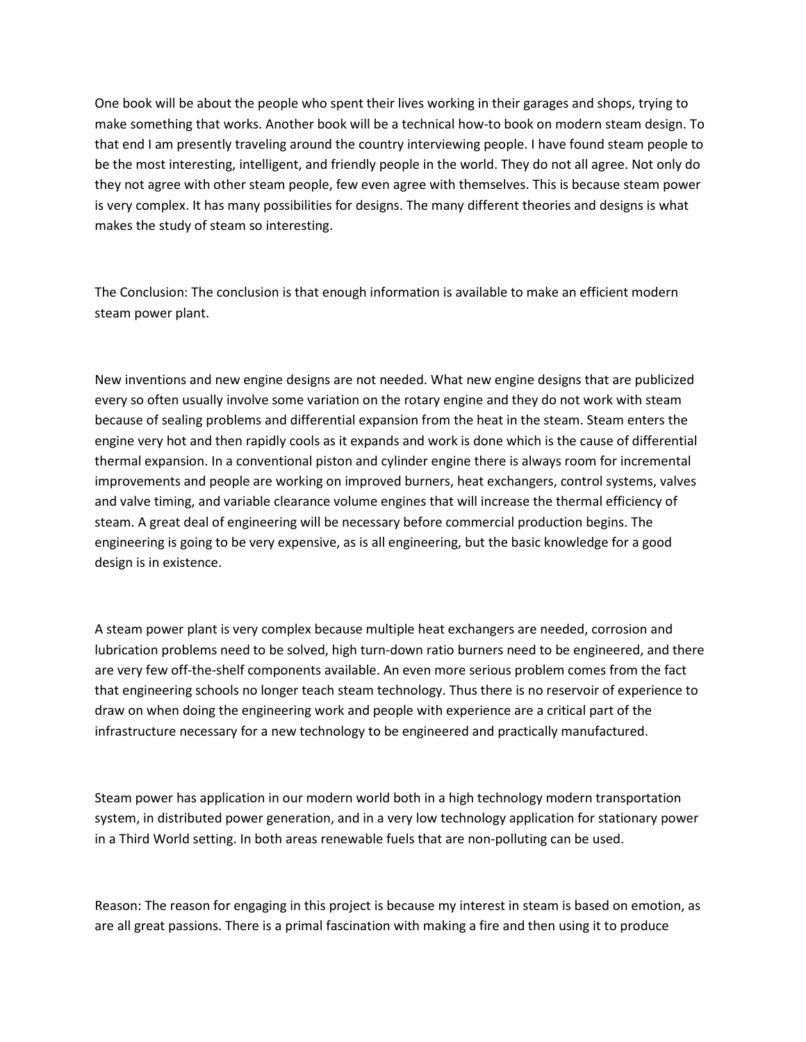One book will be about the people who spent their lives working in their garages and shops, trying to make something that works. Another book will be a technical how-to book on modern steam design. To that end I am presently traveling around the country interviewing people. I have found steam people to be the most interesting, intelligent, and friendly people in the world. They do not all agree. Not only do they not agree with other steam people, few even agree with themselves. This is because steam power is very complex. It has many possibilities for designs. The many different theories and designs is what makes the study of steam so interesting.

The Conclusion: The conclusion is that enough information is available to make an efficient modern steam power plant.

New inventions and new engine designs are not needed. What new engine designs that are publicized every so often usually involve some variation on the rotary engine and they do not work with steam because of sealing problems and differential expansion from the heat in the steam. Steam enters the engine very hot and then rapidly cools as it expands and work is done which is the cause of differential thermal expansion. In a conventional piston and cylinder engine there is always room for incremental improvements and people are working on improved burners, heat exchangers, control systems, valves and valve timing, and variable clearance volume engines that will increase the thermal efficiency of steam. A great deal of engineering will be necessary before commercial production begins. The engineering is going to be very expensive, as is all engineering, but the basic knowledge for a good design is in existence.

A steam power plant is very complex because multiple heat exchangers are needed, corrosion and lubrication problems need to be solved, high turn-down ratio burners need to be engineered, and there are very few off-the-shelf components available. An even more serious problem comes from the fact that engineering schools no longer teach steam technology. Thus there is no reservoir of experience to draw on when doing the engineering work and people with experience are a critical part of the infrastructure necessary for a new technology to be engineered and practically manufactured.

Steam power has application in our modern world both in a high technology modern transportation system, in distributed power generation, and in a very low technology application for stationary power in a Third World setting. In both areas renewable fuels that are non-polluting can be used.

Reason: The reason for engaging in this project is because my interest in steam is based on emotion, as are all great passions. There is a primal fascination with making a fire and then using it to produce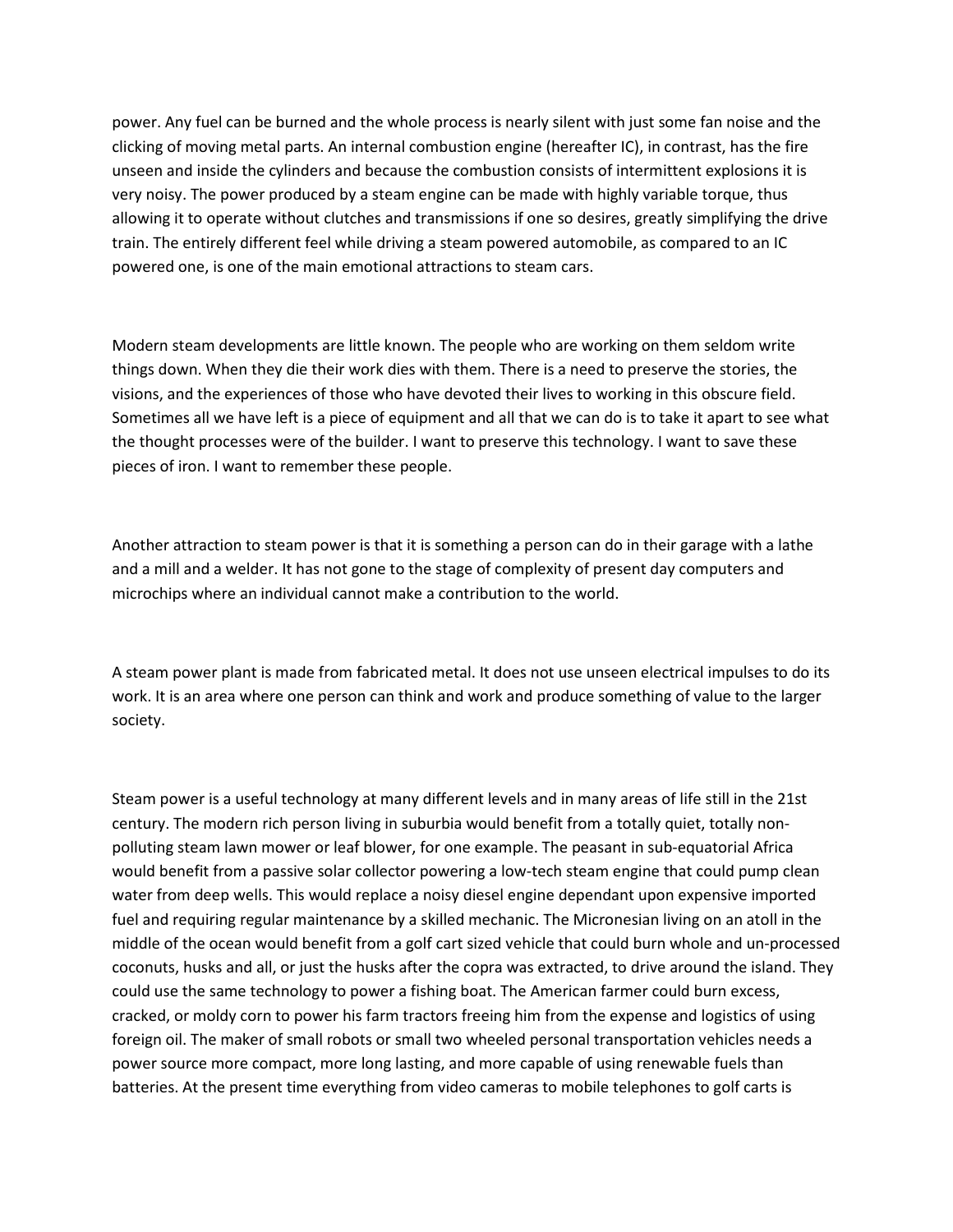power. Any fuel can be burned and the whole process is nearly silent with just some fan noise and the clicking of moving metal parts. An internal combustion engine (hereafter IC), in contrast, has the fire unseen and inside the cylinders and because the combustion consists of intermittent explosions it is very noisy. The power produced by a steam engine can be made with highly variable torque, thus allowing it to operate without clutches and transmissions if one so desires, greatly simplifying the drive train. The entirely different feel while driving a steam powered automobile, as compared to an IC powered one, is one of the main emotional attractions to steam cars.

Modern steam developments are little known. The people who are working on them seldom write things down. When they die their work dies with them. There is a need to preserve the stories, the visions, and the experiences of those who have devoted their lives to working in this obscure field. Sometimes all we have left is a piece of equipment and all that we can do is to take it apart to see what the thought processes were of the builder. I want to preserve this technology. I want to save these pieces of iron. I want to remember these people.

Another attraction to steam power is that it is something a person can do in their garage with a lathe and a mill and a welder. It has not gone to the stage of complexity of present day computers and microchips where an individual cannot make a contribution to the world.

A steam power plant is made from fabricated metal. It does not use unseen electrical impulses to do its work. It is an area where one person can think and work and produce something of value to the larger society.

Steam power is a useful technology at many different levels and in many areas of life still in the 21st century. The modern rich person living in suburbia would benefit from a totally quiet, totally non-polluting steam lawn mower or leaf blower, for one example. The peasant in sub-equatorial Africa would benefit from a passive solar collector powering a low-tech steam engine that could pump clean water from deep wells. This would replace a noisy diesel engine dependant upon expensive imported fuel and requiring regular maintenance by a skilled mechanic. The Micronesian living on an atoll in the middle of the ocean would benefit from a golf cart sized vehicle that could burn whole and un-processed coconuts, husks and all, or just the husks after the copra was extracted, to drive around the island. They could use the same technology to power a fishing boat. The American farmer could burn excess, cracked, or moldy corn to power his farm tractors freeing him from the expense and logistics of using foreign oil. The maker of small robots or small two wheeled personal transportation vehicles needs a power source more compact, more long lasting, and more capable of using renewable fuels than batteries. At the present time everything from video cameras to mobile telephones to golf carts is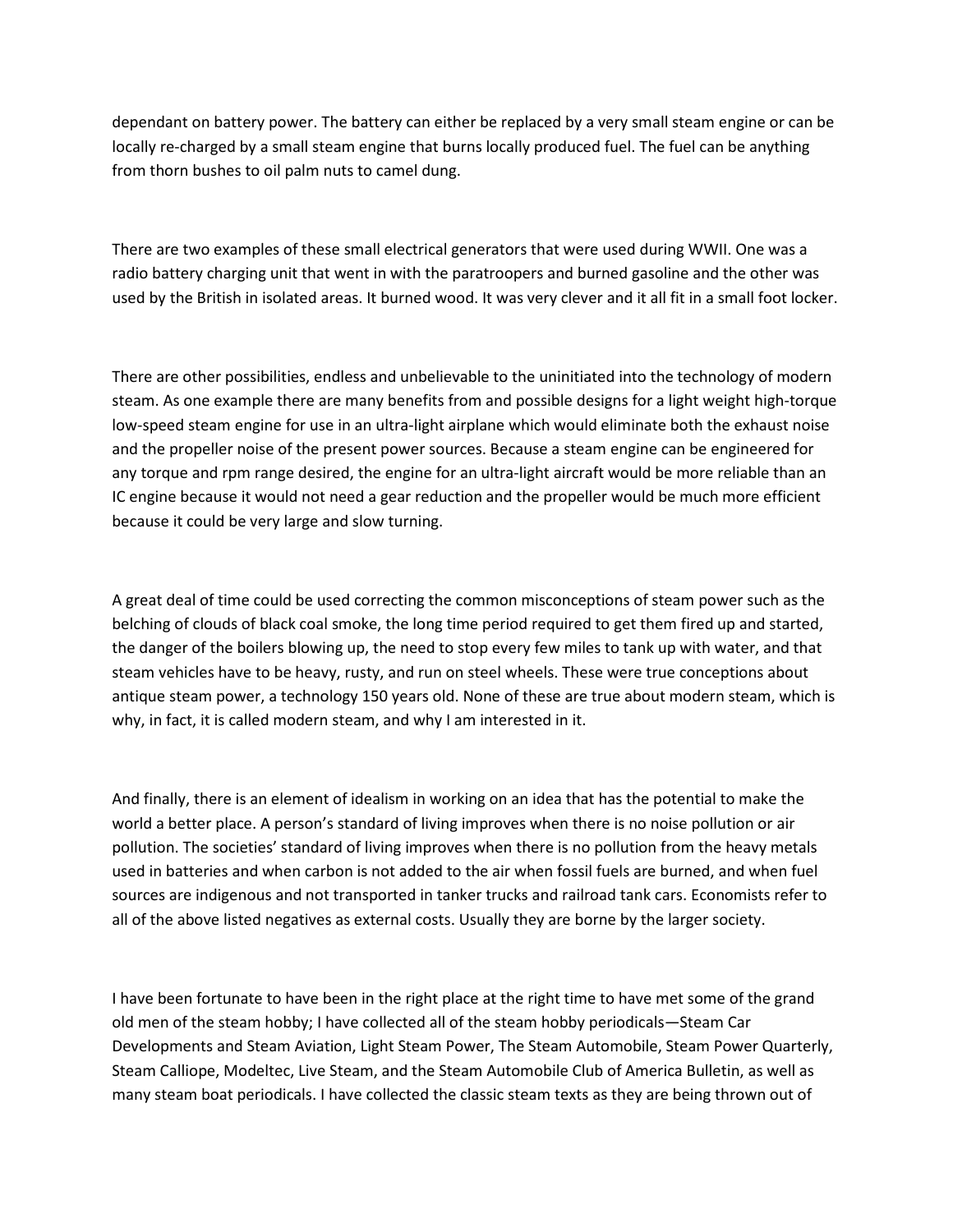dependant on battery power. The battery can either be replaced by a very small steam engine or can be locally re-charged by a small steam engine that burns locally produced fuel. The fuel can be anything from thorn bushes to oil palm nuts to camel dung.

There are two examples of these small electrical generators that were used during WWII. One was a radio battery charging unit that went in with the paratroopers and burned gasoline and the other was used by the British in isolated areas. It burned wood. It was very clever and it all fit in a small foot locker.

There are other possibilities, endless and unbelievable to the uninitiated into the technology of modern steam. As one example there are many benefits from and possible designs for a light weight high-torque low-speed steam engine for use in an ultra-light airplane which would eliminate both the exhaust noise and the propeller noise of the present power sources. Because a steam engine can be engineered for any torque and rpm range desired, the engine for an ultra-light aircraft would be more reliable than an IC engine because it would not need a gear reduction and the propeller would be much more efficient because it could be very large and slow turning.

A great deal of time could be used correcting the common misconceptions of steam power such as the belching of clouds of black coal smoke, the long time period required to get them fired up and started, the danger of the boilers blowing up, the need to stop every few miles to tank up with water, and that steam vehicles have to be heavy, rusty, and run on steel wheels. These were true conceptions about antique steam power, a technology 150 years old. None of these are true about modern steam, which is why, in fact, it is called modern steam, and why I am interested in it.

And finally, there is an element of idealism in working on an idea that has the potential to make the world a better place. A person's standard of living improves when there is no noise pollution or air pollution. The societies' standard of living improves when there is no pollution from the heavy metals used in batteries and when carbon is not added to the air when fossil fuels are burned, and when fuel sources are indigenous and not transported in tanker trucks and railroad tank cars. Economists refer to all of the above listed negatives as external costs. Usually they are borne by the larger society.

I have been fortunate to have been in the right place at the right time to have met some of the grand old men of the steam hobby; I have collected all of the steam hobby periodicals—Steam Car Developments and Steam Aviation, Light Steam Power, The Steam Automobile, Steam Power Quarterly, Steam Calliope, Modeltec, Live Steam, and the Steam Automobile Club of America Bulletin, as well as many steam boat periodicals. I have collected the classic steam texts as they are being thrown out of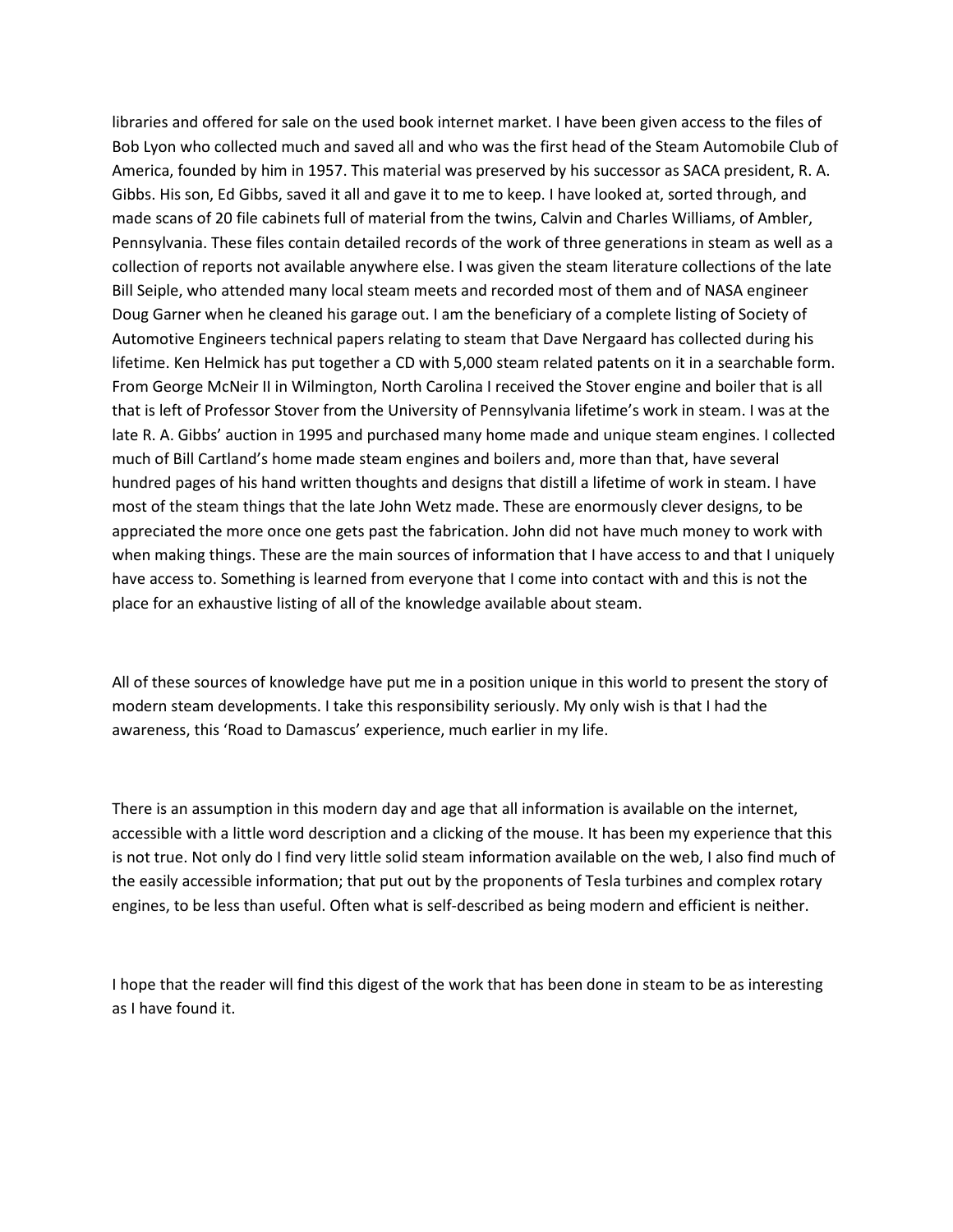libraries and offered for sale on the used book internet market. I have been given access to the files of Bob Lyon who collected much and saved all and who was the first head of the Steam Automobile Club of America, founded by him in 1957. This material was preserved by his successor as SACA president, R. A. Gibbs. His son, Ed Gibbs, saved it all and gave it to me to keep. I have looked at, sorted through, and made scans of 20 file cabinets full of material from the twins, Calvin and Charles Williams, of Ambler, Pennsylvania. These files contain detailed records of the work of three generations in steam as well as a collection of reports not available anywhere else. I was given the steam literature collections of the late Bill Seiple, who attended many local steam meets and recorded most of them and of NASA engineer Doug Garner when he cleaned his garage out. I am the beneficiary of a complete listing of Society of Automotive Engineers technical papers relating to steam that Dave Nergaard has collected during his lifetime. Ken Helmick has put together a CD with 5,000 steam related patents on it in a searchable form. From George McNeir II in Wilmington, North Carolina I received the Stover engine and boiler that is all that is left of Professor Stover from the University of Pennsylvania lifetime's work in steam. I was at the late R. A. Gibbs' auction in 1995 and purchased many home made and unique steam engines. I collected much of Bill Cartland's home made steam engines and boilers and, more than that, have several hundred pages of his hand written thoughts and designs that distill a lifetime of work in steam. I have most of the steam things that the late John Wetz made. These are enormously clever designs, to be appreciated the more once one gets past the fabrication. John did not have much money to work with when making things. These are the main sources of information that I have access to and that I uniquely have access to. Something is learned from everyone that I come into contact with and this is not the place for an exhaustive listing of all of the knowledge available about steam.

All of these sources of knowledge have put me in a position unique in this world to present the story of modern steam developments. I take this responsibility seriously. My only wish is that I had the awareness, this 'Road to Damascus' experience, much earlier in my life.

There is an assumption in this modern day and age that all information is available on the internet, accessible with a little word description and a clicking of the mouse. It has been my experience that this is not true. Not only do I find very little solid steam information available on the web, I also find much of the easily accessible information; that put out by the proponents of Tesla turbines and complex rotary engines, to be less than useful. Often what is self-described as being modern and efficient is neither.

I hope that the reader will find this digest of the work that has been done in steam to be as interesting as I have found it.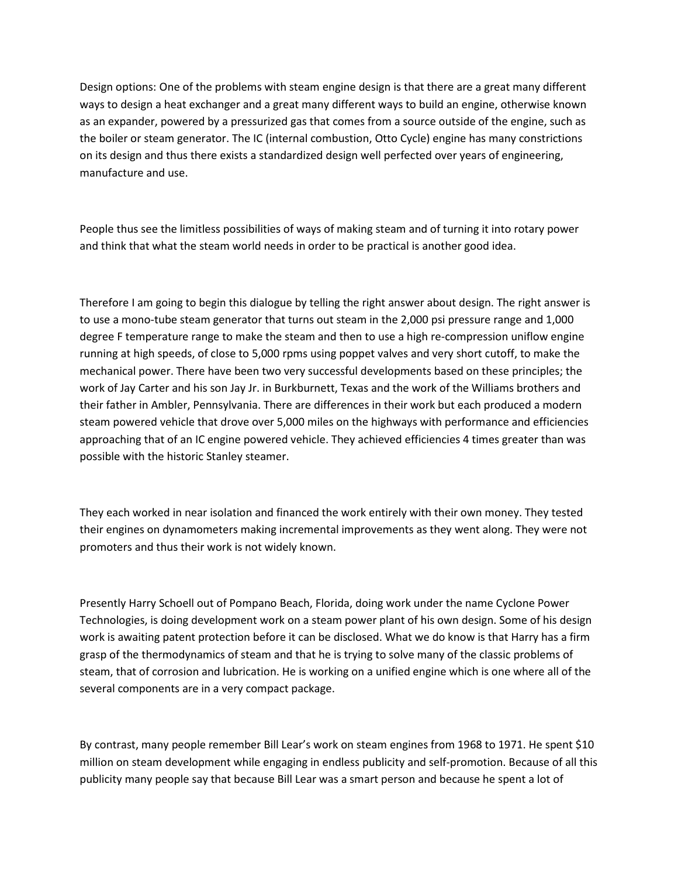Design options: One of the problems with steam engine design is that there are a great many different ways to design a heat exchanger and a great many different ways to build an engine, otherwise known as an expander, powered by a pressurized gas that comes from a source outside of the engine, such as the boiler or steam generator. The IC (internal combustion, Otto Cycle) engine has many constrictions on its design and thus there exists a standardized design well perfected over years of engineering, manufacture and use.

People thus see the limitless possibilities of ways of making steam and of turning it into rotary power and think that what the steam world needs in order to be practical is another good idea.

Therefore I am going to begin this dialogue by telling the right answer about design. The right answer is to use a mono-tube steam generator that turns out steam in the 2,000 psi pressure range and 1,000 degree F temperature range to make the steam and then to use a high re-compression uniflow engine running at high speeds, of close to 5,000 rpms using poppet valves and very short cutoff, to make the mechanical power. There have been two very successful developments based on these principles; the work of Jay Carter and his son Jay Jr. in Burkburnett, Texas and the work of the Williams brothers and their father in Ambler, Pennsylvania. There are differences in their work but each produced a modern steam powered vehicle that drove over 5,000 miles on the highways with performance and efficiencies approaching that of an IC engine powered vehicle. They achieved efficiencies 4 times greater than was possible with the historic Stanley steamer.

They each worked in near isolation and financed the work entirely with their own money. They tested their engines on dynamometers making incremental improvements as they went along. They were not promoters and thus their work is not widely known.

Presently Harry Schoell out of Pompano Beach, Florida, doing work under the name Cyclone Power Technologies, is doing development work on a steam power plant of his own design. Some of his design work is awaiting patent protection before it can be disclosed. What we do know is that Harry has a firm grasp of the thermodynamics of steam and that he is trying to solve many of the classic problems of steam, that of corrosion and lubrication. He is working on a unified engine which is one where all of the several components are in a very compact package.

By contrast, many people remember Bill Lear's work on steam engines from 1968 to 1971. He spent $10 million on steam development while engaging in endless publicity and self-promotion. Because of all this publicity many people say that because Bill Lear was a smart person and because he spent a lot of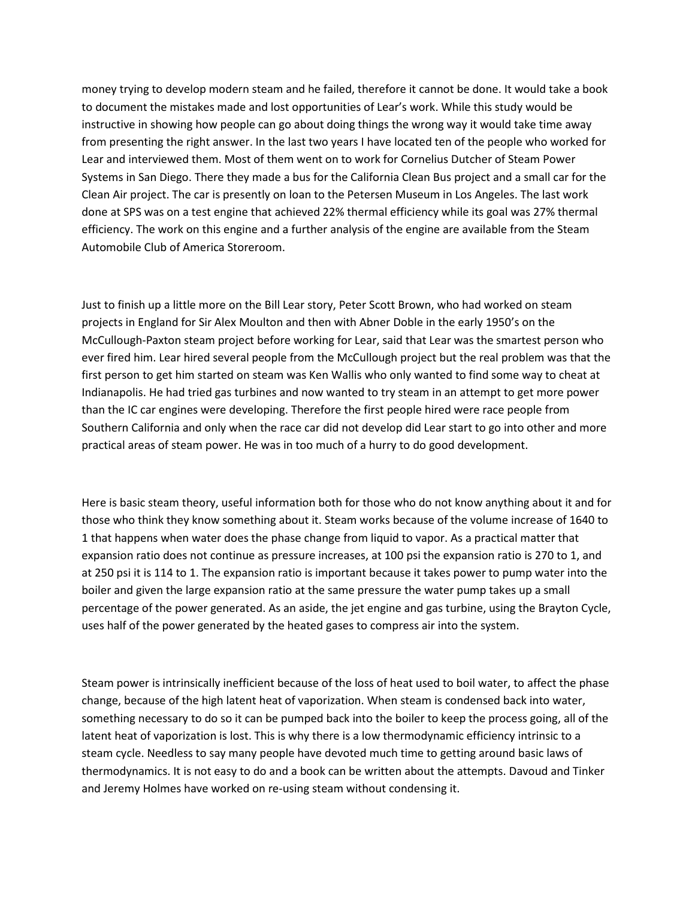money trying to develop modern steam and he failed, therefore it cannot be done. It would take a book to document the mistakes made and lost opportunities of Lear's work. While this study would be instructive in showing how people can go about doing things the wrong way it would take time away from presenting the right answer. In the last two years I have located ten of the people who worked for Lear and interviewed them. Most of them went on to work for Cornelius Dutcher of Steam Power Systems in San Diego. There they made a bus for the California Clean Bus project and a small car for the Clean Air project. The car is presently on loan to the Petersen Museum in Los Angeles. The last work done at SPS was on a test engine that achieved 22% thermal efficiency while its goal was 27% thermal efficiency. The work on this engine and a further analysis of the engine are available from the Steam Automobile Club of America Storeroom.

Just to finish up a little more on the Bill Lear story, Peter Scott Brown, who had worked on steam projects in England for Sir Alex Moulton and then with Abner Doble in the early 1950's on the McCullough-Paxton steam project before working for Lear, said that Lear was the smartest person who ever fired him. Lear hired several people from the McCullough project but the real problem was that the first person to get him started on steam was Ken Wallis who only wanted to find some way to cheat at Indianapolis. He had tried gas turbines and now wanted to try steam in an attempt to get more power than the IC car engines were developing. Therefore the first people hired were race people from Southern California and only when the race car did not develop did Lear start to go into other and more practical areas of steam power. He was in too much of a hurry to do good development.

Here is basic steam theory, useful information both for those who do not know anything about it and for those who think they know something about it. Steam works because of the volume increase of 1640 to 1 that happens when water does the phase change from liquid to vapor. As a practical matter that expansion ratio does not continue as pressure increases, at 100 psi the expansion ratio is 270 to 1, and at 250 psi it is 114 to 1. The expansion ratio is important because it takes power to pump water into the boiler and given the large expansion ratio at the same pressure the water pump takes up a small percentage of the power generated. As an aside, the jet engine and gas turbine, using the Brayton Cycle, uses half of the power generated by the heated gases to compress air into the system.

Steam power is intrinsically inefficient because of the loss of heat used to boil water, to affect the phase change, because of the high latent heat of vaporization. When steam is condensed back into water, something necessary to do so it can be pumped back into the boiler to keep the process going, all of the latent heat of vaporization is lost. This is why there is a low thermodynamic efficiency intrinsic to a steam cycle. Needless to say many people have devoted much time to getting around basic laws of thermodynamics. It is not easy to do and a book can be written about the attempts. Davoud and Tinker and Jeremy Holmes have worked on re-using steam without condensing it.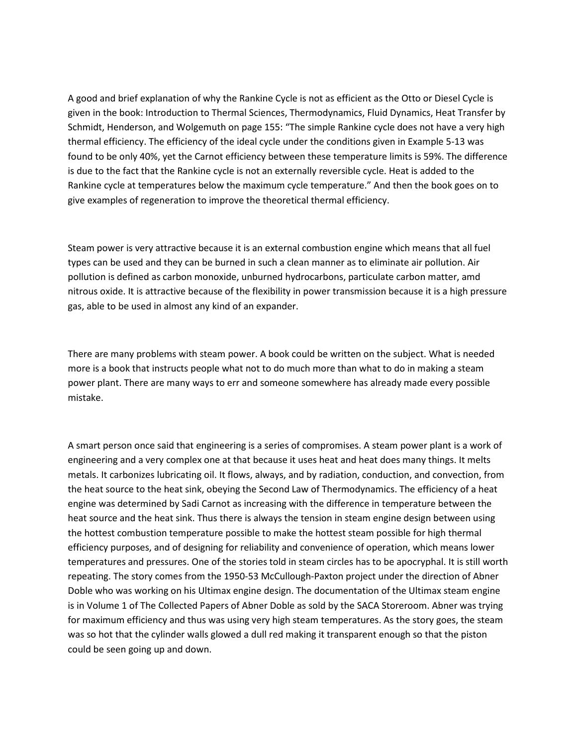A good and brief explanation of why the Rankine Cycle is not as efficient as the Otto or Diesel Cycle is given in the book: Introduction to Thermal Sciences, Thermodynamics, Fluid Dynamics, Heat Transfer by Schmidt, Henderson, and Wolgemuth on page 155: "The simple Rankine cycle does not have a very high thermal efficiency. The efficiency of the ideal cycle under the conditions given in Example 5-13 was found to be only 40%, yet the Carnot efficiency between these temperature limits is 59%. The difference is due to the fact that the Rankine cycle is not an externally reversible cycle. Heat is added to the Rankine cycle at temperatures below the maximum cycle temperature." And then the book goes on to give examples of regeneration to improve the theoretical thermal efficiency.

Steam power is very attractive because it is an external combustion engine which means that all fuel types can be used and they can be burned in such a clean manner as to eliminate air pollution. Air pollution is defined as carbon monoxide, unburned hydrocarbons, particulate carbon matter, amd nitrous oxide. It is attractive because of the flexibility in power transmission because it is a high pressure gas, able to be used in almost any kind of an expander.

There are many problems with steam power. A book could be written on the subject. What is needed more is a book that instructs people what not to do much more than what to do in making a steam power plant. There are many ways to err and someone somewhere has already made every possible mistake.

A smart person once said that engineering is a series of compromises. A steam power plant is a work of engineering and a very complex one at that because it uses heat and heat does many things. It melts metals. It carbonizes lubricating oil. It flows, always, and by radiation, conduction, and convection, from the heat source to the heat sink, obeying the Second Law of Thermodynamics. The efficiency of a heat engine was determined by Sadi Carnot as increasing with the difference in temperature between the heat source and the heat sink. Thus there is always the tension in steam engine design between using the hottest combustion temperature possible to make the hottest steam possible for high thermal efficiency purposes, and of designing for reliability and convenience of operation, which means lower temperatures and pressures. One of the stories told in steam circles has to be apocryphal. It is still worth repeating. The story comes from the 1950-53 McCullough-Paxton project under the direction of Abner Doble who was working on his Ultimax engine design. The documentation of the Ultimax steam engine is in Volume 1 of The Collected Papers of Abner Doble as sold by the SACA Storeroom. Abner was trying for maximum efficiency and thus was using very high steam temperatures. As the story goes, the steam was so hot that the cylinder walls glowed a dull red making it transparent enough so that the piston could be seen going up and down.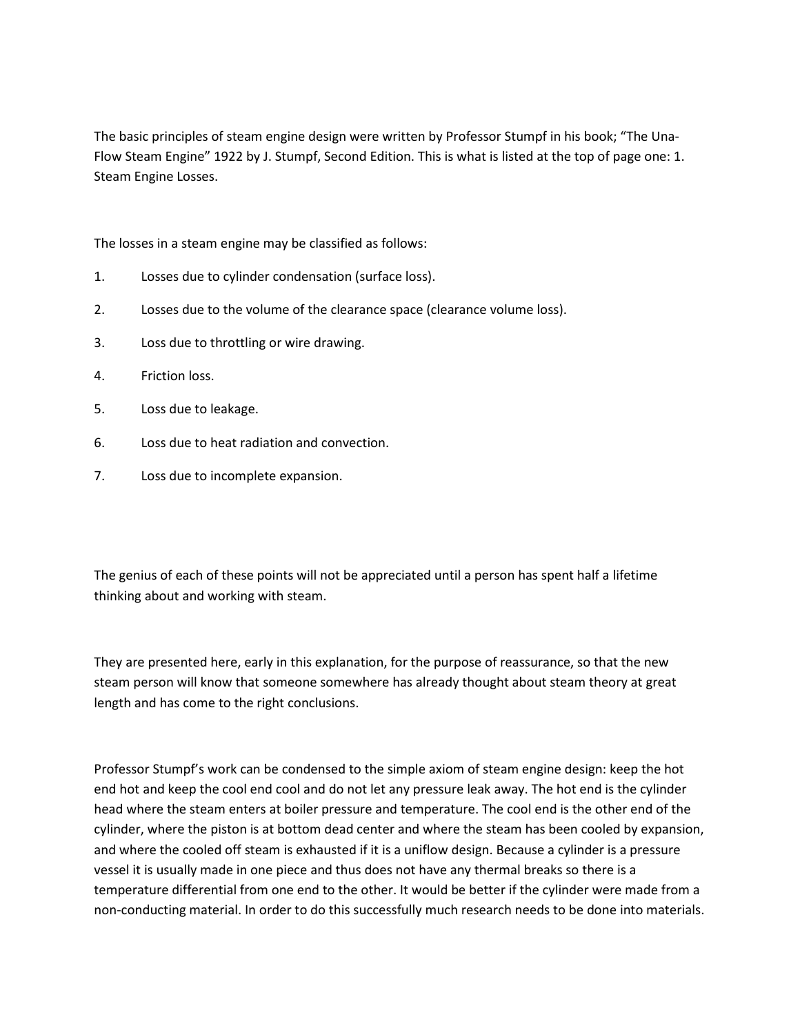The basic principles of steam engine design were written by Professor Stumpf in his book; "The Una-Flow Steam Engine" 1922 by J. Stumpf, Second Edition. This is what is listed at the top of page one: 1. Steam Engine Losses.

The losses in a steam engine may be classified as follows:

1. Losses due to cylinder condensation (surface loss).
2. Losses due to the volume of the clearance space (clearance volume loss).
3. Loss due to throttling or wire drawing.
4. Friction loss.
5. Loss due to leakage.
6. Loss due to heat radiation and convection.
7. Loss due to incomplete expansion.

The genius of each of these points will not be appreciated until a person has spent half a lifetime thinking about and working with steam.

They are presented here, early in this explanation, for the purpose of reassurance, so that the new steam person will know that someone somewhere has already thought about steam theory at great length and has come to the right conclusions.

Professor Stumpf's work can be condensed to the simple axiom of steam engine design: keep the hot end hot and keep the cool end cool and do not let any pressure leak away. The hot end is the cylinder head where the steam enters at boiler pressure and temperature. The cool end is the other end of the cylinder, where the piston is at bottom dead center and where the steam has been cooled by expansion, and where the cooled off steam is exhausted if it is a uniflow design. Because a cylinder is a pressure vessel it is usually made in one piece and thus does not have any thermal breaks so there is a temperature differential from one end to the other. It would be better if the cylinder were made from a non-conducting material. In order to do this successfully much research needs to be done into materials.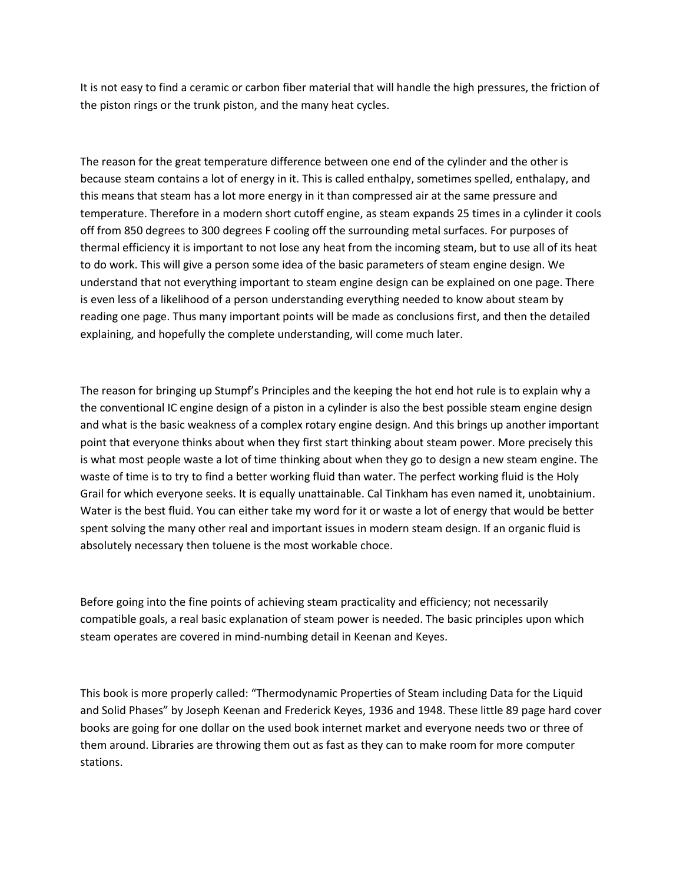It is not easy to find a ceramic or carbon fiber material that will handle the high pressures, the friction of the piston rings or the trunk piston, and the many heat cycles.

The reason for the great temperature difference between one end of the cylinder and the other is because steam contains a lot of energy in it. This is called enthalpy, sometimes spelled, enthalapy, and this means that steam has a lot more energy in it than compressed air at the same pressure and temperature. Therefore in a modern short cutoff engine, as steam expands 25 times in a cylinder it cools off from 850 degrees to 300 degrees F cooling off the surrounding metal surfaces. For purposes of thermal efficiency it is important to not lose any heat from the incoming steam, but to use all of its heat to do work. This will give a person some idea of the basic parameters of steam engine design. We understand that not everything important to steam engine design can be explained on one page. There is even less of a likelihood of a person understanding everything needed to know about steam by reading one page. Thus many important points will be made as conclusions first, and then the detailed explaining, and hopefully the complete understanding, will come much later.

The reason for bringing up Stumpf's Principles and the keeping the hot end hot rule is to explain why a the conventional IC engine design of a piston in a cylinder is also the best possible steam engine design and what is the basic weakness of a complex rotary engine design. And this brings up another important point that everyone thinks about when they first start thinking about steam power. More precisely this is what most people waste a lot of time thinking about when they go to design a new steam engine. The waste of time is to try to find a better working fluid than water. The perfect working fluid is the Holy Grail for which everyone seeks. It is equally unattainable. Cal Tinkham has even named it, unobtainium. Water is the best fluid. You can either take my word for it or waste a lot of energy that would be better spent solving the many other real and important issues in modern steam design. If an organic fluid is absolutely necessary then toluene is the most workable choce.

Before going into the fine points of achieving steam practicality and efficiency; not necessarily compatible goals, a real basic explanation of steam power is needed. The basic principles upon which steam operates are covered in mind-numbing detail in Keenan and Keyes.

This book is more properly called: "Thermodynamic Properties of Steam including Data for the Liquid and Solid Phases" by Joseph Keenan and Frederick Keyes, 1936 and 1948. These little 89 page hard cover books are going for one dollar on the used book internet market and everyone needs two or three of them around. Libraries are throwing them out as fast as they can to make room for more computer stations.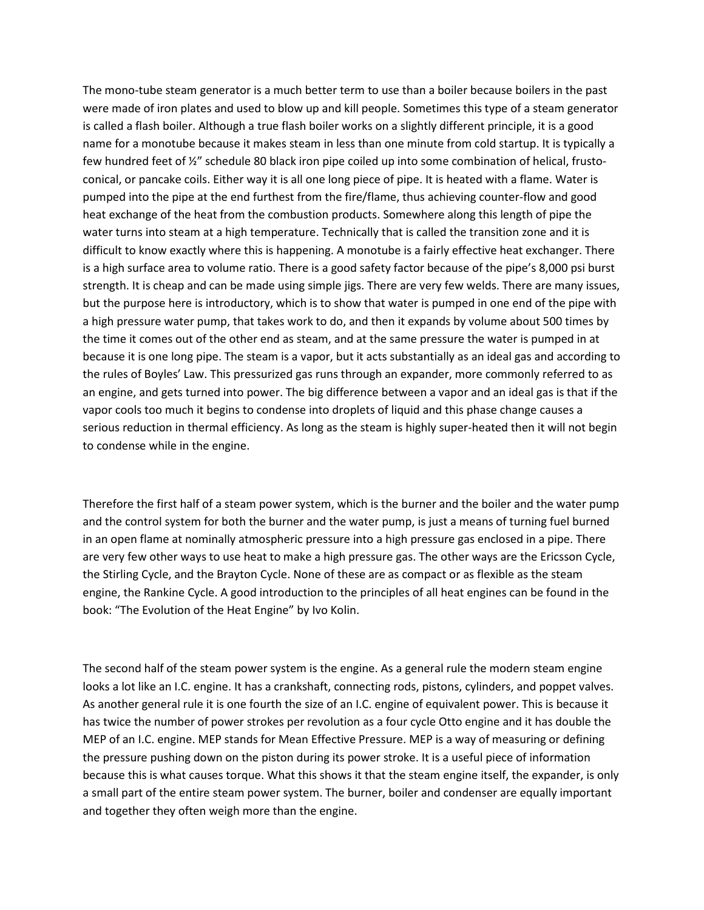The mono-tube steam generator is a much better term to use than a boiler because boilers in the past were made of iron plates and used to blow up and kill people. Sometimes this type of a steam generator is called a flash boiler. Although a true flash boiler works on a slightly different principle, it is a good name for a monotube because it makes steam in less than one minute from cold startup. It is typically a few hundred feet of ½" schedule 80 black iron pipe coiled up into some combination of helical, frusto-conical, or pancake coils. Either way it is all one long piece of pipe. It is heated with a flame. Water is pumped into the pipe at the end furthest from the fire/flame, thus achieving counter-flow and good heat exchange of the heat from the combustion products. Somewhere along this length of pipe the water turns into steam at a high temperature. Technically that is called the transition zone and it is difficult to know exactly where this is happening. A monotube is a fairly effective heat exchanger. There is a high surface area to volume ratio. There is a good safety factor because of the pipe's 8,000 psi burst strength. It is cheap and can be made using simple jigs. There are very few welds. There are many issues, but the purpose here is introductory, which is to show that water is pumped in one end of the pipe with a high pressure water pump, that takes work to do, and then it expands by volume about 500 times by the time it comes out of the other end as steam, and at the same pressure the water is pumped in at because it is one long pipe. The steam is a vapor, but it acts substantially as an ideal gas and according to the rules of Boyles' Law. This pressurized gas runs through an expander, more commonly referred to as an engine, and gets turned into power. The big difference between a vapor and an ideal gas is that if the vapor cools too much it begins to condense into droplets of liquid and this phase change causes a serious reduction in thermal efficiency. As long as the steam is highly super-heated then it will not begin to condense while in the engine.

Therefore the first half of a steam power system, which is the burner and the boiler and the water pump and the control system for both the burner and the water pump, is just a means of turning fuel burned in an open flame at nominally atmospheric pressure into a high pressure gas enclosed in a pipe. There are very few other ways to use heat to make a high pressure gas. The other ways are the Ericsson Cycle, the Stirling Cycle, and the Brayton Cycle. None of these are as compact or as flexible as the steam engine, the Rankine Cycle. A good introduction to the principles of all heat engines can be found in the book: "The Evolution of the Heat Engine" by Ivo Kolin.

The second half of the steam power system is the engine. As a general rule the modern steam engine looks a lot like an I.C. engine. It has a crankshaft, connecting rods, pistons, cylinders, and poppet valves. As another general rule it is one fourth the size of an I.C. engine of equivalent power. This is because it has twice the number of power strokes per revolution as a four cycle Otto engine and it has double the MEP of an I.C. engine. MEP stands for Mean Effective Pressure. MEP is a way of measuring or defining the pressure pushing down on the piston during its power stroke. It is a useful piece of information because this is what causes torque. What this shows it that the steam engine itself, the expander, is only a small part of the entire steam power system. The burner, boiler and condenser are equally important and together they often weigh more than the engine.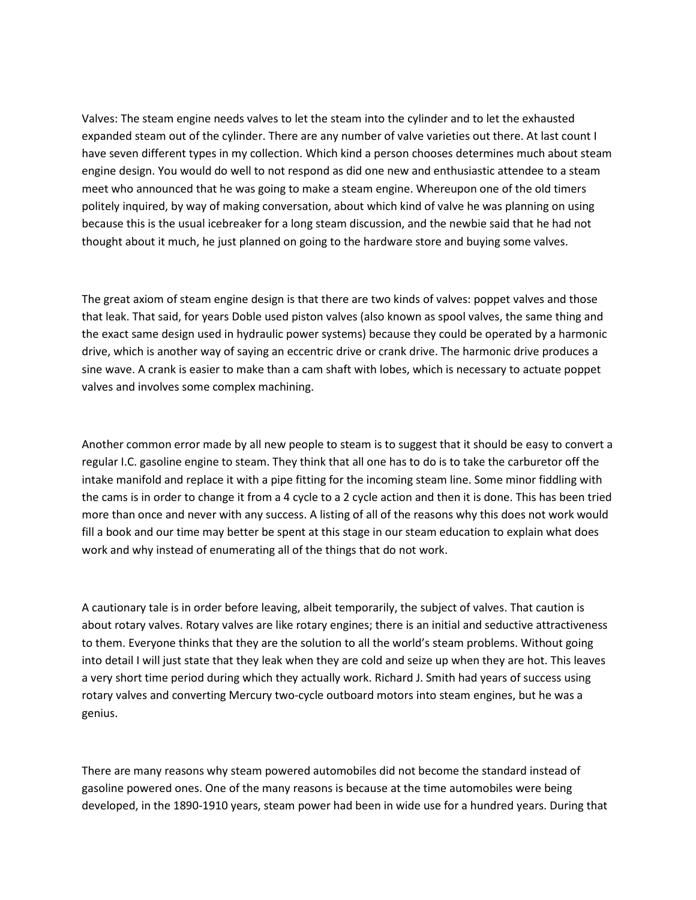Valves: The steam engine needs valves to let the steam into the cylinder and to let the exhausted expanded steam out of the cylinder. There are any number of valve varieties out there. At last count I have seven different types in my collection. Which kind a person chooses determines much about steam engine design. You would do well to not respond as did one new and enthusiastic attendee to a steam meet who announced that he was going to make a steam engine. Whereupon one of the old timers politely inquired, by way of making conversation, about which kind of valve he was planning on using because this is the usual icebreaker for a long steam discussion, and the newbie said that he had not thought about it much, he just planned on going to the hardware store and buying some valves.

The great axiom of steam engine design is that there are two kinds of valves: poppet valves and those that leak. That said, for years Doble used piston valves (also known as spool valves, the same thing and the exact same design used in hydraulic power systems) because they could be operated by a harmonic drive, which is another way of saying an eccentric drive or crank drive. The harmonic drive produces a sine wave. A crank is easier to make than a cam shaft with lobes, which is necessary to actuate poppet valves and involves some complex machining.

Another common error made by all new people to steam is to suggest that it should be easy to convert a regular I.C. gasoline engine to steam. They think that all one has to do is to take the carburetor off the intake manifold and replace it with a pipe fitting for the incoming steam line. Some minor fiddling with the cams is in order to change it from a 4 cycle to a 2 cycle action and then it is done. This has been tried more than once and never with any success. A listing of all of the reasons why this does not work would fill a book and our time may better be spent at this stage in our steam education to explain what does work and why instead of enumerating all of the things that do not work.

A cautionary tale is in order before leaving, albeit temporarily, the subject of valves. That caution is about rotary valves. Rotary valves are like rotary engines; there is an initial and seductive attractiveness to them. Everyone thinks that they are the solution to all the world's steam problems. Without going into detail I will just state that they leak when they are cold and seize up when they are hot. This leaves a very short time period during which they actually work. Richard J. Smith had years of success using rotary valves and converting Mercury two-cycle outboard motors into steam engines, but he was a genius.

There are many reasons why steam powered automobiles did not become the standard instead of gasoline powered ones. One of the many reasons is because at the time automobiles were being developed, in the 1890-1910 years, steam power had been in wide use for a hundred years. During that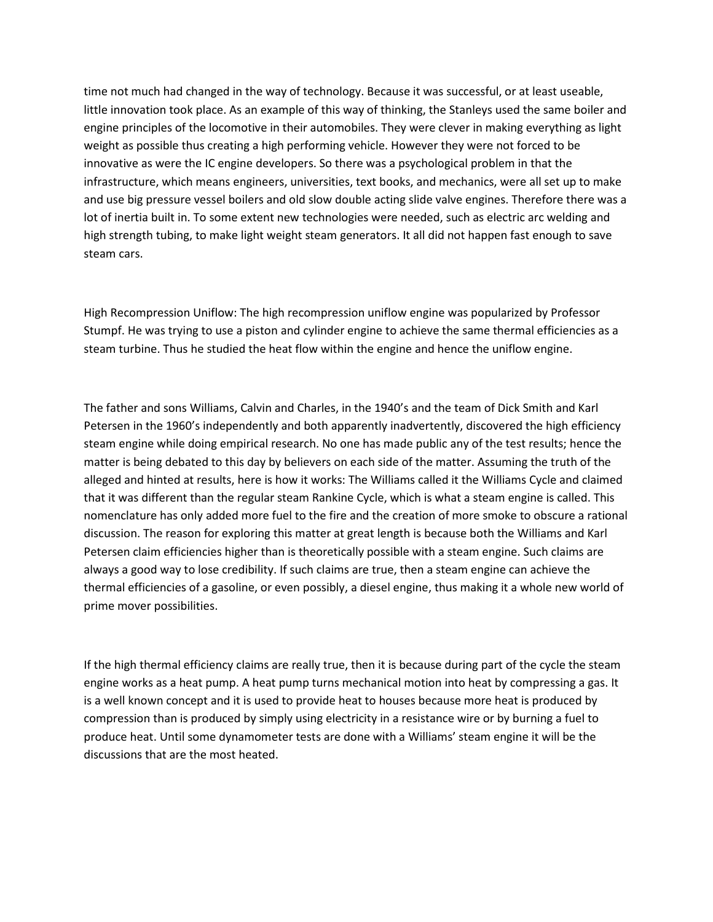time not much had changed in the way of technology. Because it was successful, or at least useable, little innovation took place. As an example of this way of thinking, the Stanleys used the same boiler and engine principles of the locomotive in their automobiles. They were clever in making everything as light weight as possible thus creating a high performing vehicle. However they were not forced to be innovative as were the IC engine developers. So there was a psychological problem in that the infrastructure, which means engineers, universities, text books, and mechanics, were all set up to make and use big pressure vessel boilers and old slow double acting slide valve engines. Therefore there was a lot of inertia built in. To some extent new technologies were needed, such as electric arc welding and high strength tubing, to make light weight steam generators. It all did not happen fast enough to save steam cars.

High Recompression Uniflow: The high recompression uniflow engine was popularized by Professor Stumpf. He was trying to use a piston and cylinder engine to achieve the same thermal efficiencies as a steam turbine. Thus he studied the heat flow within the engine and hence the uniflow engine.

The father and sons Williams, Calvin and Charles, in the 1940's and the team of Dick Smith and Karl Petersen in the 1960's independently and both apparently inadvertently, discovered the high efficiency steam engine while doing empirical research. No one has made public any of the test results; hence the matter is being debated to this day by believers on each side of the matter. Assuming the truth of the alleged and hinted at results, here is how it works: The Williams called it the Williams Cycle and claimed that it was different than the regular steam Rankine Cycle, which is what a steam engine is called. This nomenclature has only added more fuel to the fire and the creation of more smoke to obscure a rational discussion. The reason for exploring this matter at great length is because both the Williams and Karl Petersen claim efficiencies higher than is theoretically possible with a steam engine. Such claims are always a good way to lose credibility. If such claims are true, then a steam engine can achieve the thermal efficiencies of a gasoline, or even possibly, a diesel engine, thus making it a whole new world of prime mover possibilities.

If the high thermal efficiency claims are really true, then it is because during part of the cycle the steam engine works as a heat pump. A heat pump turns mechanical motion into heat by compressing a gas. It is a well known concept and it is used to provide heat to houses because more heat is produced by compression than is produced by simply using electricity in a resistance wire or by burning a fuel to produce heat. Until some dynamometer tests are done with a Williams' steam engine it will be the discussions that are the most heated.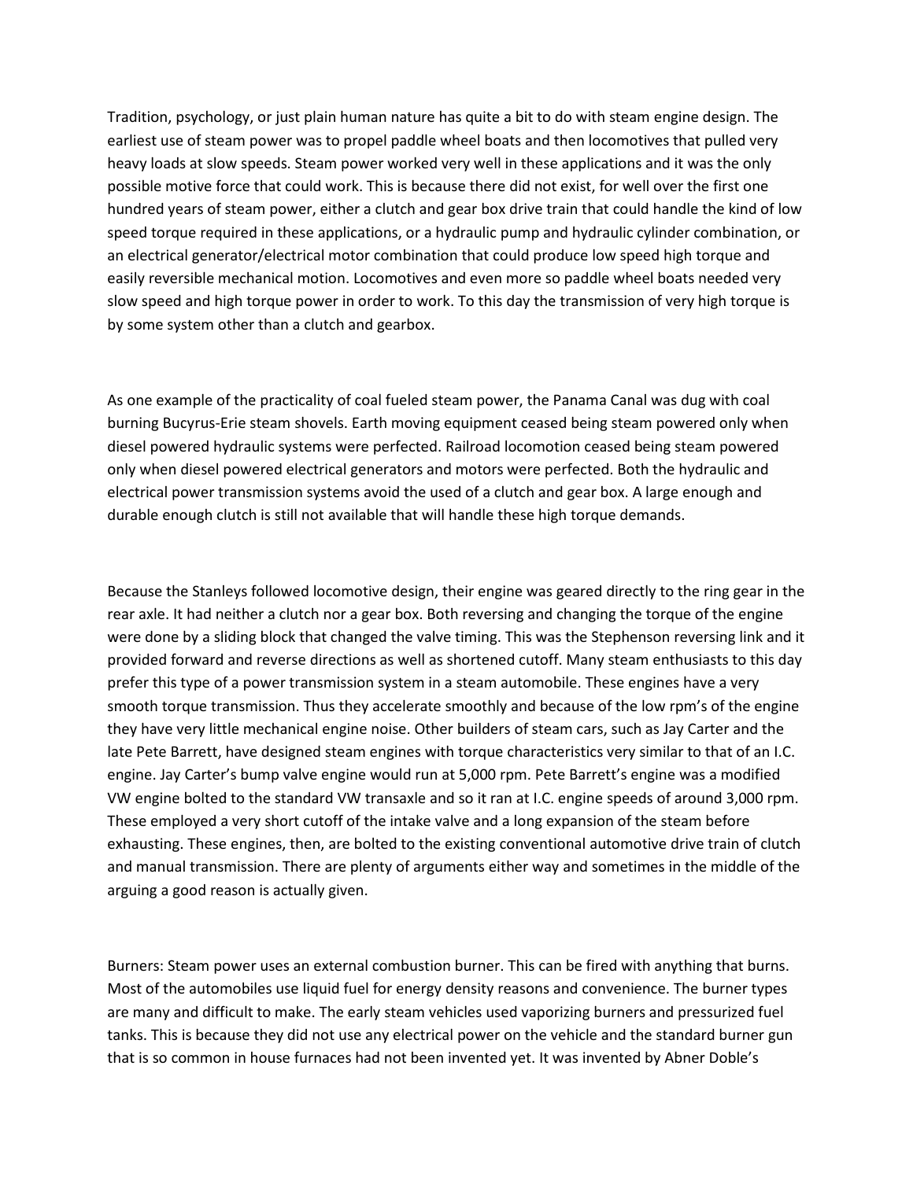Tradition, psychology, or just plain human nature has quite a bit to do with steam engine design. The earliest use of steam power was to propel paddle wheel boats and then locomotives that pulled very heavy loads at slow speeds. Steam power worked very well in these applications and it was the only possible motive force that could work. This is because there did not exist, for well over the first one hundred years of steam power, either a clutch and gear box drive train that could handle the kind of low speed torque required in these applications, or a hydraulic pump and hydraulic cylinder combination, or an electrical generator/electrical motor combination that could produce low speed high torque and easily reversible mechanical motion. Locomotives and even more so paddle wheel boats needed very slow speed and high torque power in order to work. To this day the transmission of very high torque is by some system other than a clutch and gearbox.

As one example of the practicality of coal fueled steam power, the Panama Canal was dug with coal burning Bucyrus-Erie steam shovels. Earth moving equipment ceased being steam powered only when diesel powered hydraulic systems were perfected. Railroad locomotion ceased being steam powered only when diesel powered electrical generators and motors were perfected. Both the hydraulic and electrical power transmission systems avoid the used of a clutch and gear box. A large enough and durable enough clutch is still not available that will handle these high torque demands.

Because the Stanleys followed locomotive design, their engine was geared directly to the ring gear in the rear axle. It had neither a clutch nor a gear box. Both reversing and changing the torque of the engine were done by a sliding block that changed the valve timing. This was the Stephenson reversing link and it provided forward and reverse directions as well as shortened cutoff. Many steam enthusiasts to this day prefer this type of a power transmission system in a steam automobile. These engines have a very smooth torque transmission. Thus they accelerate smoothly and because of the low rpm's of the engine they have very little mechanical engine noise. Other builders of steam cars, such as Jay Carter and the late Pete Barrett, have designed steam engines with torque characteristics very similar to that of an I.C. engine. Jay Carter's bump valve engine would run at 5,000 rpm. Pete Barrett's engine was a modified VW engine bolted to the standard VW transaxle and so it ran at I.C. engine speeds of around 3,000 rpm. These employed a very short cutoff of the intake valve and a long expansion of the steam before exhausting. These engines, then, are bolted to the existing conventional automotive drive train of clutch and manual transmission. There are plenty of arguments either way and sometimes in the middle of the arguing a good reason is actually given.

Burners: Steam power uses an external combustion burner. This can be fired with anything that burns. Most of the automobiles use liquid fuel for energy density reasons and convenience. The burner types are many and difficult to make. The early steam vehicles used vaporizing burners and pressurized fuel tanks. This is because they did not use any electrical power on the vehicle and the standard burner gun that is so common in house furnaces had not been invented yet. It was invented by Abner Doble's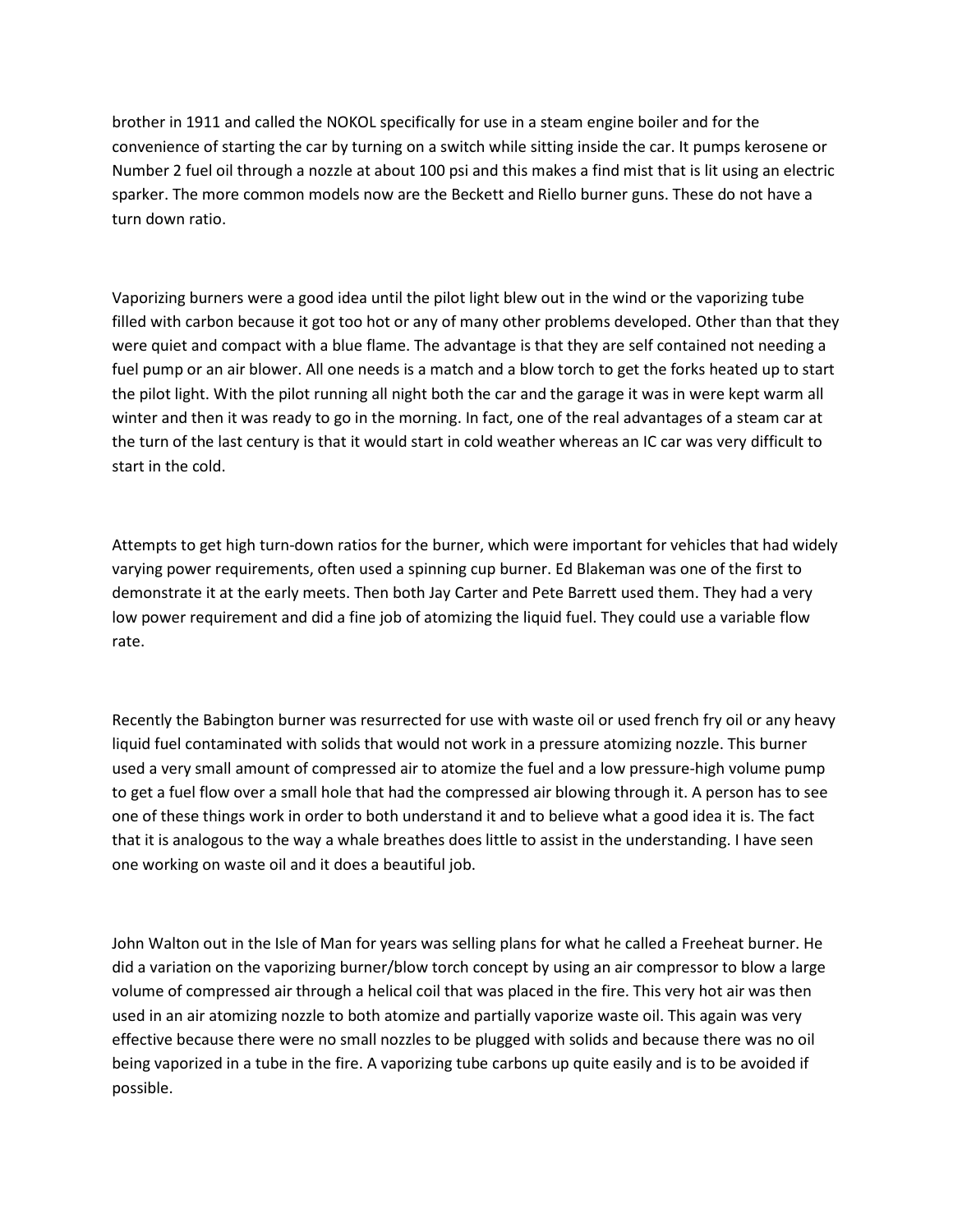brother in 1911 and called the NOKOL specifically for use in a steam engine boiler and for the convenience of starting the car by turning on a switch while sitting inside the car. It pumps kerosene or Number 2 fuel oil through a nozzle at about 100 psi and this makes a find mist that is lit using an electric sparker. The more common models now are the Beckett and Riello burner guns. These do not have a turn down ratio.

Vaporizing burners were a good idea until the pilot light blew out in the wind or the vaporizing tube filled with carbon because it got too hot or any of many other problems developed. Other than that they were quiet and compact with a blue flame. The advantage is that they are self contained not needing a fuel pump or an air blower. All one needs is a match and a blow torch to get the forks heated up to start the pilot light. With the pilot running all night both the car and the garage it was in were kept warm all winter and then it was ready to go in the morning. In fact, one of the real advantages of a steam car at the turn of the last century is that it would start in cold weather whereas an IC car was very difficult to start in the cold.

Attempts to get high turn-down ratios for the burner, which were important for vehicles that had widely varying power requirements, often used a spinning cup burner. Ed Blakeman was one of the first to demonstrate it at the early meets. Then both Jay Carter and Pete Barrett used them. They had a very low power requirement and did a fine job of atomizing the liquid fuel. They could use a variable flow rate.

Recently the Babington burner was resurrected for use with waste oil or used french fry oil or any heavy liquid fuel contaminated with solids that would not work in a pressure atomizing nozzle. This burner used a very small amount of compressed air to atomize the fuel and a low pressure-high volume pump to get a fuel flow over a small hole that had the compressed air blowing through it. A person has to see one of these things work in order to both understand it and to believe what a good idea it is. The fact that it is analogous to the way a whale breathes does little to assist in the understanding. I have seen one working on waste oil and it does a beautiful job.

John Walton out in the Isle of Man for years was selling plans for what he called a Freeheat burner. He did a variation on the vaporizing burner/blow torch concept by using an air compressor to blow a large volume of compressed air through a helical coil that was placed in the fire. This very hot air was then used in an air atomizing nozzle to both atomize and partially vaporize waste oil. This again was very effective because there were no small nozzles to be plugged with solids and because there was no oil being vaporized in a tube in the fire. A vaporizing tube carbons up quite easily and is to be avoided if possible.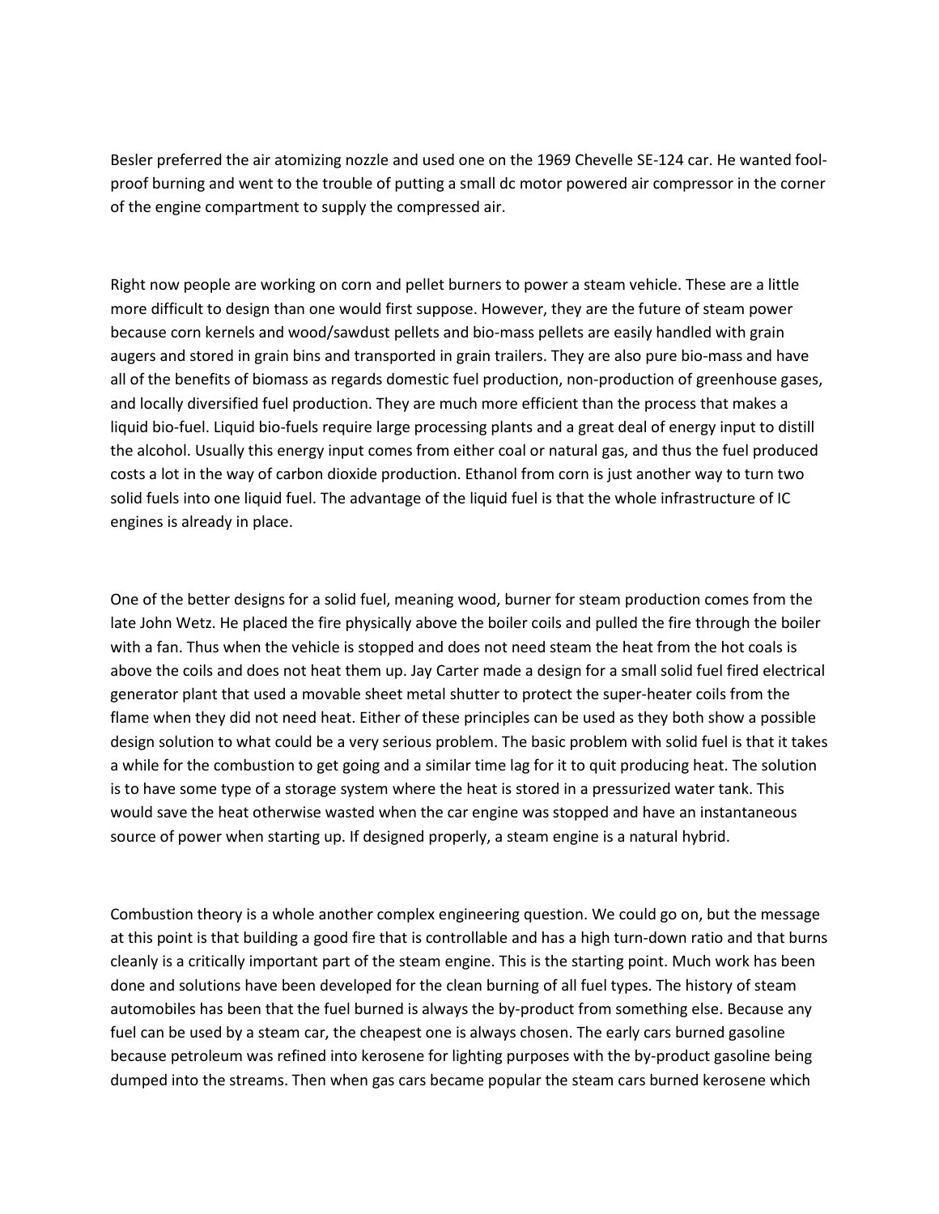Besler preferred the air atomizing nozzle and used one on the 1969 Chevelle SE-124 car. He wanted fool-proof burning and went to the trouble of putting a small dc motor powered air compressor in the corner of the engine compartment to supply the compressed air.

Right now people are working on corn and pellet burners to power a steam vehicle. These are a little more difficult to design than one would first suppose. However, they are the future of steam power because corn kernels and wood/sawdust pellets and bio-mass pellets are easily handled with grain augers and stored in grain bins and transported in grain trailers. They are also pure bio-mass and have all of the benefits of biomass as regards domestic fuel production, non-production of greenhouse gases, and locally diversified fuel production. They are much more efficient than the process that makes a liquid bio-fuel. Liquid bio-fuels require large processing plants and a great deal of energy input to distill the alcohol. Usually this energy input comes from either coal or natural gas, and thus the fuel produced costs a lot in the way of carbon dioxide production. Ethanol from corn is just another way to turn two solid fuels into one liquid fuel. The advantage of the liquid fuel is that the whole infrastructure of IC engines is already in place.

One of the better designs for a solid fuel, meaning wood, burner for steam production comes from the late John Wetz. He placed the fire physically above the boiler coils and pulled the fire through the boiler with a fan. Thus when the vehicle is stopped and does not need steam the heat from the hot coals is above the coils and does not heat them up. Jay Carter made a design for a small solid fuel fired electrical generator plant that used a movable sheet metal shutter to protect the super-heater coils from the flame when they did not need heat. Either of these principles can be used as they both show a possible design solution to what could be a very serious problem. The basic problem with solid fuel is that it takes a while for the combustion to get going and a similar time lag for it to quit producing heat. The solution is to have some type of a storage system where the heat is stored in a pressurized water tank. This would save the heat otherwise wasted when the car engine was stopped and have an instantaneous source of power when starting up. If designed properly, a steam engine is a natural hybrid.

Combustion theory is a whole another complex engineering question. We could go on, but the message at this point is that building a good fire that is controllable and has a high turn-down ratio and that burns cleanly is a critically important part of the steam engine. This is the starting point. Much work has been done and solutions have been developed for the clean burning of all fuel types. The history of steam automobiles has been that the fuel burned is always the by-product from something else. Because any fuel can be used by a steam car, the cheapest one is always chosen. The early cars burned gasoline because petroleum was refined into kerosene for lighting purposes with the by-product gasoline being dumped into the streams. Then when gas cars became popular the steam cars burned kerosene which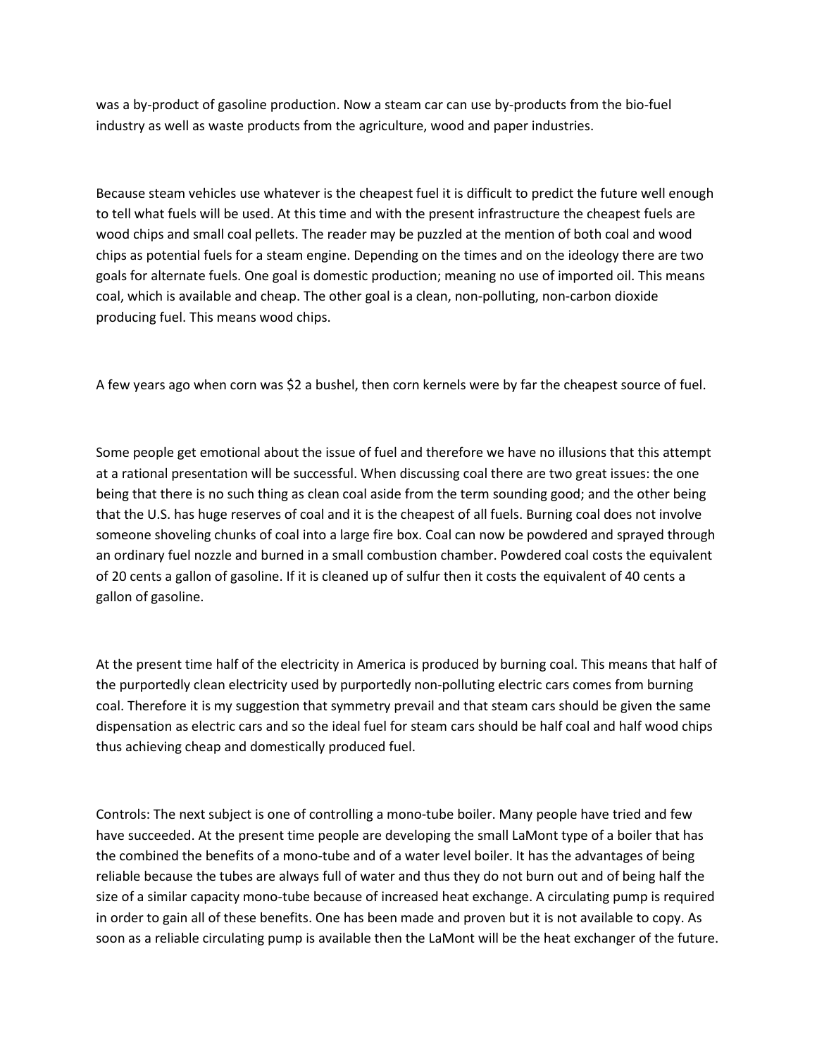was a by-product of gasoline production. Now a steam car can use by-products from the bio-fuel industry as well as waste products from the agriculture, wood and paper industries.

Because steam vehicles use whatever is the cheapest fuel it is difficult to predict the future well enough to tell what fuels will be used. At this time and with the present infrastructure the cheapest fuels are wood chips and small coal pellets. The reader may be puzzled at the mention of both coal and wood chips as potential fuels for a steam engine. Depending on the times and on the ideology there are two goals for alternate fuels. One goal is domestic production; meaning no use of imported oil. This means coal, which is available and cheap. The other goal is a clean, non-polluting, non-carbon dioxide producing fuel. This means wood chips.

A few years ago when corn was $2 a bushel, then corn kernels were by far the cheapest source of fuel.

Some people get emotional about the issue of fuel and therefore we have no illusions that this attempt at a rational presentation will be successful. When discussing coal there are two great issues: the one being that there is no such thing as clean coal aside from the term sounding good; and the other being that the U.S. has huge reserves of coal and it is the cheapest of all fuels. Burning coal does not involve someone shoveling chunks of coal into a large fire box. Coal can now be powdered and sprayed through an ordinary fuel nozzle and burned in a small combustion chamber. Powdered coal costs the equivalent of 20 cents a gallon of gasoline. If it is cleaned up of sulfur then it costs the equivalent of 40 cents a gallon of gasoline.

At the present time half of the electricity in America is produced by burning coal. This means that half of the purportedly clean electricity used by purportedly non-polluting electric cars comes from burning coal. Therefore it is my suggestion that symmetry prevail and that steam cars should be given the same dispensation as electric cars and so the ideal fuel for steam cars should be half coal and half wood chips thus achieving cheap and domestically produced fuel.

Controls: The next subject is one of controlling a mono-tube boiler. Many people have tried and few have succeeded. At the present time people are developing the small LaMont type of a boiler that has the combined the benefits of a mono-tube and of a water level boiler. It has the advantages of being reliable because the tubes are always full of water and thus they do not burn out and of being half the size of a similar capacity mono-tube because of increased heat exchange. A circulating pump is required in order to gain all of these benefits. One has been made and proven but it is not available to copy. As soon as a reliable circulating pump is available then the LaMont will be the heat exchanger of the future.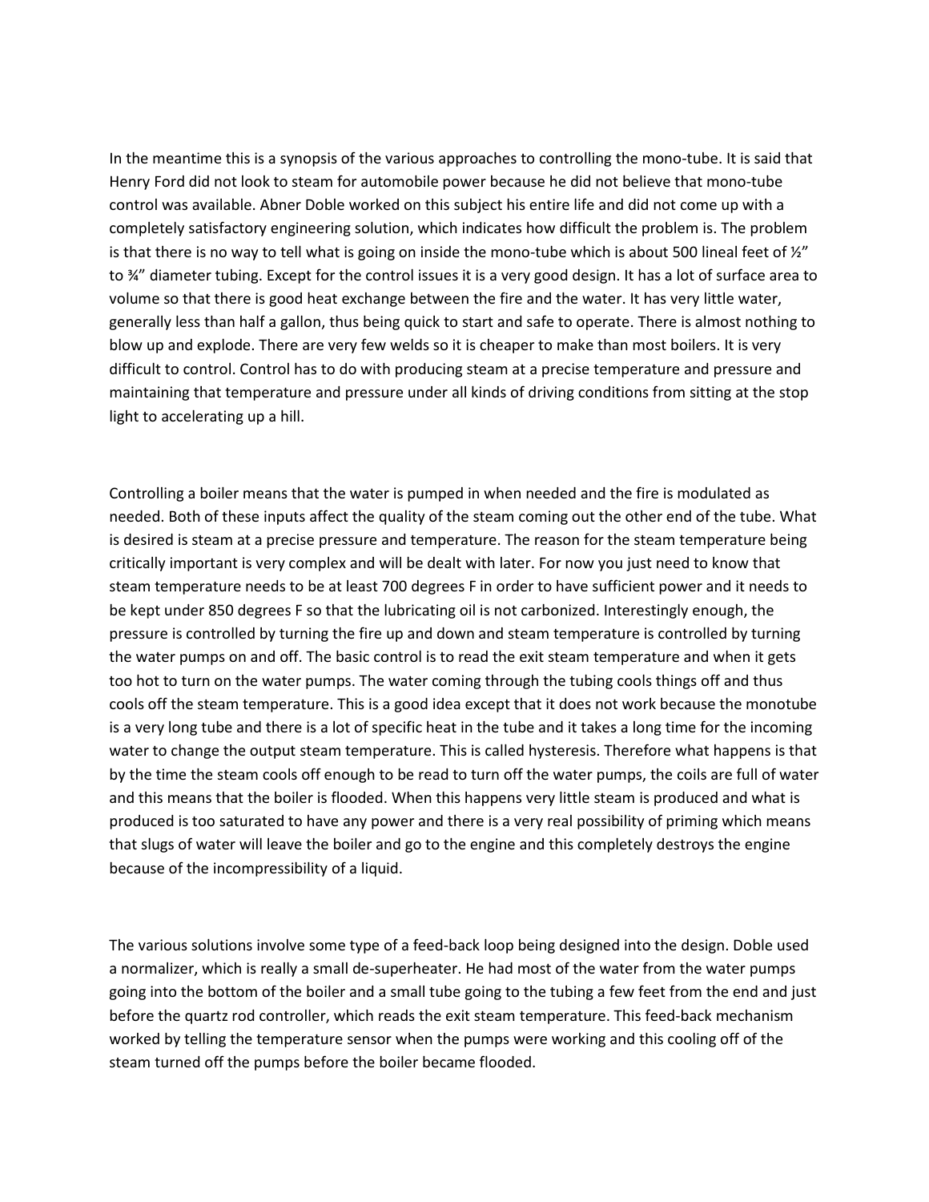In the meantime this is a synopsis of the various approaches to controlling the mono-tube. It is said that Henry Ford did not look to steam for automobile power because he did not believe that mono-tube control was available. Abner Doble worked on this subject his entire life and did not come up with a completely satisfactory engineering solution, which indicates how difficult the problem is. The problem is that there is no way to tell what is going on inside the mono-tube which is about 500 lineal feet of ½" to ¾" diameter tubing. Except for the control issues it is a very good design. It has a lot of surface area to volume so that there is good heat exchange between the fire and the water. It has very little water, generally less than half a gallon, thus being quick to start and safe to operate. There is almost nothing to blow up and explode. There are very few welds so it is cheaper to make than most boilers. It is very difficult to control. Control has to do with producing steam at a precise temperature and pressure and maintaining that temperature and pressure under all kinds of driving conditions from sitting at the stop light to accelerating up a hill.

Controlling a boiler means that the water is pumped in when needed and the fire is modulated as needed. Both of these inputs affect the quality of the steam coming out the other end of the tube. What is desired is steam at a precise pressure and temperature. The reason for the steam temperature being critically important is very complex and will be dealt with later. For now you just need to know that steam temperature needs to be at least 700 degrees F in order to have sufficient power and it needs to be kept under 850 degrees F so that the lubricating oil is not carbonized. Interestingly enough, the pressure is controlled by turning the fire up and down and steam temperature is controlled by turning the water pumps on and off. The basic control is to read the exit steam temperature and when it gets too hot to turn on the water pumps. The water coming through the tubing cools things off and thus cools off the steam temperature. This is a good idea except that it does not work because the monotube is a very long tube and there is a lot of specific heat in the tube and it takes a long time for the incoming water to change the output steam temperature. This is called hysteresis. Therefore what happens is that by the time the steam cools off enough to be read to turn off the water pumps, the coils are full of water and this means that the boiler is flooded. When this happens very little steam is produced and what is produced is too saturated to have any power and there is a very real possibility of priming which means that slugs of water will leave the boiler and go to the engine and this completely destroys the engine because of the incompressibility of a liquid.

The various solutions involve some type of a feed-back loop being designed into the design. Doble used a normalizer, which is really a small de-superheater. He had most of the water from the water pumps going into the bottom of the boiler and a small tube going to the tubing a few feet from the end and just before the quartz rod controller, which reads the exit steam temperature. This feed-back mechanism worked by telling the temperature sensor when the pumps were working and this cooling off of the steam turned off the pumps before the boiler became flooded.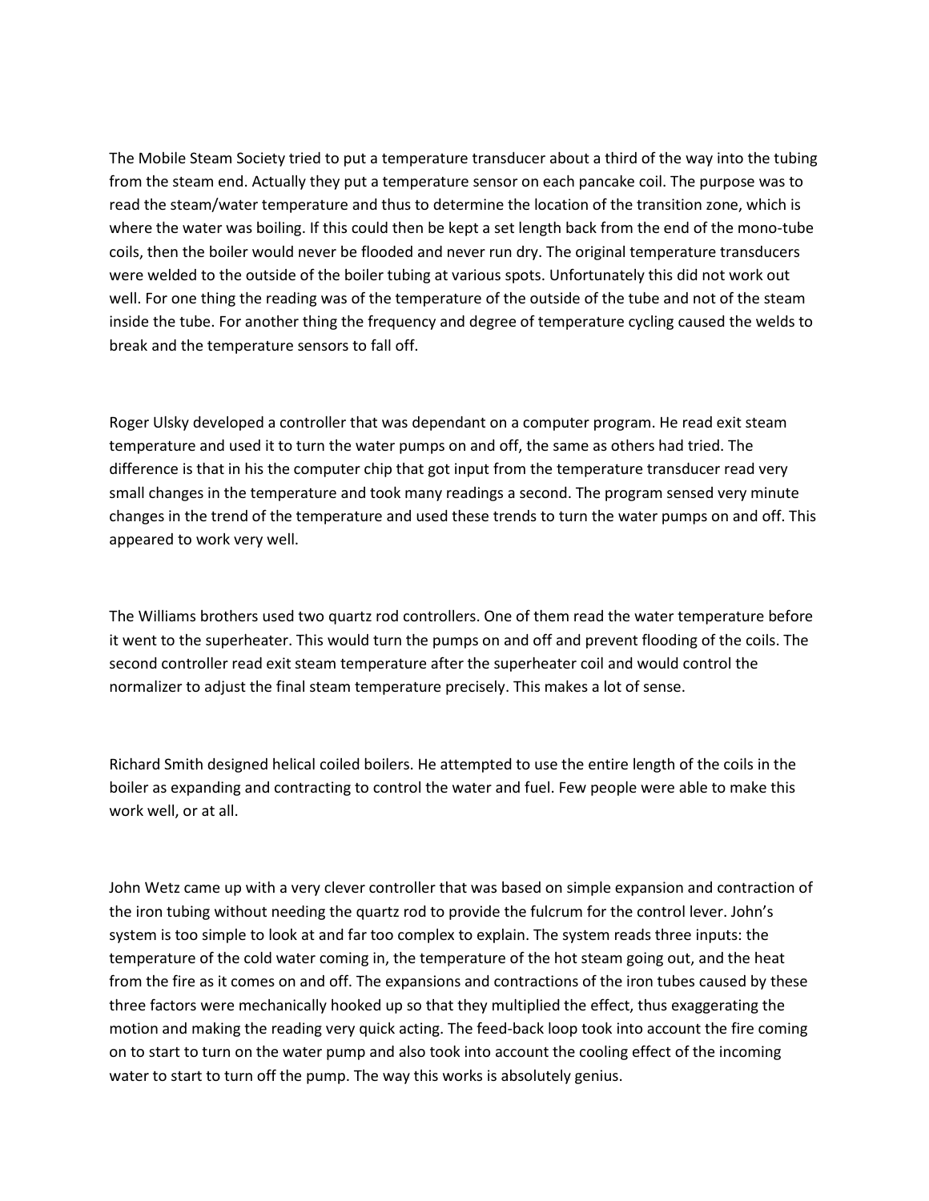The Mobile Steam Society tried to put a temperature transducer about a third of the way into the tubing from the steam end. Actually they put a temperature sensor on each pancake coil. The purpose was to read the steam/water temperature and thus to determine the location of the transition zone, which is where the water was boiling. If this could then be kept a set length back from the end of the mono-tube coils, then the boiler would never be flooded and never run dry. The original temperature transducers were welded to the outside of the boiler tubing at various spots. Unfortunately this did not work out well. For one thing the reading was of the temperature of the outside of the tube and not of the steam inside the tube. For another thing the frequency and degree of temperature cycling caused the welds to break and the temperature sensors to fall off.

Roger Ulsky developed a controller that was dependant on a computer program. He read exit steam temperature and used it to turn the water pumps on and off, the same as others had tried. The difference is that in his the computer chip that got input from the temperature transducer read very small changes in the temperature and took many readings a second. The program sensed very minute changes in the trend of the temperature and used these trends to turn the water pumps on and off. This appeared to work very well.

The Williams brothers used two quartz rod controllers. One of them read the water temperature before it went to the superheater. This would turn the pumps on and off and prevent flooding of the coils. The second controller read exit steam temperature after the superheater coil and would control the normalizer to adjust the final steam temperature precisely. This makes a lot of sense.

Richard Smith designed helical coiled boilers. He attempted to use the entire length of the coils in the boiler as expanding and contracting to control the water and fuel. Few people were able to make this work well, or at all.

John Wetz came up with a very clever controller that was based on simple expansion and contraction of the iron tubing without needing the quartz rod to provide the fulcrum for the control lever. John's system is too simple to look at and far too complex to explain. The system reads three inputs: the temperature of the cold water coming in, the temperature of the hot steam going out, and the heat from the fire as it comes on and off. The expansions and contractions of the iron tubes caused by these three factors were mechanically hooked up so that they multiplied the effect, thus exaggerating the motion and making the reading very quick acting. The feed-back loop took into account the fire coming on to start to turn on the water pump and also took into account the cooling effect of the incoming water to start to turn off the pump. The way this works is absolutely genius.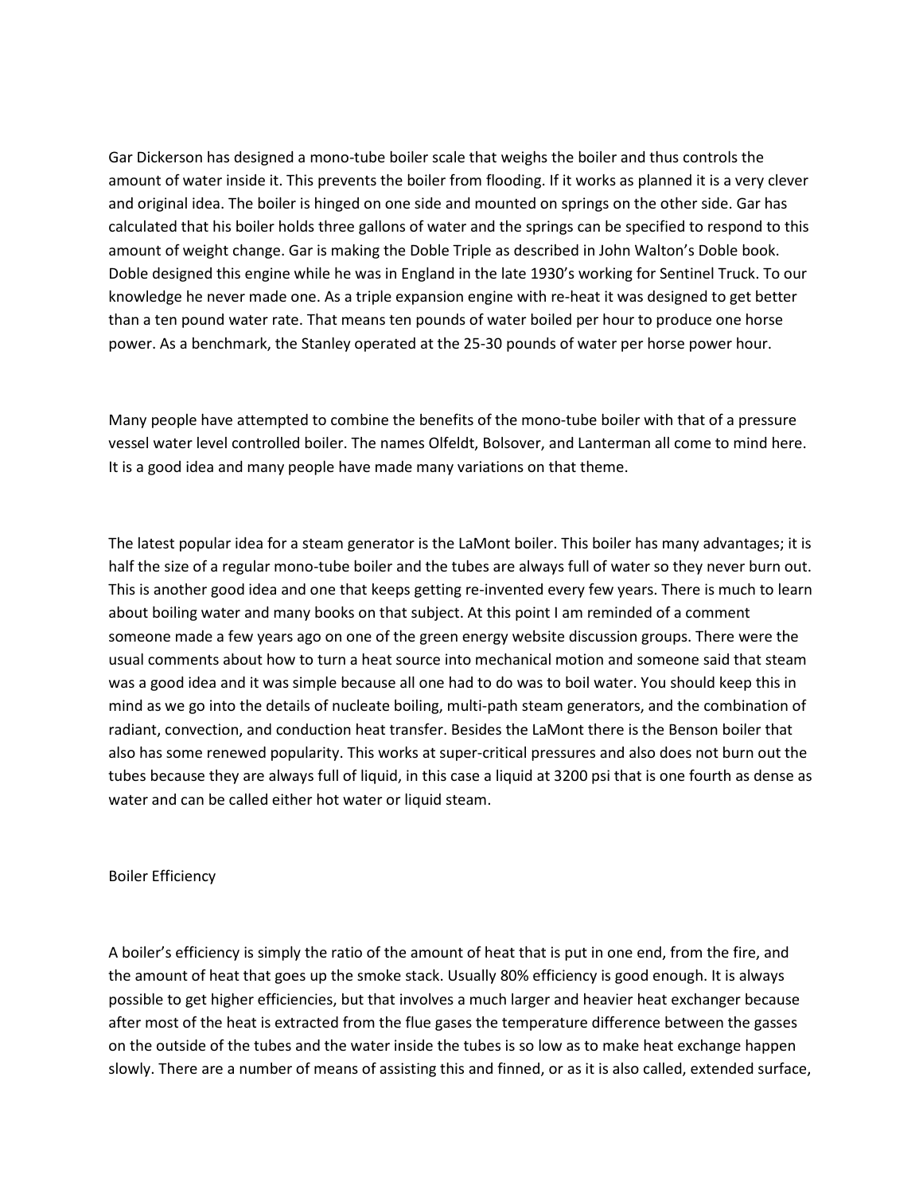Gar Dickerson has designed a mono-tube boiler scale that weighs the boiler and thus controls the amount of water inside it. This prevents the boiler from flooding. If it works as planned it is a very clever and original idea. The boiler is hinged on one side and mounted on springs on the other side. Gar has calculated that his boiler holds three gallons of water and the springs can be specified to respond to this amount of weight change. Gar is making the Doble Triple as described in John Walton's Doble book. Doble designed this engine while he was in England in the late 1930's working for Sentinel Truck. To our knowledge he never made one. As a triple expansion engine with re-heat it was designed to get better than a ten pound water rate. That means ten pounds of water boiled per hour to produce one horse power. As a benchmark, the Stanley operated at the 25-30 pounds of water per horse power hour.

Many people have attempted to combine the benefits of the mono-tube boiler with that of a pressure vessel water level controlled boiler. The names Olfeldt, Bolsover, and Lanterman all come to mind here. It is a good idea and many people have made many variations on that theme.

The latest popular idea for a steam generator is the LaMont boiler. This boiler has many advantages; it is half the size of a regular mono-tube boiler and the tubes are always full of water so they never burn out. This is another good idea and one that keeps getting re-invented every few years. There is much to learn about boiling water and many books on that subject. At this point I am reminded of a comment someone made a few years ago on one of the green energy website discussion groups. There were the usual comments about how to turn a heat source into mechanical motion and someone said that steam was a good idea and it was simple because all one had to do was to boil water. You should keep this in mind as we go into the details of nucleate boiling, multi-path steam generators, and the combination of radiant, convection, and conduction heat transfer. Besides the LaMont there is the Benson boiler that also has some renewed popularity. This works at super-critical pressures and also does not burn out the tubes because they are always full of liquid, in this case a liquid at 3200 psi that is one fourth as dense as water and can be called either hot water or liquid steam.

## Boiler Efficiency

A boiler's efficiency is simply the ratio of the amount of heat that is put in one end, from the fire, and the amount of heat that goes up the smoke stack. Usually 80% efficiency is good enough. It is always possible to get higher efficiencies, but that involves a much larger and heavier heat exchanger because after most of the heat is extracted from the flue gases the temperature difference between the gasses on the outside of the tubes and the water inside the tubes is so low as to make heat exchange happen slowly. There are a number of means of assisting this and finned, or as it is also called, extended surface,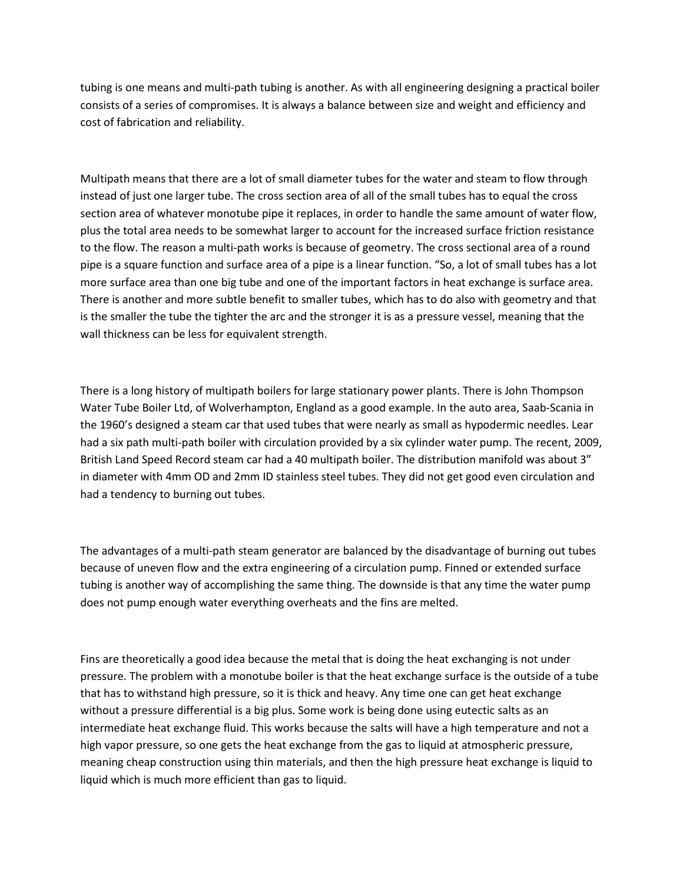tubing is one means and multi-path tubing is another. As with all engineering designing a practical boiler consists of a series of compromises. It is always a balance between size and weight and efficiency and cost of fabrication and reliability.

Multipath means that there are a lot of small diameter tubes for the water and steam to flow through instead of just one larger tube. The cross section area of all of the small tubes has to equal the cross section area of whatever monotube pipe it replaces, in order to handle the same amount of water flow, plus the total area needs to be somewhat larger to account for the increased surface friction resistance to the flow. The reason a multi-path works is because of geometry. The cross sectional area of a round pipe is a square function and surface area of a pipe is a linear function. "So, a lot of small tubes has a lot more surface area than one big tube and one of the important factors in heat exchange is surface area. There is another and more subtle benefit to smaller tubes, which has to do also with geometry and that is the smaller the tube the tighter the arc and the stronger it is as a pressure vessel, meaning that the wall thickness can be less for equivalent strength.

There is a long history of multipath boilers for large stationary power plants. There is John Thompson Water Tube Boiler Ltd, of Wolverhampton, England as a good example. In the auto area, Saab-Scania in the 1960's designed a steam car that used tubes that were nearly as small as hypodermic needles. Lear had a six path multi-path boiler with circulation provided by a six cylinder water pump. The recent, 2009, British Land Speed Record steam car had a 40 multipath boiler. The distribution manifold was about 3" in diameter with 4mm OD and 2mm ID stainless steel tubes. They did not get good even circulation and had a tendency to burning out tubes.

The advantages of a multi-path steam generator are balanced by the disadvantage of burning out tubes because of uneven flow and the extra engineering of a circulation pump. Finned or extended surface tubing is another way of accomplishing the same thing. The downside is that any time the water pump does not pump enough water everything overheats and the fins are melted.

Fins are theoretically a good idea because the metal that is doing the heat exchanging is not under pressure. The problem with a monotube boiler is that the heat exchange surface is the outside of a tube that has to withstand high pressure, so it is thick and heavy. Any time one can get heat exchange without a pressure differential is a big plus. Some work is being done using eutectic salts as an intermediate heat exchange fluid. This works because the salts will have a high temperature and not a high vapor pressure, so one gets the heat exchange from the gas to liquid at atmospheric pressure, meaning cheap construction using thin materials, and then the high pressure heat exchange is liquid to liquid which is much more efficient than gas to liquid.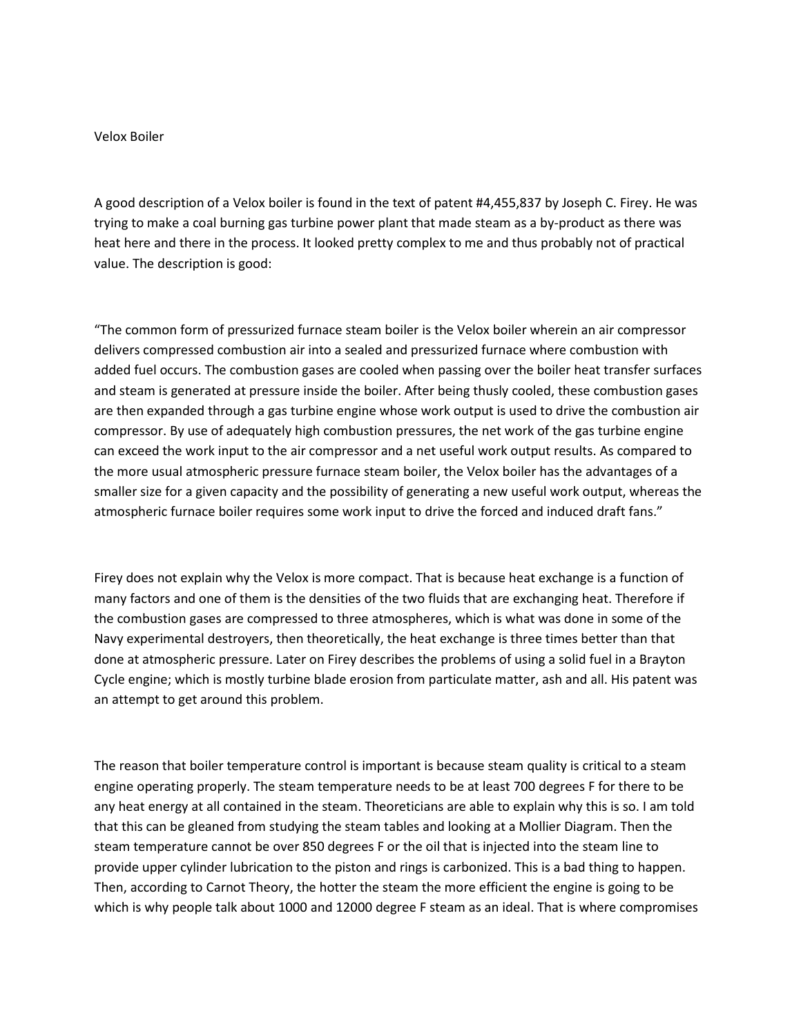# Velox Boiler

A good description of a Velox boiler is found in the text of patent #4,455,837 by Joseph C. Firey. He was trying to make a coal burning gas turbine power plant that made steam as a by-product as there was heat here and there in the process. It looked pretty complex to me and thus probably not of practical value. The description is good:

"The common form of pressurized furnace steam boiler is the Velox boiler wherein an air compressor delivers compressed combustion air into a sealed and pressurized furnace where combustion with added fuel occurs. The combustion gases are cooled when passing over the boiler heat transfer surfaces and steam is generated at pressure inside the boiler. After being thusly cooled, these combustion gases are then expanded through a gas turbine engine whose work output is used to drive the combustion air compressor. By use of adequately high combustion pressures, the net work of the gas turbine engine can exceed the work input to the air compressor and a net useful work output results. As compared to the more usual atmospheric pressure furnace steam boiler, the Velox boiler has the advantages of a smaller size for a given capacity and the possibility of generating a new useful work output, whereas the atmospheric furnace boiler requires some work input to drive the forced and induced draft fans."

Firey does not explain why the Velox is more compact. That is because heat exchange is a function of many factors and one of them is the densities of the two fluids that are exchanging heat. Therefore if the combustion gases are compressed to three atmospheres, which is what was done in some of the Navy experimental destroyers, then theoretically, the heat exchange is three times better than that done at atmospheric pressure. Later on Firey describes the problems of using a solid fuel in a Brayton Cycle engine; which is mostly turbine blade erosion from particulate matter, ash and all. His patent was an attempt to get around this problem.

The reason that boiler temperature control is important is because steam quality is critical to a steam engine operating properly. The steam temperature needs to be at least 700 degrees F for there to be any heat energy at all contained in the steam. Theoreticians are able to explain why this is so. I am told that this can be gleaned from studying the steam tables and looking at a Mollier Diagram. Then the steam temperature cannot be over 850 degrees F or the oil that is injected into the steam line to provide upper cylinder lubrication to the piston and rings is carbonized. This is a bad thing to happen. Then, according to Carnot Theory, the hotter the steam the more efficient the engine is going to be which is why people talk about 1000 and 12000 degree F steam as an ideal. That is where compromises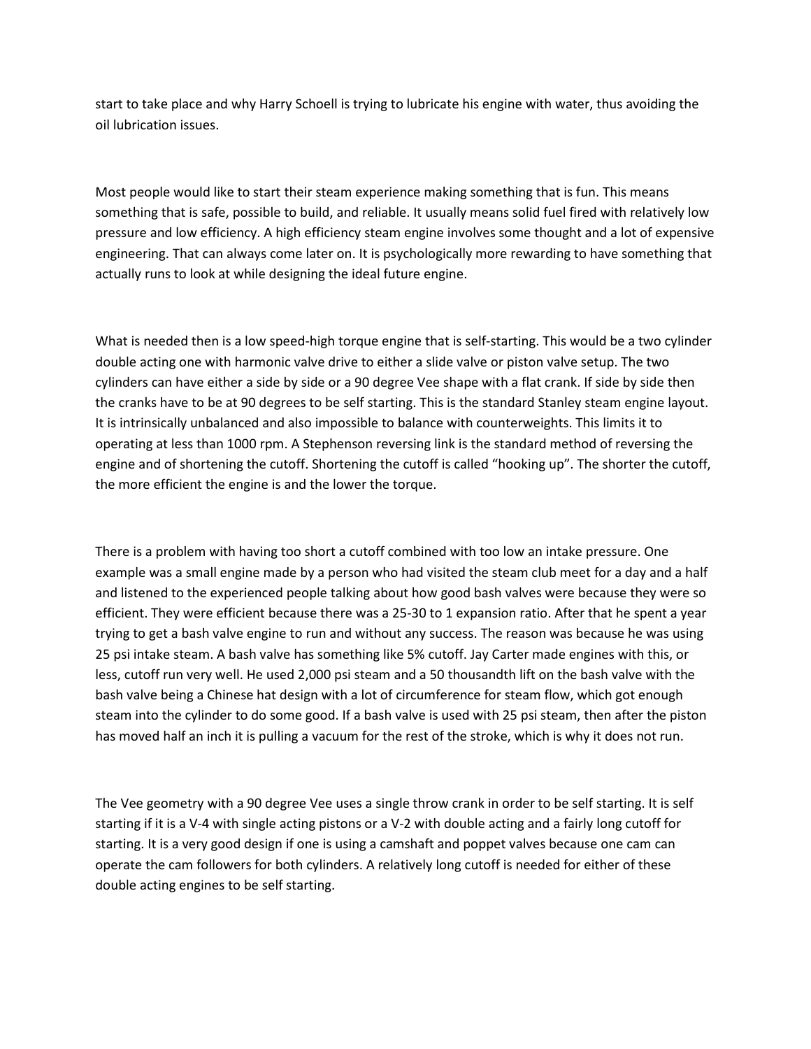start to take place and why Harry Schoell is trying to lubricate his engine with water, thus avoiding the oil lubrication issues.

Most people would like to start their steam experience making something that is fun. This means something that is safe, possible to build, and reliable. It usually means solid fuel fired with relatively low pressure and low efficiency. A high efficiency steam engine involves some thought and a lot of expensive engineering. That can always come later on. It is psychologically more rewarding to have something that actually runs to look at while designing the ideal future engine.

What is needed then is a low speed-high torque engine that is self-starting. This would be a two cylinder double acting one with harmonic valve drive to either a slide valve or piston valve setup. The two cylinders can have either a side by side or a 90 degree Vee shape with a flat crank. If side by side then the cranks have to be at 90 degrees to be self starting. This is the standard Stanley steam engine layout. It is intrinsically unbalanced and also impossible to balance with counterweights. This limits it to operating at less than 1000 rpm. A Stephenson reversing link is the standard method of reversing the engine and of shortening the cutoff. Shortening the cutoff is called "hooking up". The shorter the cutoff, the more efficient the engine is and the lower the torque.

There is a problem with having too short a cutoff combined with too low an intake pressure. One example was a small engine made by a person who had visited the steam club meet for a day and a half and listened to the experienced people talking about how good bash valves were because they were so efficient. They were efficient because there was a 25-30 to 1 expansion ratio. After that he spent a year trying to get a bash valve engine to run and without any success. The reason was because he was using 25 psi intake steam. A bash valve has something like 5% cutoff. Jay Carter made engines with this, or less, cutoff run very well. He used 2,000 psi steam and a 50 thousandth lift on the bash valve with the bash valve being a Chinese hat design with a lot of circumference for steam flow, which got enough steam into the cylinder to do some good. If a bash valve is used with 25 psi steam, then after the piston has moved half an inch it is pulling a vacuum for the rest of the stroke, which is why it does not run.

The Vee geometry with a 90 degree Vee uses a single throw crank in order to be self starting. It is self starting if it is a V-4 with single acting pistons or a V-2 with double acting and a fairly long cutoff for starting. It is a very good design if one is using a camshaft and poppet valves because one cam can operate the cam followers for both cylinders. A relatively long cutoff is needed for either of these double acting engines to be self starting.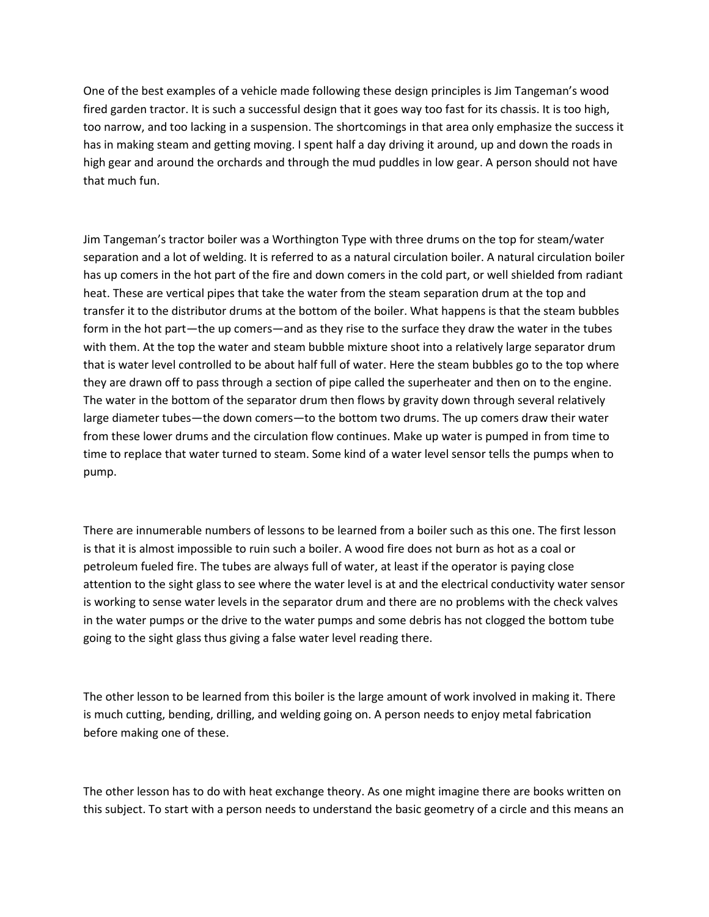One of the best examples of a vehicle made following these design principles is Jim Tangeman's wood fired garden tractor. It is such a successful design that it goes way too fast for its chassis. It is too high, too narrow, and too lacking in a suspension. The shortcomings in that area only emphasize the success it has in making steam and getting moving. I spent half a day driving it around, up and down the roads in high gear and around the orchards and through the mud puddles in low gear. A person should not have that much fun.

Jim Tangeman's tractor boiler was a Worthington Type with three drums on the top for steam/water separation and a lot of welding. It is referred to as a natural circulation boiler. A natural circulation boiler has up comers in the hot part of the fire and down comers in the cold part, or well shielded from radiant heat. These are vertical pipes that take the water from the steam separation drum at the top and transfer it to the distributor drums at the bottom of the boiler. What happens is that the steam bubbles form in the hot part—the up comers—and as they rise to the surface they draw the water in the tubes with them. At the top the water and steam bubble mixture shoot into a relatively large separator drum that is water level controlled to be about half full of water. Here the steam bubbles go to the top where they are drawn off to pass through a section of pipe called the superheater and then on to the engine. The water in the bottom of the separator drum then flows by gravity down through several relatively large diameter tubes—the down comers—to the bottom two drums. The up comers draw their water from these lower drums and the circulation flow continues. Make up water is pumped in from time to time to replace that water turned to steam. Some kind of a water level sensor tells the pumps when to pump.

There are innumerable numbers of lessons to be learned from a boiler such as this one. The first lesson is that it is almost impossible to ruin such a boiler. A wood fire does not burn as hot as a coal or petroleum fueled fire. The tubes are always full of water, at least if the operator is paying close attention to the sight glass to see where the water level is at and the electrical conductivity water sensor is working to sense water levels in the separator drum and there are no problems with the check valves in the water pumps or the drive to the water pumps and some debris has not clogged the bottom tube going to the sight glass thus giving a false water level reading there.

The other lesson to be learned from this boiler is the large amount of work involved in making it. There is much cutting, bending, drilling, and welding going on. A person needs to enjoy metal fabrication before making one of these.

The other lesson has to do with heat exchange theory. As one might imagine there are books written on this subject. To start with a person needs to understand the basic geometry of a circle and this means an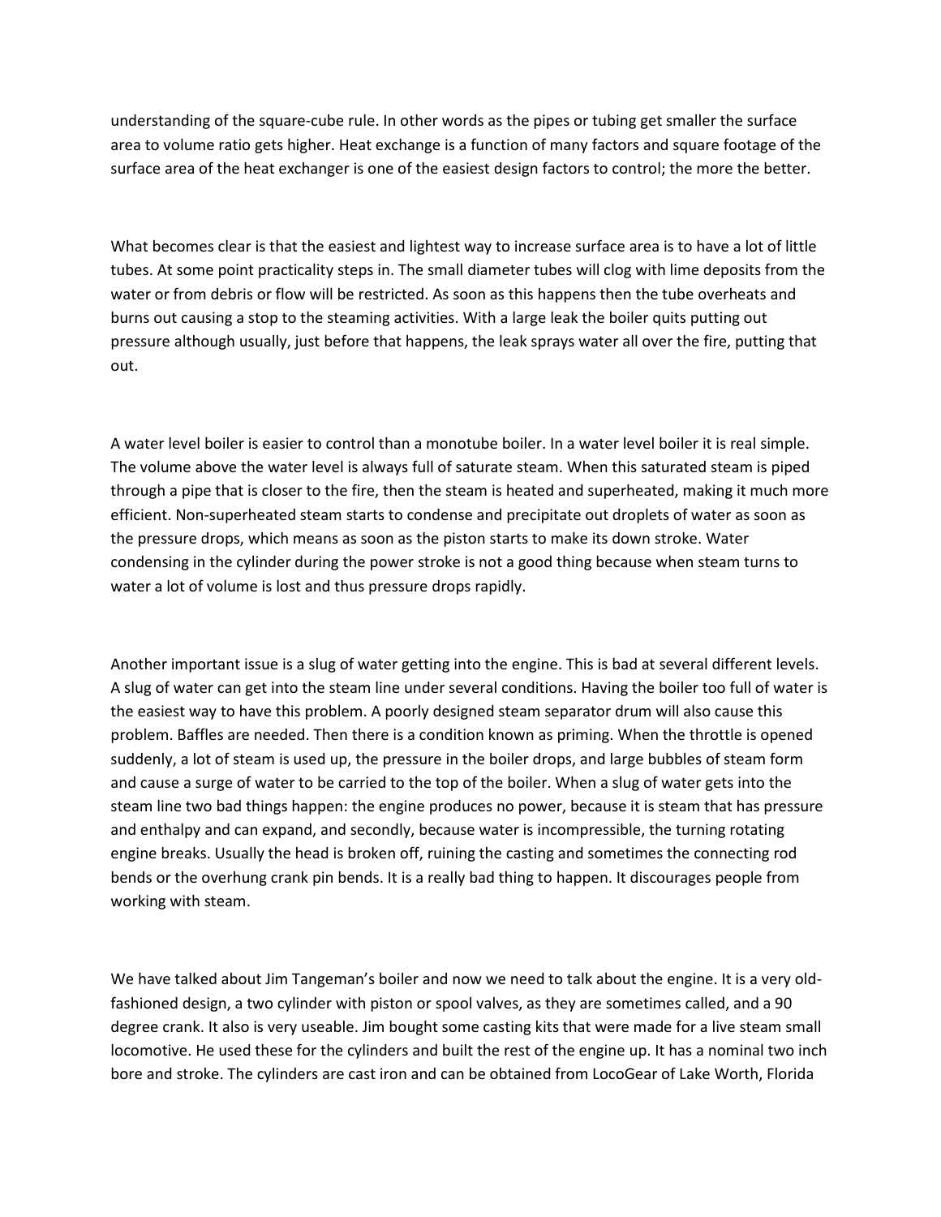understanding of the square-cube rule. In other words as the pipes or tubing get smaller the surface area to volume ratio gets higher. Heat exchange is a function of many factors and square footage of the surface area of the heat exchanger is one of the easiest design factors to control; the more the better.

What becomes clear is that the easiest and lightest way to increase surface area is to have a lot of little tubes. At some point practicality steps in. The small diameter tubes will clog with lime deposits from the water or from debris or flow will be restricted. As soon as this happens then the tube overheats and burns out causing a stop to the steaming activities. With a large leak the boiler quits putting out pressure although usually, just before that happens, the leak sprays water all over the fire, putting that out.

A water level boiler is easier to control than a monotube boiler. In a water level boiler it is real simple. The volume above the water level is always full of saturate steam. When this saturated steam is piped through a pipe that is closer to the fire, then the steam is heated and superheated, making it much more efficient. Non-superheated steam starts to condense and precipitate out droplets of water as soon as the pressure drops, which means as soon as the piston starts to make its down stroke. Water condensing in the cylinder during the power stroke is not a good thing because when steam turns to water a lot of volume is lost and thus pressure drops rapidly.

Another important issue is a slug of water getting into the engine. This is bad at several different levels. A slug of water can get into the steam line under several conditions. Having the boiler too full of water is the easiest way to have this problem. A poorly designed steam separator drum will also cause this problem. Baffles are needed. Then there is a condition known as priming. When the throttle is opened suddenly, a lot of steam is used up, the pressure in the boiler drops, and large bubbles of steam form and cause a surge of water to be carried to the top of the boiler. When a slug of water gets into the steam line two bad things happen: the engine produces no power, because it is steam that has pressure and enthalpy and can expand, and secondly, because water is incompressible, the turning rotating engine breaks. Usually the head is broken off, ruining the casting and sometimes the connecting rod bends or the overhung crank pin bends. It is a really bad thing to happen. It discourages people from working with steam.

We have talked about Jim Tangeman's boiler and now we need to talk about the engine. It is a very old-fashioned design, a two cylinder with piston or spool valves, as they are sometimes called, and a 90 degree crank. It also is very useable. Jim bought some casting kits that were made for a live steam small locomotive. He used these for the cylinders and built the rest of the engine up. It has a nominal two inch bore and stroke. The cylinders are cast iron and can be obtained from LocoGear of Lake Worth, Florida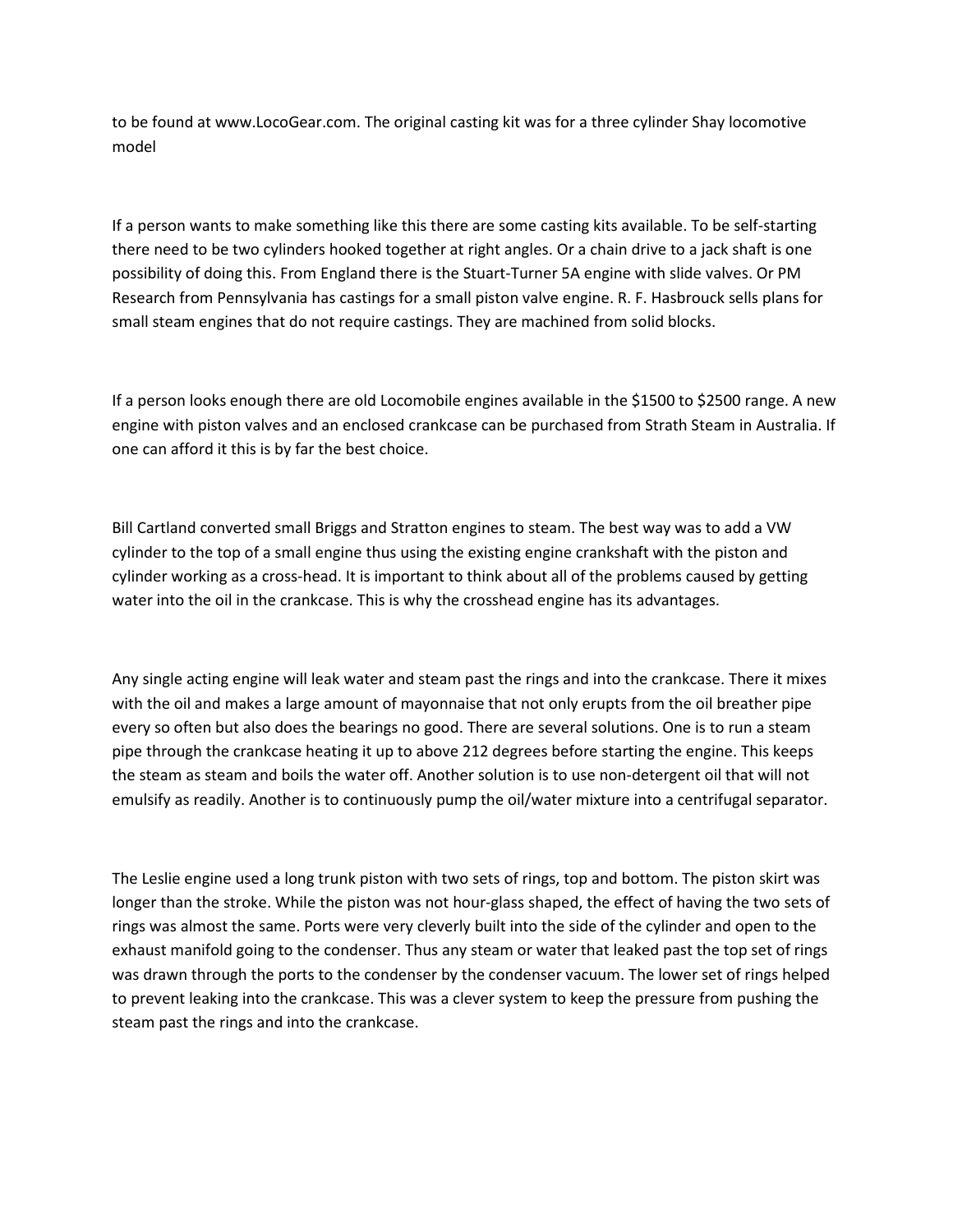to be found at www.LocoGear.com. The original casting kit was for a three cylinder Shay locomotive model

If a person wants to make something like this there are some casting kits available. To be self-starting there need to be two cylinders hooked together at right angles. Or a chain drive to a jack shaft is one possibility of doing this. From England there is the Stuart-Turner 5A engine with slide valves. Or PM Research from Pennsylvania has castings for a small piston valve engine. R. F. Hasbrouck sells plans for small steam engines that do not require castings. They are machined from solid blocks.

If a person looks enough there are old Locomobile engines available in the $1500 to $2500 range. A new engine with piston valves and an enclosed crankcase can be purchased from Strath Steam in Australia. If one can afford it this is by far the best choice.

Bill Cartland converted small Briggs and Stratton engines to steam. The best way was to add a VW cylinder to the top of a small engine thus using the existing engine crankshaft with the piston and cylinder working as a cross-head. It is important to think about all of the problems caused by getting water into the oil in the crankcase. This is why the crosshead engine has its advantages.

Any single acting engine will leak water and steam past the rings and into the crankcase. There it mixes with the oil and makes a large amount of mayonnaise that not only erupts from the oil breather pipe every so often but also does the bearings no good. There are several solutions. One is to run a steam pipe through the crankcase heating it up to above 212 degrees before starting the engine. This keeps the steam as steam and boils the water off. Another solution is to use non-detergent oil that will not emulsify as readily. Another is to continuously pump the oil/water mixture into a centrifugal separator.

The Leslie engine used a long trunk piston with two sets of rings, top and bottom. The piston skirt was longer than the stroke. While the piston was not hour-glass shaped, the effect of having the two sets of rings was almost the same. Ports were very cleverly built into the side of the cylinder and open to the exhaust manifold going to the condenser. Thus any steam or water that leaked past the top set of rings was drawn through the ports to the condenser by the condenser vacuum. The lower set of rings helped to prevent leaking into the crankcase. This was a clever system to keep the pressure from pushing the steam past the rings and into the crankcase.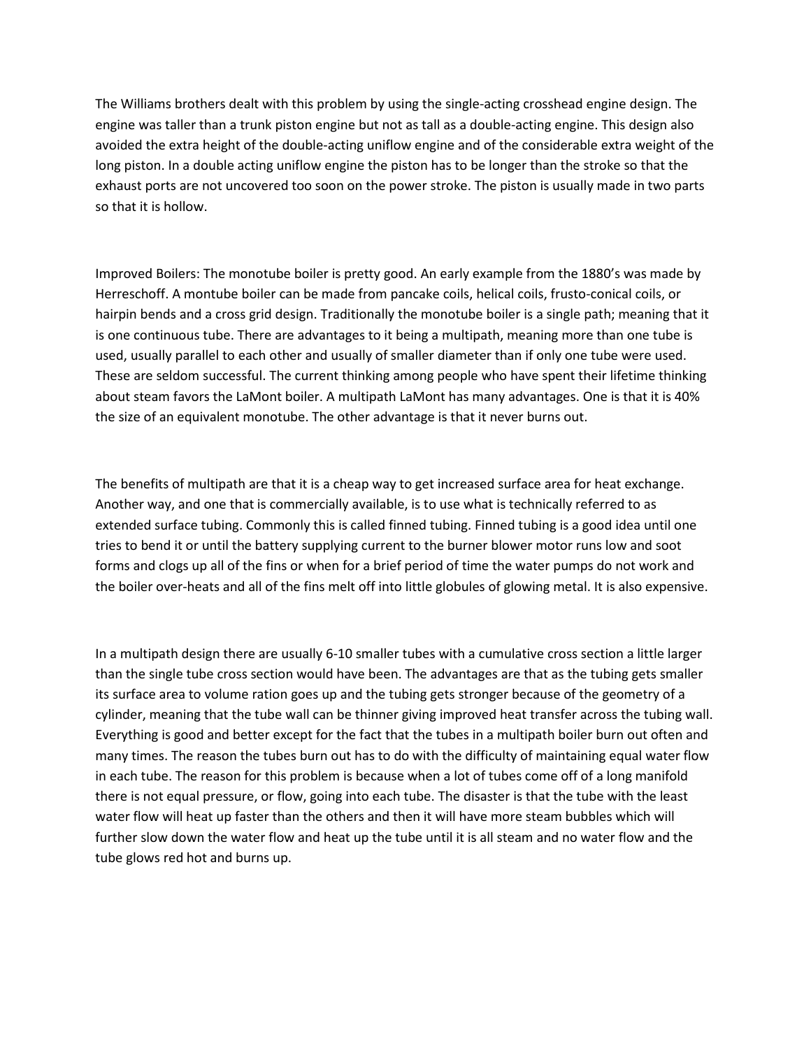The Williams brothers dealt with this problem by using the single-acting crosshead engine design. The engine was taller than a trunk piston engine but not as tall as a double-acting engine. This design also avoided the extra height of the double-acting uniflow engine and of the considerable extra weight of the long piston. In a double acting uniflow engine the piston has to be longer than the stroke so that the exhaust ports are not uncovered too soon on the power stroke. The piston is usually made in two parts so that it is hollow.

Improved Boilers: The monotube boiler is pretty good. An early example from the 1880's was made by Herreschoff. A montube boiler can be made from pancake coils, helical coils, frusto-conical coils, or hairpin bends and a cross grid design. Traditionally the monotube boiler is a single path; meaning that it is one continuous tube. There are advantages to it being a multipath, meaning more than one tube is used, usually parallel to each other and usually of smaller diameter than if only one tube were used. These are seldom successful. The current thinking among people who have spent their lifetime thinking about steam favors the LaMont boiler. A multipath LaMont has many advantages. One is that it is 40% the size of an equivalent monotube. The other advantage is that it never burns out.

The benefits of multipath are that it is a cheap way to get increased surface area for heat exchange. Another way, and one that is commercially available, is to use what is technically referred to as extended surface tubing. Commonly this is called finned tubing. Finned tubing is a good idea until one tries to bend it or until the battery supplying current to the burner blower motor runs low and soot forms and clogs up all of the fins or when for a brief period of time the water pumps do not work and the boiler over-heats and all of the fins melt off into little globules of glowing metal. It is also expensive.

In a multipath design there are usually 6-10 smaller tubes with a cumulative cross section a little larger than the single tube cross section would have been. The advantages are that as the tubing gets smaller its surface area to volume ration goes up and the tubing gets stronger because of the geometry of a cylinder, meaning that the tube wall can be thinner giving improved heat transfer across the tubing wall. Everything is good and better except for the fact that the tubes in a multipath boiler burn out often and many times. The reason the tubes burn out has to do with the difficulty of maintaining equal water flow in each tube. The reason for this problem is because when a lot of tubes come off of a long manifold there is not equal pressure, or flow, going into each tube. The disaster is that the tube with the least water flow will heat up faster than the others and then it will have more steam bubbles which will further slow down the water flow and heat up the tube until it is all steam and no water flow and the tube glows red hot and burns up.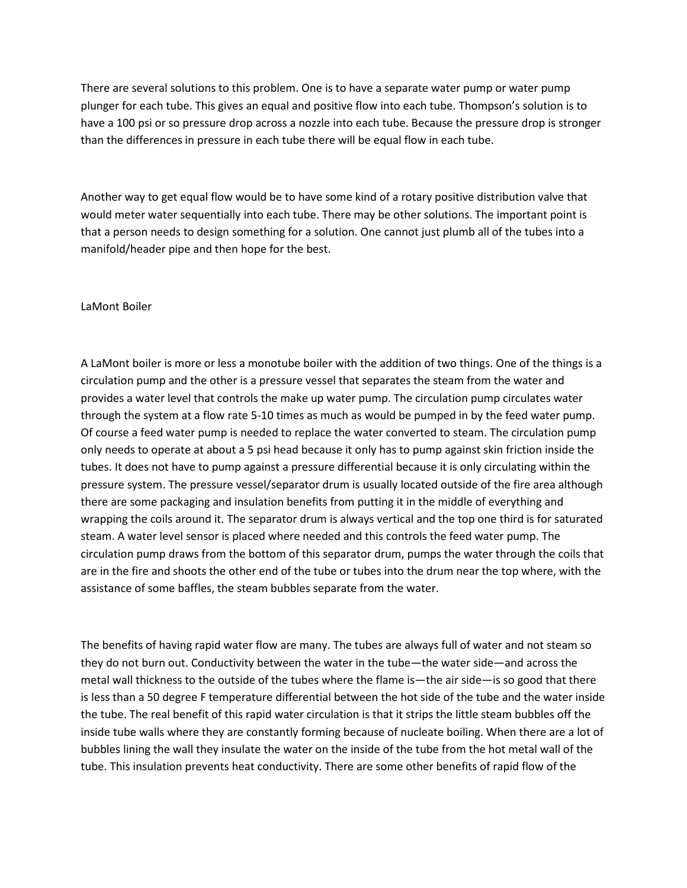There are several solutions to this problem. One is to have a separate water pump or water pump plunger for each tube. This gives an equal and positive flow into each tube. Thompson's solution is to have a 100 psi or so pressure drop across a nozzle into each tube. Because the pressure drop is stronger than the differences in pressure in each tube there will be equal flow in each tube.

Another way to get equal flow would be to have some kind of a rotary positive distribution valve that would meter water sequentially into each tube. There may be other solutions. The important point is that a person needs to design something for a solution. One cannot just plumb all of the tubes into a manifold/header pipe and then hope for the best.

## LaMont Boiler

A LaMont boiler is more or less a monotube boiler with the addition of two things. One of the things is a circulation pump and the other is a pressure vessel that separates the steam from the water and provides a water level that controls the make up water pump. The circulation pump circulates water through the system at a flow rate 5-10 times as much as would be pumped in by the feed water pump. Of course a feed water pump is needed to replace the water converted to steam. The circulation pump only needs to operate at about a 5 psi head because it only has to pump against skin friction inside the tubes. It does not have to pump against a pressure differential because it is only circulating within the pressure system. The pressure vessel/separator drum is usually located outside of the fire area although there are some packaging and insulation benefits from putting it in the middle of everything and wrapping the coils around it. The separator drum is always vertical and the top one third is for saturated steam. A water level sensor is placed where needed and this controls the feed water pump. The circulation pump draws from the bottom of this separator drum, pumps the water through the coils that are in the fire and shoots the other end of the tube or tubes into the drum near the top where, with the assistance of some baffles, the steam bubbles separate from the water.

The benefits of having rapid water flow are many. The tubes are always full of water and not steam so they do not burn out. Conductivity between the water in the tube—the water side—and across the metal wall thickness to the outside of the tubes where the flame is—the air side—is so good that there is less than a 50 degree F temperature differential between the hot side of the tube and the water inside the tube. The real benefit of this rapid water circulation is that it strips the little steam bubbles off the inside tube walls where they are constantly forming because of nucleate boiling. When there are a lot of bubbles lining the wall they insulate the water on the inside of the tube from the hot metal wall of the tube. This insulation prevents heat conductivity. There are some other benefits of rapid flow of the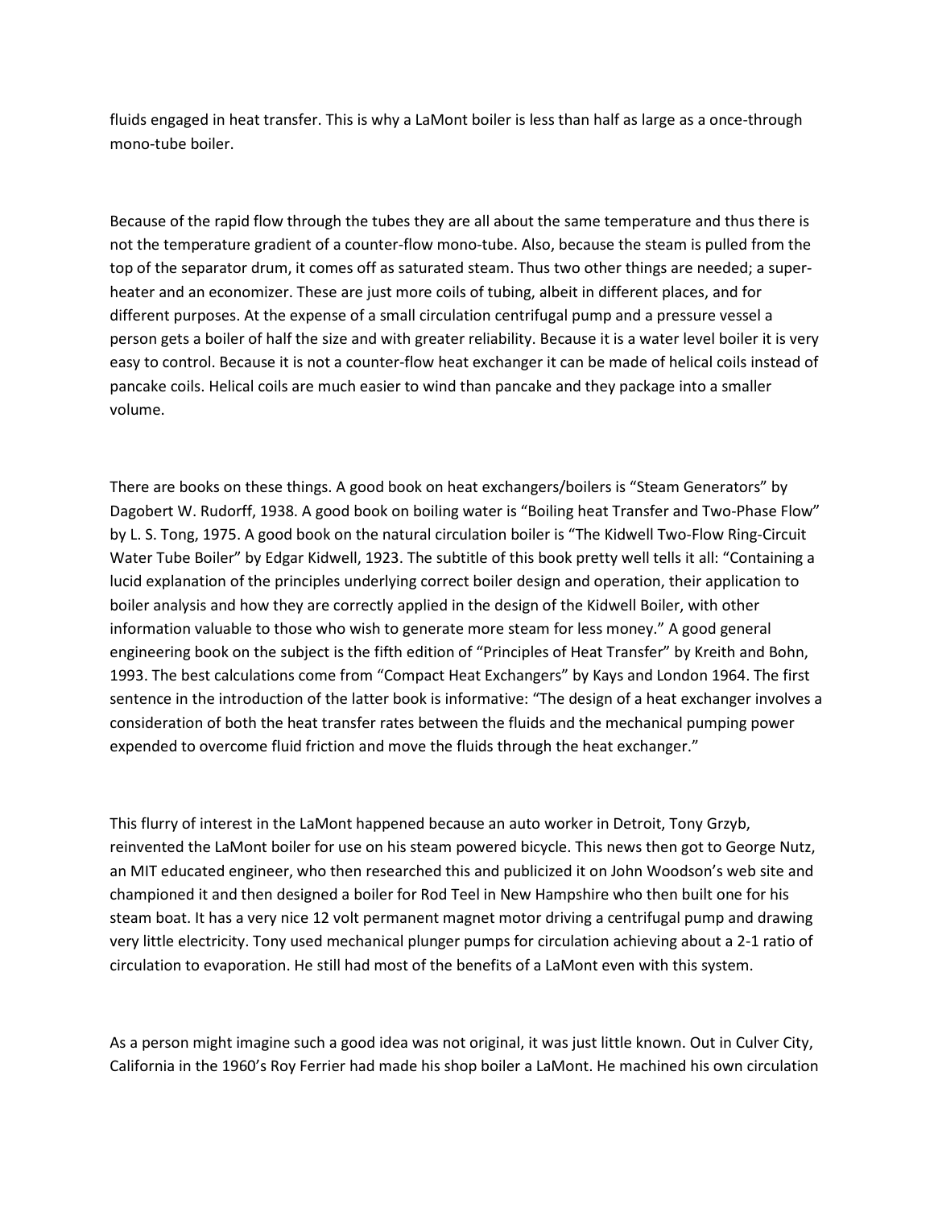fluids engaged in heat transfer. This is why a LaMont boiler is less than half as large as a once-through mono-tube boiler.

Because of the rapid flow through the tubes they are all about the same temperature and thus there is not the temperature gradient of a counter-flow mono-tube. Also, because the steam is pulled from the top of the separator drum, it comes off as saturated steam. Thus two other things are needed; a super-heater and an economizer. These are just more coils of tubing, albeit in different places, and for different purposes. At the expense of a small circulation centrifugal pump and a pressure vessel a person gets a boiler of half the size and with greater reliability. Because it is a water level boiler it is very easy to control. Because it is not a counter-flow heat exchanger it can be made of helical coils instead of pancake coils. Helical coils are much easier to wind than pancake and they package into a smaller volume.

There are books on these things. A good book on heat exchangers/boilers is "Steam Generators" by Dagobert W. Rudorff, 1938. A good book on boiling water is "Boiling heat Transfer and Two-Phase Flow" by L. S. Tong, 1975. A good book on the natural circulation boiler is "The Kidwell Two-Flow Ring-Circuit Water Tube Boiler" by Edgar Kidwell, 1923. The subtitle of this book pretty well tells it all: "Containing a lucid explanation of the principles underlying correct boiler design and operation, their application to boiler analysis and how they are correctly applied in the design of the Kidwell Boiler, with other information valuable to those who wish to generate more steam for less money." A good general engineering book on the subject is the fifth edition of "Principles of Heat Transfer" by Kreith and Bohn, 1993. The best calculations come from "Compact Heat Exchangers" by Kays and London 1964. The first sentence in the introduction of the latter book is informative: "The design of a heat exchanger involves a consideration of both the heat transfer rates between the fluids and the mechanical pumping power expended to overcome fluid friction and move the fluids through the heat exchanger."

This flurry of interest in the LaMont happened because an auto worker in Detroit, Tony Grzyb, reinvented the LaMont boiler for use on his steam powered bicycle. This news then got to George Nutz, an MIT educated engineer, who then researched this and publicized it on John Woodson's web site and championed it and then designed a boiler for Rod Teel in New Hampshire who then built one for his steam boat. It has a very nice 12 volt permanent magnet motor driving a centrifugal pump and drawing very little electricity. Tony used mechanical plunger pumps for circulation achieving about a 2-1 ratio of circulation to evaporation. He still had most of the benefits of a LaMont even with this system.

As a person might imagine such a good idea was not original, it was just little known. Out in Culver City, California in the 1960's Roy Ferrier had made his shop boiler a LaMont. He machined his own circulation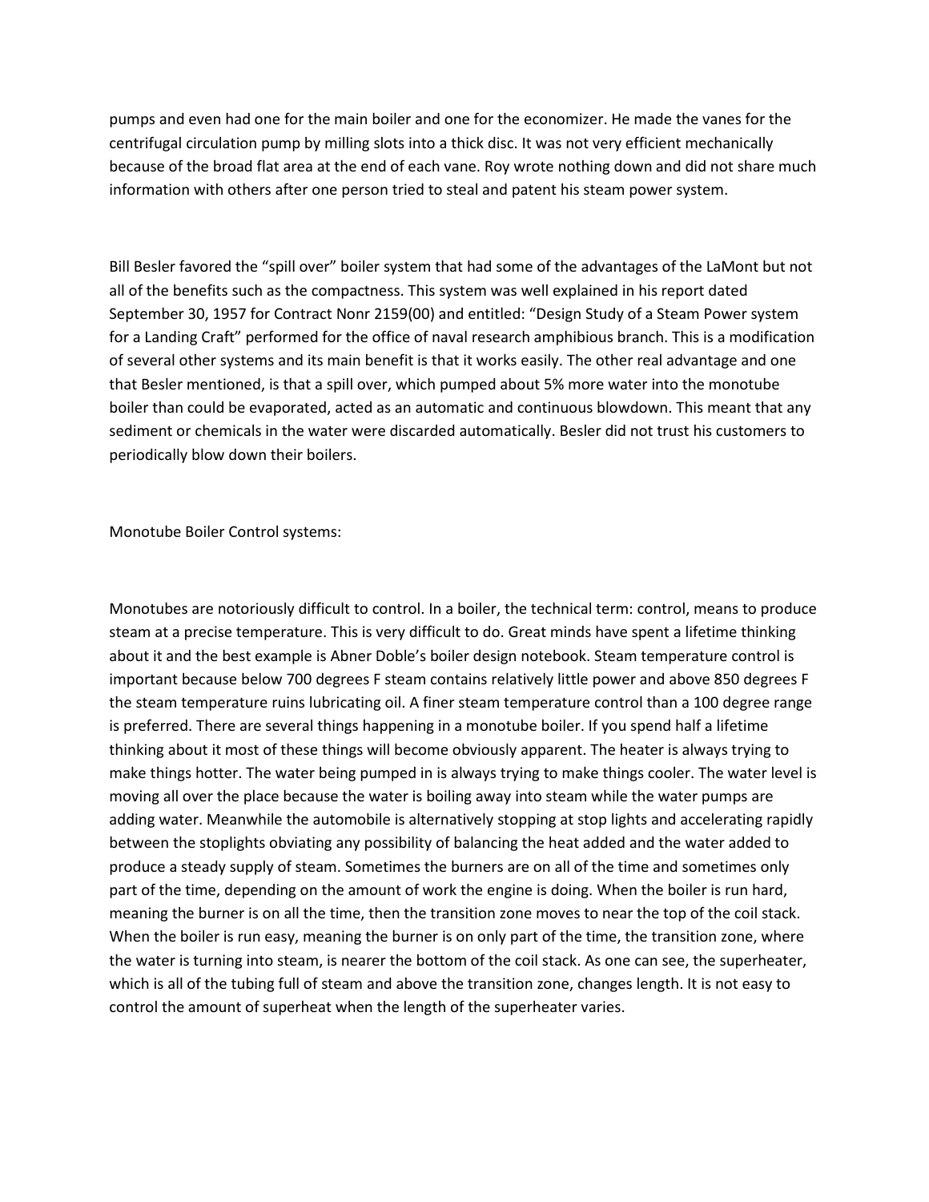pumps and even had one for the main boiler and one for the economizer. He made the vanes for the centrifugal circulation pump by milling slots into a thick disc. It was not very efficient mechanically because of the broad flat area at the end of each vane. Roy wrote nothing down and did not share much information with others after one person tried to steal and patent his steam power system.

Bill Besler favored the "spill over" boiler system that had some of the advantages of the LaMont but not all of the benefits such as the compactness. This system was well explained in his report dated September 30, 1957 for Contract Nonr 2159(00) and entitled: "Design Study of a Steam Power system for a Landing Craft" performed for the office of naval research amphibious branch. This is a modification of several other systems and its main benefit is that it works easily. The other real advantage and one that Besler mentioned, is that a spill over, which pumped about 5% more water into the monotube boiler than could be evaporated, acted as an automatic and continuous blowdown. This meant that any sediment or chemicals in the water were discarded automatically. Besler did not trust his customers to periodically blow down their boilers.

Monotube Boiler Control systems:

Monotubes are notoriously difficult to control. In a boiler, the technical term: control, means to produce steam at a precise temperature. This is very difficult to do. Great minds have spent a lifetime thinking about it and the best example is Abner Doble's boiler design notebook. Steam temperature control is important because below 700 degrees F steam contains relatively little power and above 850 degrees F the steam temperature ruins lubricating oil. A finer steam temperature control than a 100 degree range is preferred. There are several things happening in a monotube boiler. If you spend half a lifetime thinking about it most of these things will become obviously apparent. The heater is always trying to make things hotter. The water being pumped in is always trying to make things cooler. The water level is moving all over the place because the water is boiling away into steam while the water pumps are adding water. Meanwhile the automobile is alternatively stopping at stop lights and accelerating rapidly between the stoplights obviating any possibility of balancing the heat added and the water added to produce a steady supply of steam. Sometimes the burners are on all of the time and sometimes only part of the time, depending on the amount of work the engine is doing. When the boiler is run hard, meaning the burner is on all the time, then the transition zone moves to near the top of the coil stack. When the boiler is run easy, meaning the burner is on only part of the time, the transition zone, where the water is turning into steam, is nearer the bottom of the coil stack. As one can see, the superheater, which is all of the tubing full of steam and above the transition zone, changes length. It is not easy to control the amount of superheat when the length of the superheater varies.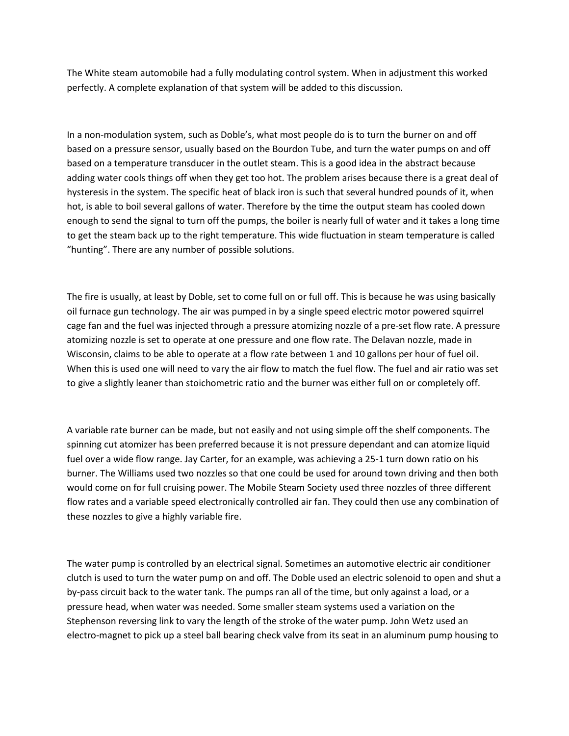The White steam automobile had a fully modulating control system. When in adjustment this worked perfectly. A complete explanation of that system will be added to this discussion.

In a non-modulation system, such as Doble's, what most people do is to turn the burner on and off based on a pressure sensor, usually based on the Bourdon Tube, and turn the water pumps on and off based on a temperature transducer in the outlet steam. This is a good idea in the abstract because adding water cools things off when they get too hot. The problem arises because there is a great deal of hysteresis in the system. The specific heat of black iron is such that several hundred pounds of it, when hot, is able to boil several gallons of water. Therefore by the time the output steam has cooled down enough to send the signal to turn off the pumps, the boiler is nearly full of water and it takes a long time to get the steam back up to the right temperature. This wide fluctuation in steam temperature is called "hunting". There are any number of possible solutions.

The fire is usually, at least by Doble, set to come full on or full off. This is because he was using basically oil furnace gun technology. The air was pumped in by a single speed electric motor powered squirrel cage fan and the fuel was injected through a pressure atomizing nozzle of a pre-set flow rate. A pressure atomizing nozzle is set to operate at one pressure and one flow rate. The Delavan nozzle, made in Wisconsin, claims to be able to operate at a flow rate between 1 and 10 gallons per hour of fuel oil. When this is used one will need to vary the air flow to match the fuel flow. The fuel and air ratio was set to give a slightly leaner than stoichometric ratio and the burner was either full on or completely off.

A variable rate burner can be made, but not easily and not using simple off the shelf components. The spinning cut atomizer has been preferred because it is not pressure dependant and can atomize liquid fuel over a wide flow range. Jay Carter, for an example, was achieving a 25-1 turn down ratio on his burner. The Williams used two nozzles so that one could be used for around town driving and then both would come on for full cruising power. The Mobile Steam Society used three nozzles of three different flow rates and a variable speed electronically controlled air fan. They could then use any combination of these nozzles to give a highly variable fire.

The water pump is controlled by an electrical signal. Sometimes an automotive electric air conditioner clutch is used to turn the water pump on and off. The Doble used an electric solenoid to open and shut a by-pass circuit back to the water tank. The pumps ran all of the time, but only against a load, or a pressure head, when water was needed. Some smaller steam systems used a variation on the Stephenson reversing link to vary the length of the stroke of the water pump. John Wetz used an electro-magnet to pick up a steel ball bearing check valve from its seat in an aluminum pump housing to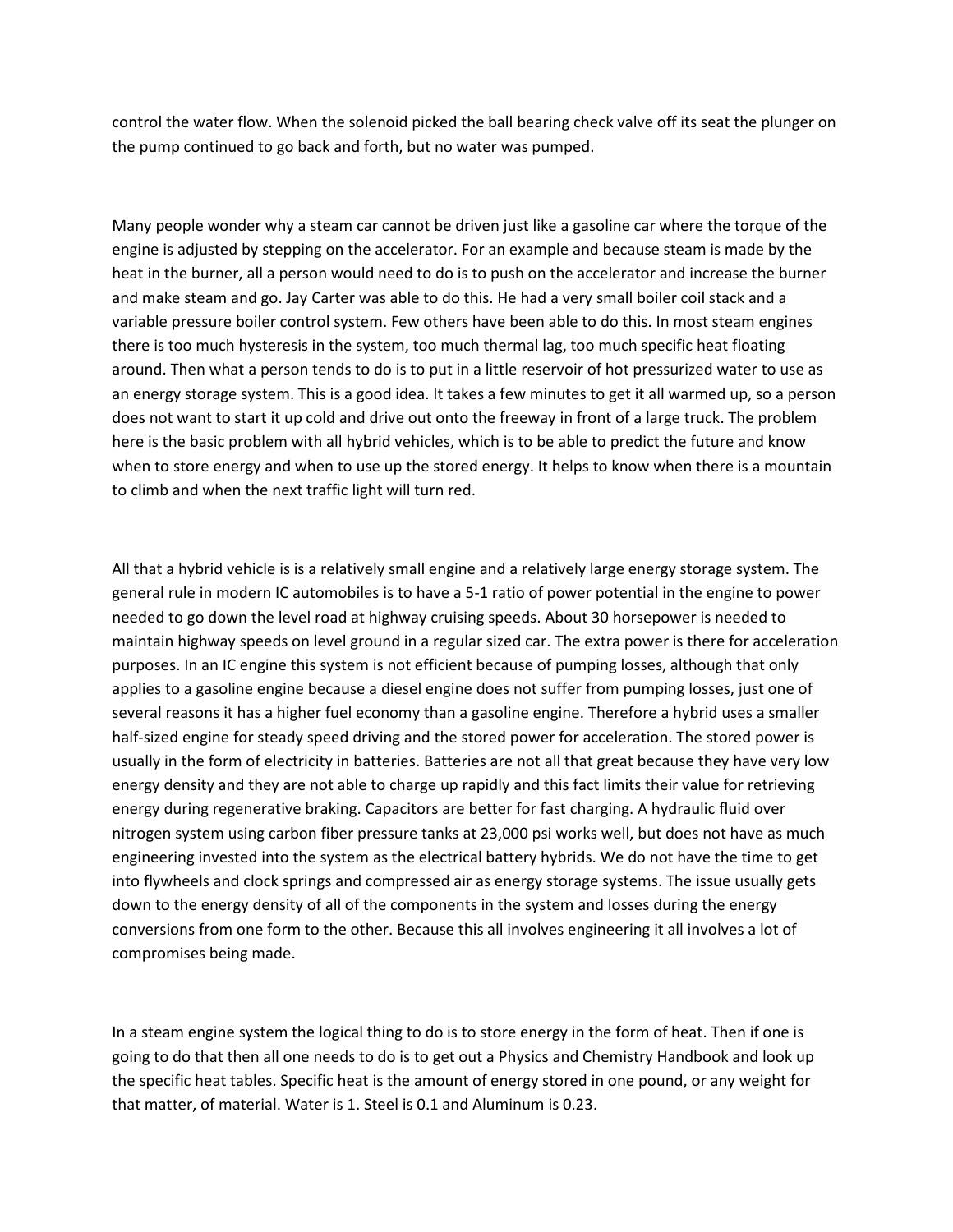control the water flow. When the solenoid picked the ball bearing check valve off its seat the plunger on the pump continued to go back and forth, but no water was pumped.

Many people wonder why a steam car cannot be driven just like a gasoline car where the torque of the engine is adjusted by stepping on the accelerator. For an example and because steam is made by the heat in the burner, all a person would need to do is to push on the accelerator and increase the burner and make steam and go. Jay Carter was able to do this. He had a very small boiler coil stack and a variable pressure boiler control system. Few others have been able to do this. In most steam engines there is too much hysteresis in the system, too much thermal lag, too much specific heat floating around. Then what a person tends to do is to put in a little reservoir of hot pressurized water to use as an energy storage system. This is a good idea. It takes a few minutes to get it all warmed up, so a person does not want to start it up cold and drive out onto the freeway in front of a large truck. The problem here is the basic problem with all hybrid vehicles, which is to be able to predict the future and know when to store energy and when to use up the stored energy. It helps to know when there is a mountain to climb and when the next traffic light will turn red.

All that a hybrid vehicle is is a relatively small engine and a relatively large energy storage system. The general rule in modern IC automobiles is to have a 5-1 ratio of power potential in the engine to power needed to go down the level road at highway cruising speeds. About 30 horsepower is needed to maintain highway speeds on level ground in a regular sized car. The extra power is there for acceleration purposes. In an IC engine this system is not efficient because of pumping losses, although that only applies to a gasoline engine because a diesel engine does not suffer from pumping losses, just one of several reasons it has a higher fuel economy than a gasoline engine. Therefore a hybrid uses a smaller half-sized engine for steady speed driving and the stored power for acceleration. The stored power is usually in the form of electricity in batteries. Batteries are not all that great because they have very low energy density and they are not able to charge up rapidly and this fact limits their value for retrieving energy during regenerative braking. Capacitors are better for fast charging. A hydraulic fluid over nitrogen system using carbon fiber pressure tanks at 23,000 psi works well, but does not have as much engineering invested into the system as the electrical battery hybrids. We do not have the time to get into flywheels and clock springs and compressed air as energy storage systems. The issue usually gets down to the energy density of all of the components in the system and losses during the energy conversions from one form to the other. Because this all involves engineering it all involves a lot of compromises being made.

In a steam engine system the logical thing to do is to store energy in the form of heat. Then if one is going to do that then all one needs to do is to get out a Physics and Chemistry Handbook and look up the specific heat tables. Specific heat is the amount of energy stored in one pound, or any weight for that matter, of material. Water is 1. Steel is 0.1 and Aluminum is 0.23.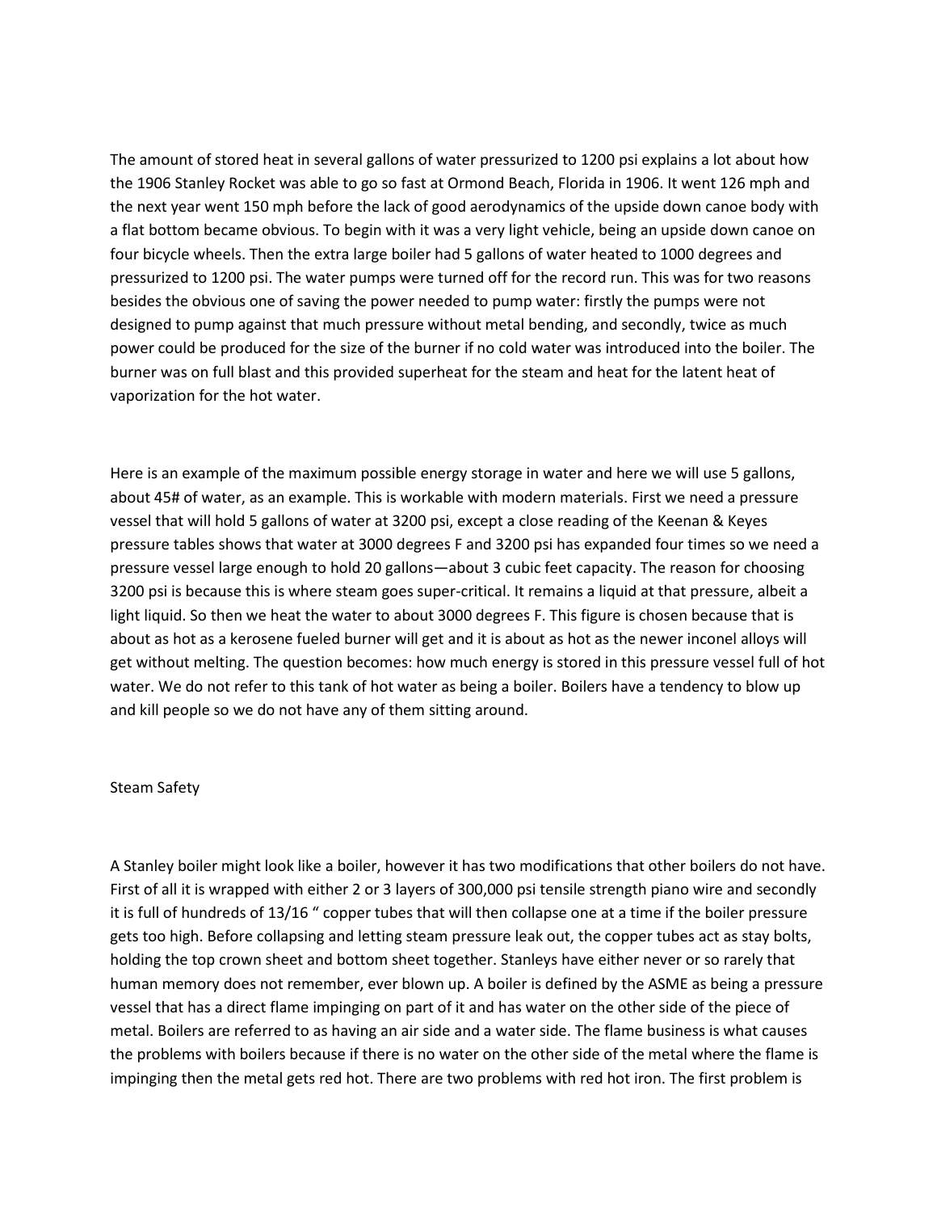The amount of stored heat in several gallons of water pressurized to 1200 psi explains a lot about how the 1906 Stanley Rocket was able to go so fast at Ormond Beach, Florida in 1906. It went 126 mph and the next year went 150 mph before the lack of good aerodynamics of the upside down canoe body with a flat bottom became obvious. To begin with it was a very light vehicle, being an upside down canoe on four bicycle wheels. Then the extra large boiler had 5 gallons of water heated to 1000 degrees and pressurized to 1200 psi. The water pumps were turned off for the record run. This was for two reasons besides the obvious one of saving the power needed to pump water: firstly the pumps were not designed to pump against that much pressure without metal bending, and secondly, twice as much power could be produced for the size of the burner if no cold water was introduced into the boiler. The burner was on full blast and this provided superheat for the steam and heat for the latent heat of vaporization for the hot water.

Here is an example of the maximum possible energy storage in water and here we will use 5 gallons, about 45# of water, as an example. This is workable with modern materials. First we need a pressure vessel that will hold 5 gallons of water at 3200 psi, except a close reading of the Keenan & Keyes pressure tables shows that water at 3000 degrees F and 3200 psi has expanded four times so we need a pressure vessel large enough to hold 20 gallons—about 3 cubic feet capacity. The reason for choosing 3200 psi is because this is where steam goes super-critical. It remains a liquid at that pressure, albeit a light liquid. So then we heat the water to about 3000 degrees F. This figure is chosen because that is about as hot as a kerosene fueled burner will get and it is about as hot as the newer inconel alloys will get without melting. The question becomes: how much energy is stored in this pressure vessel full of hot water. We do not refer to this tank of hot water as being a boiler. Boilers have a tendency to blow up and kill people so we do not have any of them sitting around.

## Steam Safety

A Stanley boiler might look like a boiler, however it has two modifications that other boilers do not have. First of all it is wrapped with either 2 or 3 layers of 300,000 psi tensile strength piano wire and secondly it is full of hundreds of 13/16 " copper tubes that will then collapse one at a time if the boiler pressure gets too high. Before collapsing and letting steam pressure leak out, the copper tubes act as stay bolts, holding the top crown sheet and bottom sheet together. Stanleys have either never or so rarely that human memory does not remember, ever blown up. A boiler is defined by the ASME as being a pressure vessel that has a direct flame impinging on part of it and has water on the other side of the piece of metal. Boilers are referred to as having an air side and a water side. The flame business is what causes the problems with boilers because if there is no water on the other side of the metal where the flame is impinging then the metal gets red hot. There are two problems with red hot iron. The first problem is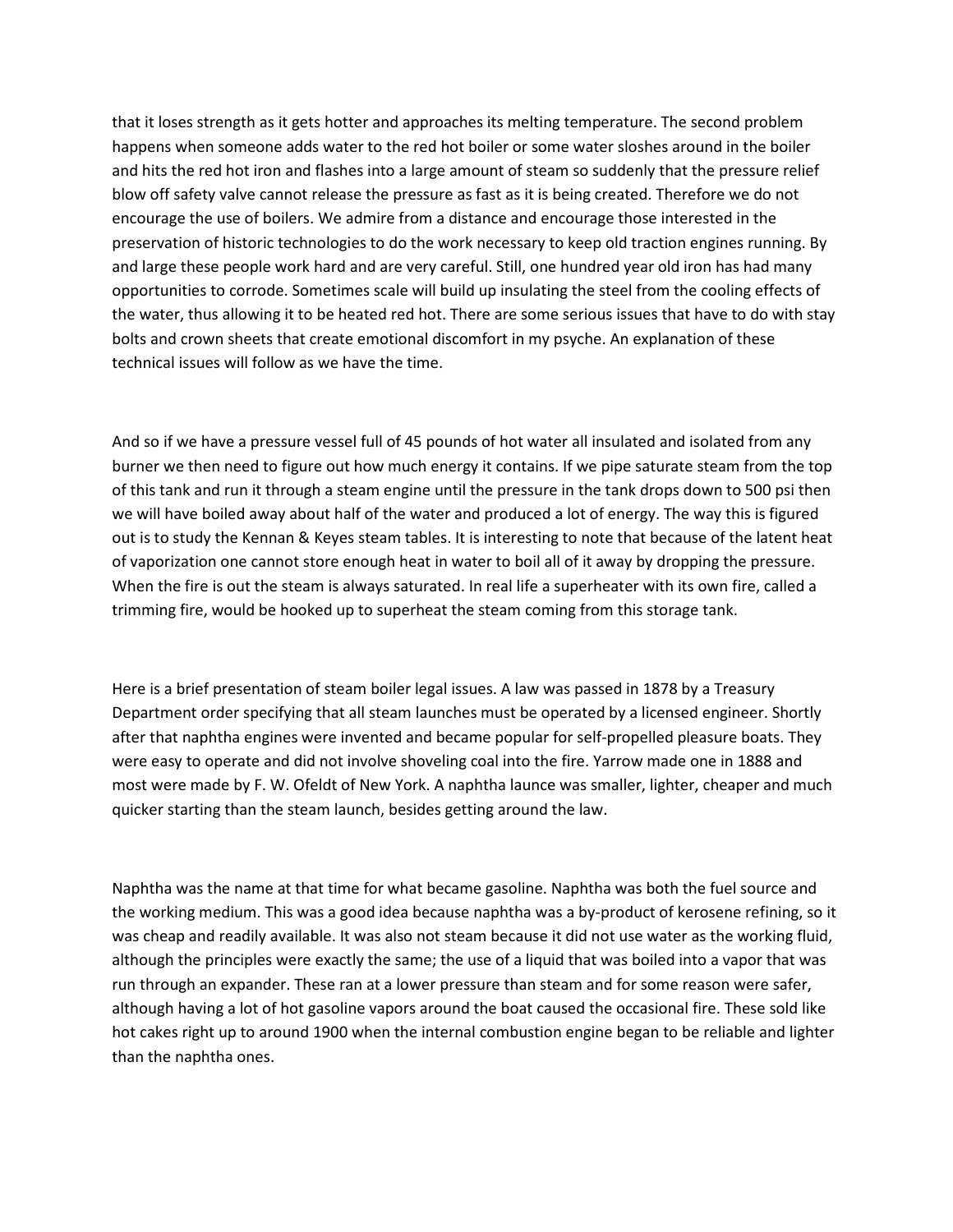that it loses strength as it gets hotter and approaches its melting temperature. The second problem happens when someone adds water to the red hot boiler or some water sloshes around in the boiler and hits the red hot iron and flashes into a large amount of steam so suddenly that the pressure relief blow off safety valve cannot release the pressure as fast as it is being created. Therefore we do not encourage the use of boilers. We admire from a distance and encourage those interested in the preservation of historic technologies to do the work necessary to keep old traction engines running. By and large these people work hard and are very careful. Still, one hundred year old iron has had many opportunities to corrode. Sometimes scale will build up insulating the steel from the cooling effects of the water, thus allowing it to be heated red hot. There are some serious issues that have to do with stay bolts and crown sheets that create emotional discomfort in my psyche. An explanation of these technical issues will follow as we have the time.

And so if we have a pressure vessel full of 45 pounds of hot water all insulated and isolated from any burner we then need to figure out how much energy it contains. If we pipe saturate steam from the top of this tank and run it through a steam engine until the pressure in the tank drops down to 500 psi then we will have boiled away about half of the water and produced a lot of energy. The way this is figured out is to study the Kennan & Keyes steam tables. It is interesting to note that because of the latent heat of vaporization one cannot store enough heat in water to boil all of it away by dropping the pressure. When the fire is out the steam is always saturated. In real life a superheater with its own fire, called a trimming fire, would be hooked up to superheat the steam coming from this storage tank.

Here is a brief presentation of steam boiler legal issues. A law was passed in 1878 by a Treasury Department order specifying that all steam launches must be operated by a licensed engineer. Shortly after that naphtha engines were invented and became popular for self-propelled pleasure boats. They were easy to operate and did not involve shoveling coal into the fire. Yarrow made one in 1888 and most were made by F. W. Ofeldt of New York. A naphtha launce was smaller, lighter, cheaper and much quicker starting than the steam launch, besides getting around the law.

Naphtha was the name at that time for what became gasoline. Naphtha was both the fuel source and the working medium. This was a good idea because naphtha was a by-product of kerosene refining, so it was cheap and readily available. It was also not steam because it did not use water as the working fluid, although the principles were exactly the same; the use of a liquid that was boiled into a vapor that was run through an expander. These ran at a lower pressure than steam and for some reason were safer, although having a lot of hot gasoline vapors around the boat caused the occasional fire. These sold like hot cakes right up to around 1900 when the internal combustion engine began to be reliable and lighter than the naphtha ones.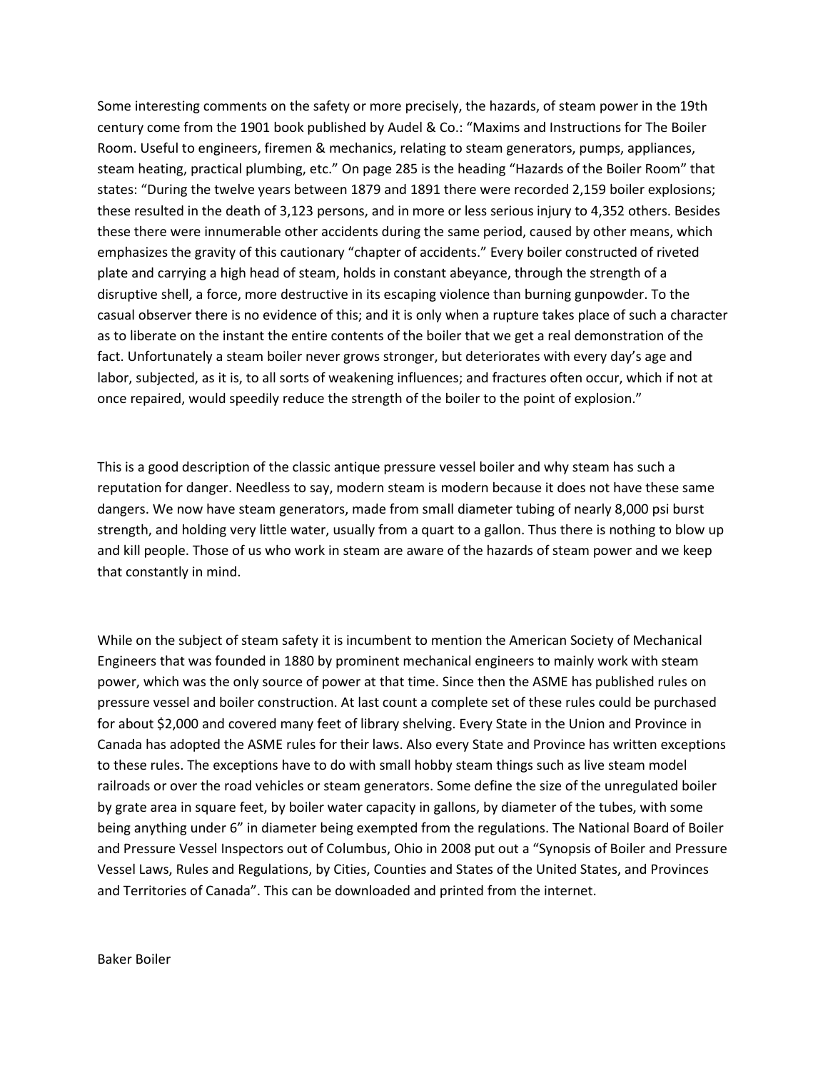Some interesting comments on the safety or more precisely, the hazards, of steam power in the 19th century come from the 1901 book published by Audel & Co.: "Maxims and Instructions for The Boiler Room. Useful to engineers, firemen & mechanics, relating to steam generators, pumps, appliances, steam heating, practical plumbing, etc." On page 285 is the heading "Hazards of the Boiler Room" that states: "During the twelve years between 1879 and 1891 there were recorded 2,159 boiler explosions; these resulted in the death of 3,123 persons, and in more or less serious injury to 4,352 others. Besides these there were innumerable other accidents during the same period, caused by other means, which emphasizes the gravity of this cautionary "chapter of accidents." Every boiler constructed of riveted plate and carrying a high head of steam, holds in constant abeyance, through the strength of a disruptive shell, a force, more destructive in its escaping violence than burning gunpowder. To the casual observer there is no evidence of this; and it is only when a rupture takes place of such a character as to liberate on the instant the entire contents of the boiler that we get a real demonstration of the fact. Unfortunately a steam boiler never grows stronger, but deteriorates with every day's age and labor, subjected, as it is, to all sorts of weakening influences; and fractures often occur, which if not at once repaired, would speedily reduce the strength of the boiler to the point of explosion."

This is a good description of the classic antique pressure vessel boiler and why steam has such a reputation for danger. Needless to say, modern steam is modern because it does not have these same dangers. We now have steam generators, made from small diameter tubing of nearly 8,000 psi burst strength, and holding very little water, usually from a quart to a gallon. Thus there is nothing to blow up and kill people. Those of us who work in steam are aware of the hazards of steam power and we keep that constantly in mind.

While on the subject of steam safety it is incumbent to mention the American Society of Mechanical Engineers that was founded in 1880 by prominent mechanical engineers to mainly work with steam power, which was the only source of power at that time. Since then the ASME has published rules on pressure vessel and boiler construction. At last count a complete set of these rules could be purchased for about $2,000 and covered many feet of library shelving. Every State in the Union and Province in Canada has adopted the ASME rules for their laws. Also every State and Province has written exceptions to these rules. The exceptions have to do with small hobby steam things such as live steam model railroads or over the road vehicles or steam generators. Some define the size of the unregulated boiler by grate area in square feet, by boiler water capacity in gallons, by diameter of the tubes, with some being anything under 6" in diameter being exempted from the regulations. The National Board of Boiler and Pressure Vessel Inspectors out of Columbus, Ohio in 2008 put out a "Synopsis of Boiler and Pressure Vessel Laws, Rules and Regulations, by Cities, Counties and States of the United States, and Provinces and Territories of Canada". This can be downloaded and printed from the internet.

Baker Boiler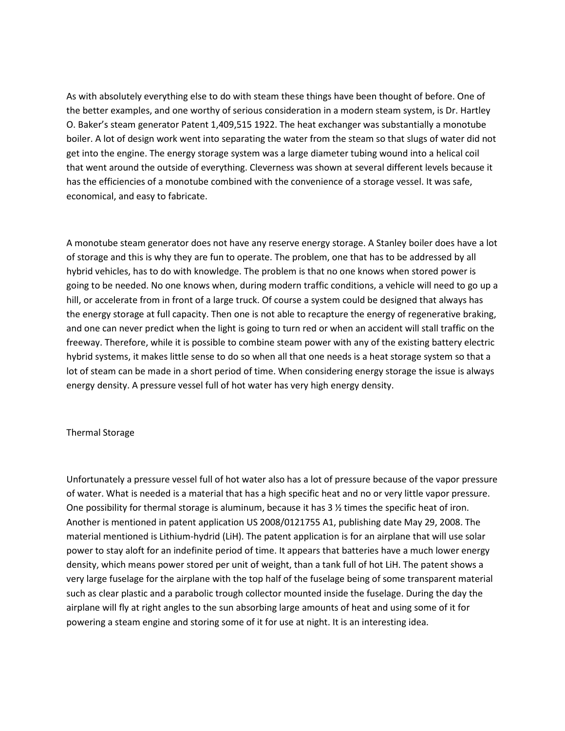As with absolutely everything else to do with steam these things have been thought of before. One of the better examples, and one worthy of serious consideration in a modern steam system, is Dr. Hartley O. Baker's steam generator Patent 1,409,515 1922. The heat exchanger was substantially a monotube boiler. A lot of design work went into separating the water from the steam so that slugs of water did not get into the engine. The energy storage system was a large diameter tubing wound into a helical coil that went around the outside of everything. Cleverness was shown at several different levels because it has the efficiencies of a monotube combined with the convenience of a storage vessel. It was safe, economical, and easy to fabricate.

A monotube steam generator does not have any reserve energy storage. A Stanley boiler does have a lot of storage and this is why they are fun to operate. The problem, one that has to be addressed by all hybrid vehicles, has to do with knowledge. The problem is that no one knows when stored power is going to be needed. No one knows when, during modern traffic conditions, a vehicle will need to go up a hill, or accelerate from in front of a large truck. Of course a system could be designed that always has the energy storage at full capacity. Then one is not able to recapture the energy of regenerative braking, and one can never predict when the light is going to turn red or when an accident will stall traffic on the freeway. Therefore, while it is possible to combine steam power with any of the existing battery electric hybrid systems, it makes little sense to do so when all that one needs is a heat storage system so that a lot of steam can be made in a short period of time. When considering energy storage the issue is always energy density. A pressure vessel full of hot water has very high energy density.

## Thermal Storage

Unfortunately a pressure vessel full of hot water also has a lot of pressure because of the vapor pressure of water. What is needed is a material that has a high specific heat and no or very little vapor pressure. One possibility for thermal storage is aluminum, because it has 3 ½ times the specific heat of iron. Another is mentioned in patent application US 2008/0121755 A1, publishing date May 29, 2008. The material mentioned is Lithium-hydrid (LiH). The patent application is for an airplane that will use solar power to stay aloft for an indefinite period of time. It appears that batteries have a much lower energy density, which means power stored per unit of weight, than a tank full of hot LiH. The patent shows a very large fuselage for the airplane with the top half of the fuselage being of some transparent material such as clear plastic and a parabolic trough collector mounted inside the fuselage. During the day the airplane will fly at right angles to the sun absorbing large amounts of heat and using some of it for powering a steam engine and storing some of it for use at night. It is an interesting idea.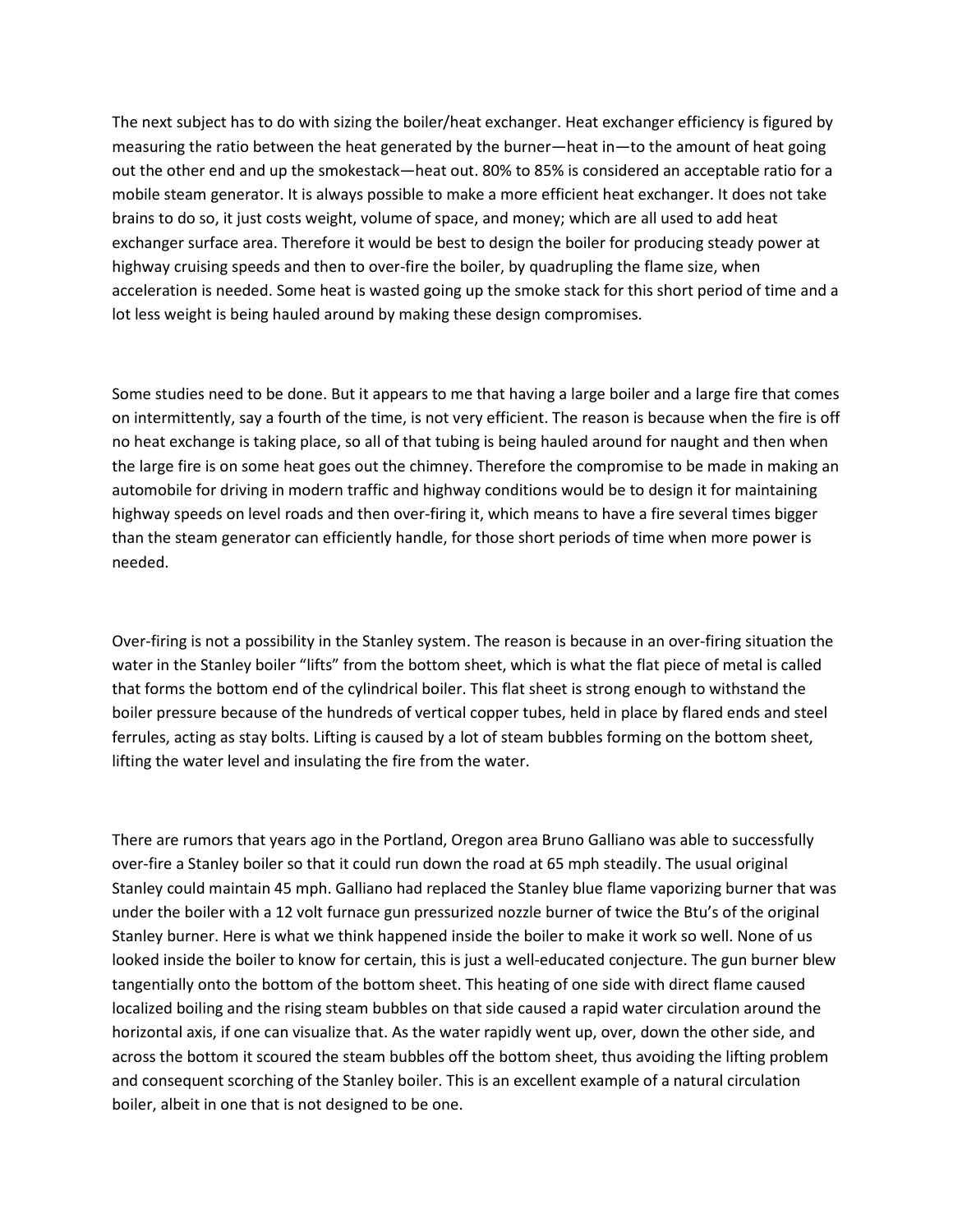The next subject has to do with sizing the boiler/heat exchanger. Heat exchanger efficiency is figured by measuring the ratio between the heat generated by the burner—heat in—to the amount of heat going out the other end and up the smokestack—heat out. 80% to 85% is considered an acceptable ratio for a mobile steam generator. It is always possible to make a more efficient heat exchanger. It does not take brains to do so, it just costs weight, volume of space, and money; which are all used to add heat exchanger surface area. Therefore it would be best to design the boiler for producing steady power at highway cruising speeds and then to over-fire the boiler, by quadrupling the flame size, when acceleration is needed. Some heat is wasted going up the smoke stack for this short period of time and a lot less weight is being hauled around by making these design compromises.

Some studies need to be done. But it appears to me that having a large boiler and a large fire that comes on intermittently, say a fourth of the time, is not very efficient. The reason is because when the fire is off no heat exchange is taking place, so all of that tubing is being hauled around for naught and then when the large fire is on some heat goes out the chimney. Therefore the compromise to be made in making an automobile for driving in modern traffic and highway conditions would be to design it for maintaining highway speeds on level roads and then over-firing it, which means to have a fire several times bigger than the steam generator can efficiently handle, for those short periods of time when more power is needed.

Over-firing is not a possibility in the Stanley system. The reason is because in an over-firing situation the water in the Stanley boiler "lifts" from the bottom sheet, which is what the flat piece of metal is called that forms the bottom end of the cylindrical boiler. This flat sheet is strong enough to withstand the boiler pressure because of the hundreds of vertical copper tubes, held in place by flared ends and steel ferrules, acting as stay bolts. Lifting is caused by a lot of steam bubbles forming on the bottom sheet, lifting the water level and insulating the fire from the water.

There are rumors that years ago in the Portland, Oregon area Bruno Galliano was able to successfully over-fire a Stanley boiler so that it could run down the road at 65 mph steadily. The usual original Stanley could maintain 45 mph. Galliano had replaced the Stanley blue flame vaporizing burner that was under the boiler with a 12 volt furnace gun pressurized nozzle burner of twice the Btu's of the original Stanley burner. Here is what we think happened inside the boiler to make it work so well. None of us looked inside the boiler to know for certain, this is just a well-educated conjecture. The gun burner blew tangentially onto the bottom of the bottom sheet. This heating of one side with direct flame caused localized boiling and the rising steam bubbles on that side caused a rapid water circulation around the horizontal axis, if one can visualize that. As the water rapidly went up, over, down the other side, and across the bottom it scoured the steam bubbles off the bottom sheet, thus avoiding the lifting problem and consequent scorching of the Stanley boiler. This is an excellent example of a natural circulation boiler, albeit in one that is not designed to be one.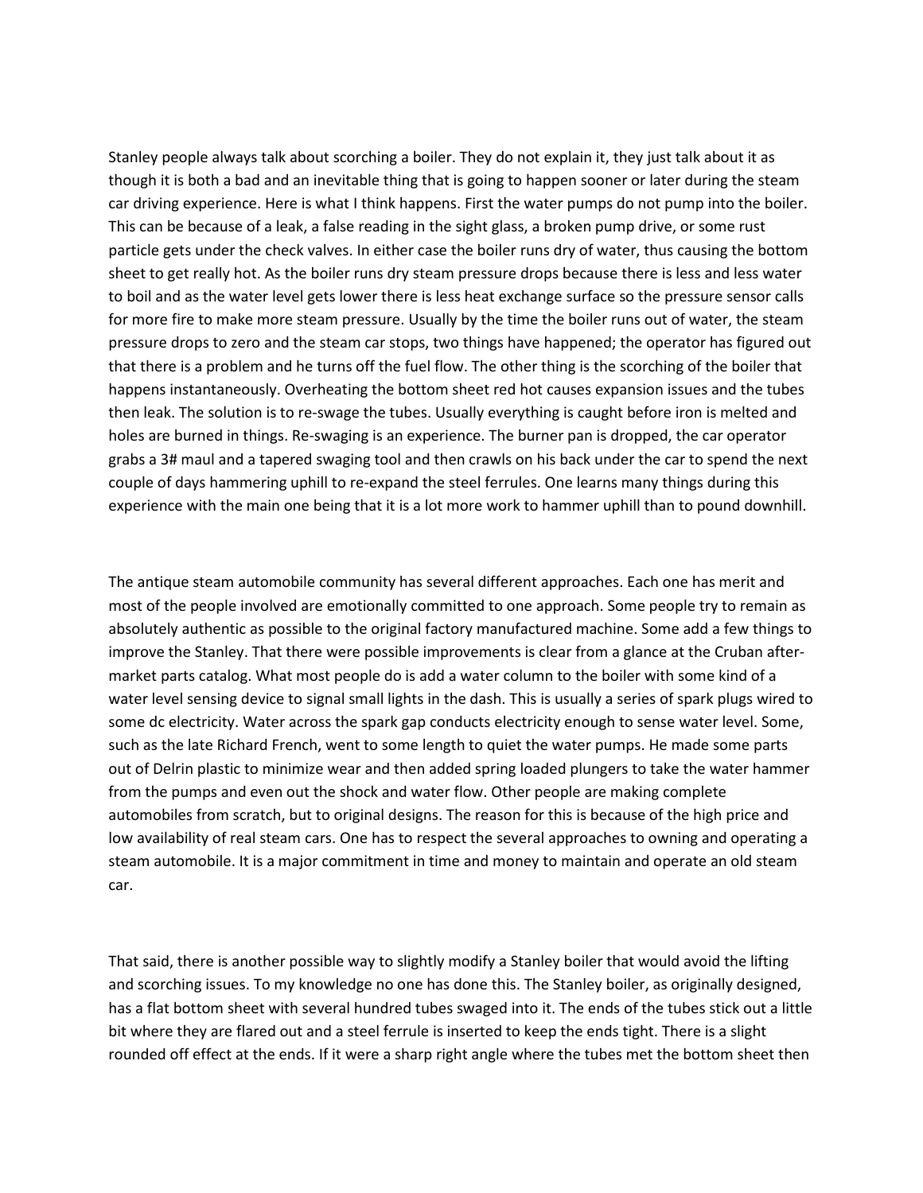Stanley people always talk about scorching a boiler. They do not explain it, they just talk about it as though it is both a bad and an inevitable thing that is going to happen sooner or later during the steam car driving experience. Here is what I think happens. First the water pumps do not pump into the boiler. This can be because of a leak, a false reading in the sight glass, a broken pump drive, or some rust particle gets under the check valves. In either case the boiler runs dry of water, thus causing the bottom sheet to get really hot. As the boiler runs dry steam pressure drops because there is less and less water to boil and as the water level gets lower there is less heat exchange surface so the pressure sensor calls for more fire to make more steam pressure. Usually by the time the boiler runs out of water, the steam pressure drops to zero and the steam car stops, two things have happened; the operator has figured out that there is a problem and he turns off the fuel flow. The other thing is the scorching of the boiler that happens instantaneously. Overheating the bottom sheet red hot causes expansion issues and the tubes then leak. The solution is to re-swage the tubes. Usually everything is caught before iron is melted and holes are burned in things. Re-swaging is an experience. The burner pan is dropped, the car operator grabs a 3# maul and a tapered swaging tool and then crawls on his back under the car to spend the next couple of days hammering uphill to re-expand the steel ferrules. One learns many things during this experience with the main one being that it is a lot more work to hammer uphill than to pound downhill.

The antique steam automobile community has several different approaches. Each one has merit and most of the people involved are emotionally committed to one approach. Some people try to remain as absolutely authentic as possible to the original factory manufactured machine. Some add a few things to improve the Stanley. That there were possible improvements is clear from a glance at the Cruban after-market parts catalog. What most people do is add a water column to the boiler with some kind of a water level sensing device to signal small lights in the dash. This is usually a series of spark plugs wired to some dc electricity. Water across the spark gap conducts electricity enough to sense water level. Some, such as the late Richard French, went to some length to quiet the water pumps. He made some parts out of Delrin plastic to minimize wear and then added spring loaded plungers to take the water hammer from the pumps and even out the shock and water flow. Other people are making complete automobiles from scratch, but to original designs. The reason for this is because of the high price and low availability of real steam cars. One has to respect the several approaches to owning and operating a steam automobile. It is a major commitment in time and money to maintain and operate an old steam car.

That said, there is another possible way to slightly modify a Stanley boiler that would avoid the lifting and scorching issues. To my knowledge no one has done this. The Stanley boiler, as originally designed, has a flat bottom sheet with several hundred tubes swaged into it. The ends of the tubes stick out a little bit where they are flared out and a steel ferrule is inserted to keep the ends tight. There is a slight rounded off effect at the ends. If it were a sharp right angle where the tubes met the bottom sheet then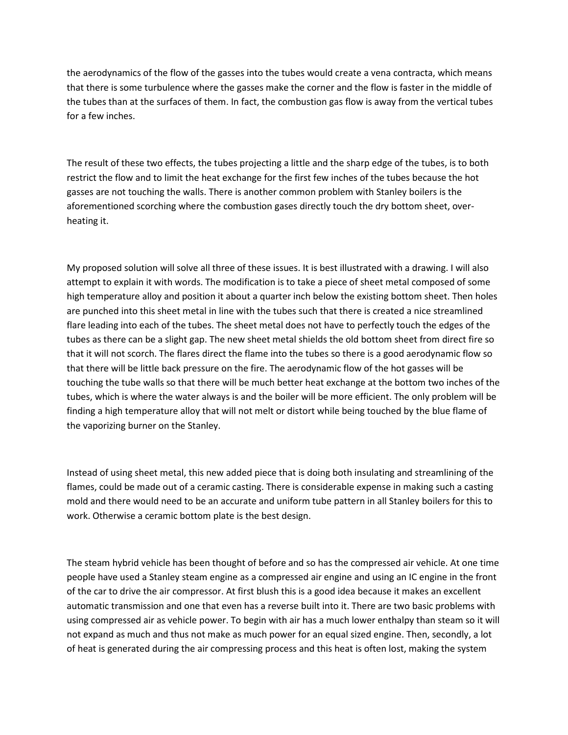the aerodynamics of the flow of the gasses into the tubes would create a vena contracta, which means that there is some turbulence where the gasses make the corner and the flow is faster in the middle of the tubes than at the surfaces of them. In fact, the combustion gas flow is away from the vertical tubes for a few inches.

The result of these two effects, the tubes projecting a little and the sharp edge of the tubes, is to both restrict the flow and to limit the heat exchange for the first few inches of the tubes because the hot gasses are not touching the walls. There is another common problem with Stanley boilers is the aforementioned scorching where the combustion gases directly touch the dry bottom sheet, over-heating it.

My proposed solution will solve all three of these issues. It is best illustrated with a drawing. I will also attempt to explain it with words. The modification is to take a piece of sheet metal composed of some high temperature alloy and position it about a quarter inch below the existing bottom sheet. Then holes are punched into this sheet metal in line with the tubes such that there is created a nice streamlined flare leading into each of the tubes. The sheet metal does not have to perfectly touch the edges of the tubes as there can be a slight gap. The new sheet metal shields the old bottom sheet from direct fire so that it will not scorch. The flares direct the flame into the tubes so there is a good aerodynamic flow so that there will be little back pressure on the fire. The aerodynamic flow of the hot gasses will be touching the tube walls so that there will be much better heat exchange at the bottom two inches of the tubes, which is where the water always is and the boiler will be more efficient. The only problem will be finding a high temperature alloy that will not melt or distort while being touched by the blue flame of the vaporizing burner on the Stanley.

Instead of using sheet metal, this new added piece that is doing both insulating and streamlining of the flames, could be made out of a ceramic casting. There is considerable expense in making such a casting mold and there would need to be an accurate and uniform tube pattern in all Stanley boilers for this to work. Otherwise a ceramic bottom plate is the best design.

The steam hybrid vehicle has been thought of before and so has the compressed air vehicle. At one time people have used a Stanley steam engine as a compressed air engine and using an IC engine in the front of the car to drive the air compressor. At first blush this is a good idea because it makes an excellent automatic transmission and one that even has a reverse built into it. There are two basic problems with using compressed air as vehicle power. To begin with air has a much lower enthalpy than steam so it will not expand as much and thus not make as much power for an equal sized engine. Then, secondly, a lot of heat is generated during the air compressing process and this heat is often lost, making the system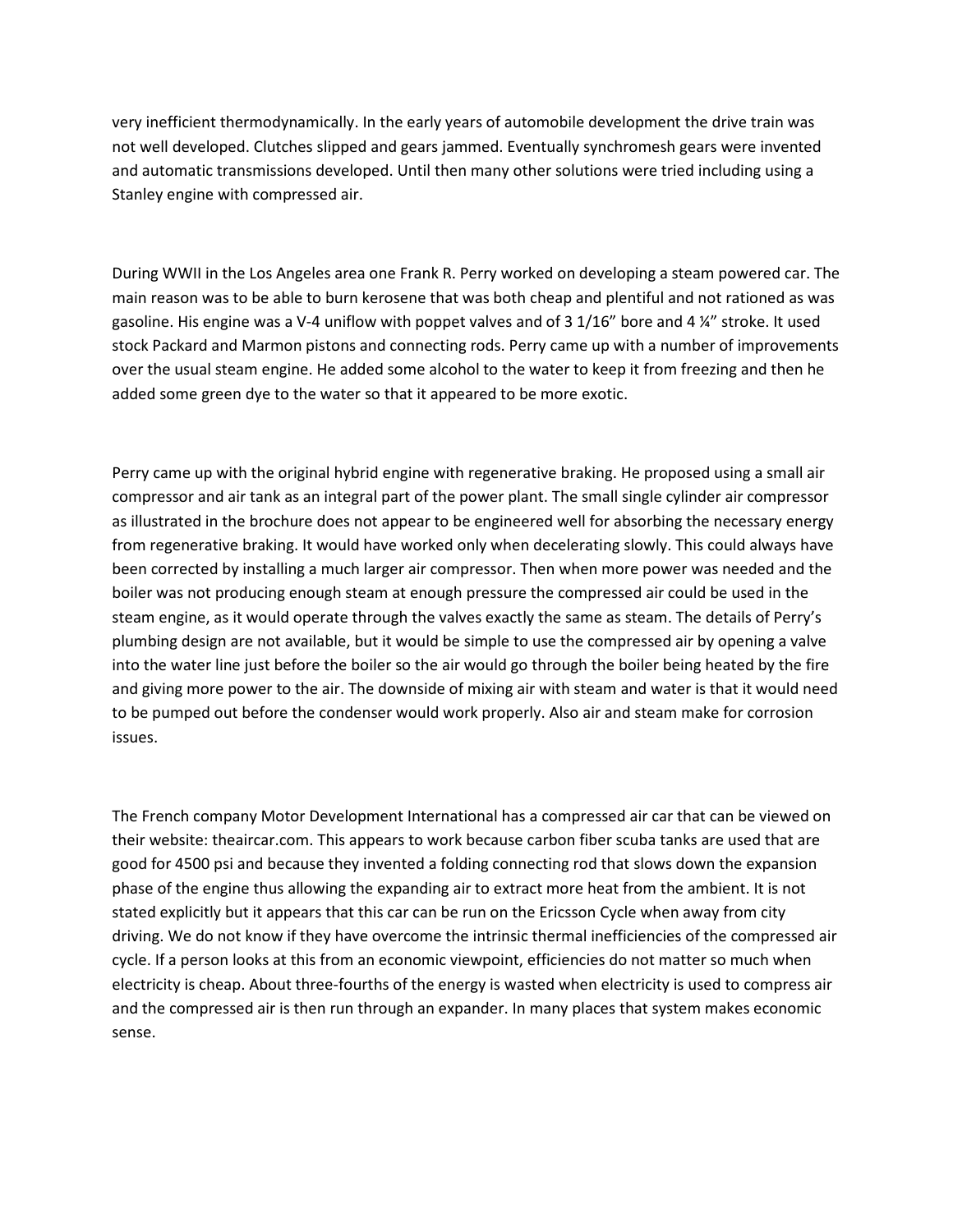very inefficient thermodynamically. In the early years of automobile development the drive train was not well developed. Clutches slipped and gears jammed. Eventually synchromesh gears were invented and automatic transmissions developed. Until then many other solutions were tried including using a Stanley engine with compressed air.

During WWII in the Los Angeles area one Frank R. Perry worked on developing a steam powered car. The main reason was to be able to burn kerosene that was both cheap and plentiful and not rationed as was gasoline. His engine was a V-4 uniflow with poppet valves and of 3 1/16" bore and 4 ¼" stroke. It used stock Packard and Marmon pistons and connecting rods. Perry came up with a number of improvements over the usual steam engine. He added some alcohol to the water to keep it from freezing and then he added some green dye to the water so that it appeared to be more exotic.

Perry came up with the original hybrid engine with regenerative braking. He proposed using a small air compressor and air tank as an integral part of the power plant. The small single cylinder air compressor as illustrated in the brochure does not appear to be engineered well for absorbing the necessary energy from regenerative braking. It would have worked only when decelerating slowly. This could always have been corrected by installing a much larger air compressor. Then when more power was needed and the boiler was not producing enough steam at enough pressure the compressed air could be used in the steam engine, as it would operate through the valves exactly the same as steam. The details of Perry's plumbing design are not available, but it would be simple to use the compressed air by opening a valve into the water line just before the boiler so the air would go through the boiler being heated by the fire and giving more power to the air. The downside of mixing air with steam and water is that it would need to be pumped out before the condenser would work properly. Also air and steam make for corrosion issues.

The French company Motor Development International has a compressed air car that can be viewed on their website: theaircar.com. This appears to work because carbon fiber scuba tanks are used that are good for 4500 psi and because they invented a folding connecting rod that slows down the expansion phase of the engine thus allowing the expanding air to extract more heat from the ambient. It is not stated explicitly but it appears that this car can be run on the Ericsson Cycle when away from city driving. We do not know if they have overcome the intrinsic thermal inefficiencies of the compressed air cycle. If a person looks at this from an economic viewpoint, efficiencies do not matter so much when electricity is cheap. About three-fourths of the energy is wasted when electricity is used to compress air and the compressed air is then run through an expander. In many places that system makes economic sense.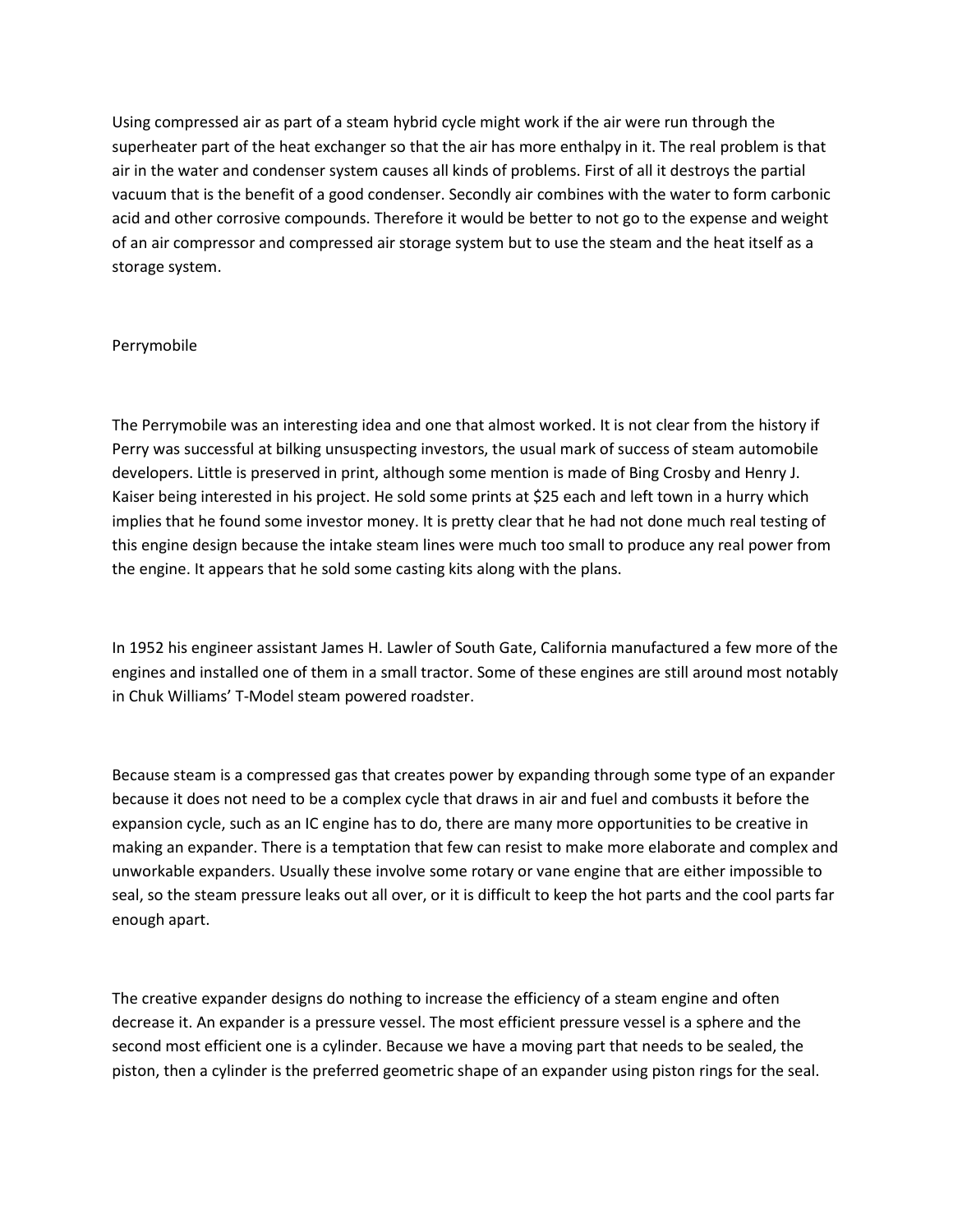Using compressed air as part of a steam hybrid cycle might work if the air were run through the superheater part of the heat exchanger so that the air has more enthalpy in it. The real problem is that air in the water and condenser system causes all kinds of problems. First of all it destroys the partial vacuum that is the benefit of a good condenser. Secondly air combines with the water to form carbonic acid and other corrosive compounds. Therefore it would be better to not go to the expense and weight of an air compressor and compressed air storage system but to use the steam and the heat itself as a storage system.

## Perrymobile

The Perrymobile was an interesting idea and one that almost worked. It is not clear from the history if Perry was successful at bilking unsuspecting investors, the usual mark of success of steam automobile developers. Little is preserved in print, although some mention is made of Bing Crosby and Henry J. Kaiser being interested in his project. He sold some prints at $25 each and left town in a hurry which implies that he found some investor money. It is pretty clear that he had not done much real testing of this engine design because the intake steam lines were much too small to produce any real power from the engine. It appears that he sold some casting kits along with the plans.

In 1952 his engineer assistant James H. Lawler of South Gate, California manufactured a few more of the engines and installed one of them in a small tractor. Some of these engines are still around most notably in Chuk Williams' T-Model steam powered roadster.

Because steam is a compressed gas that creates power by expanding through some type of an expander because it does not need to be a complex cycle that draws in air and fuel and combusts it before the expansion cycle, such as an IC engine has to do, there are many more opportunities to be creative in making an expander. There is a temptation that few can resist to make more elaborate and complex and unworkable expanders. Usually these involve some rotary or vane engine that are either impossible to seal, so the steam pressure leaks out all over, or it is difficult to keep the hot parts and the cool parts far enough apart.

The creative expander designs do nothing to increase the efficiency of a steam engine and often decrease it. An expander is a pressure vessel. The most efficient pressure vessel is a sphere and the second most efficient one is a cylinder. Because we have a moving part that needs to be sealed, the piston, then a cylinder is the preferred geometric shape of an expander using piston rings for the seal.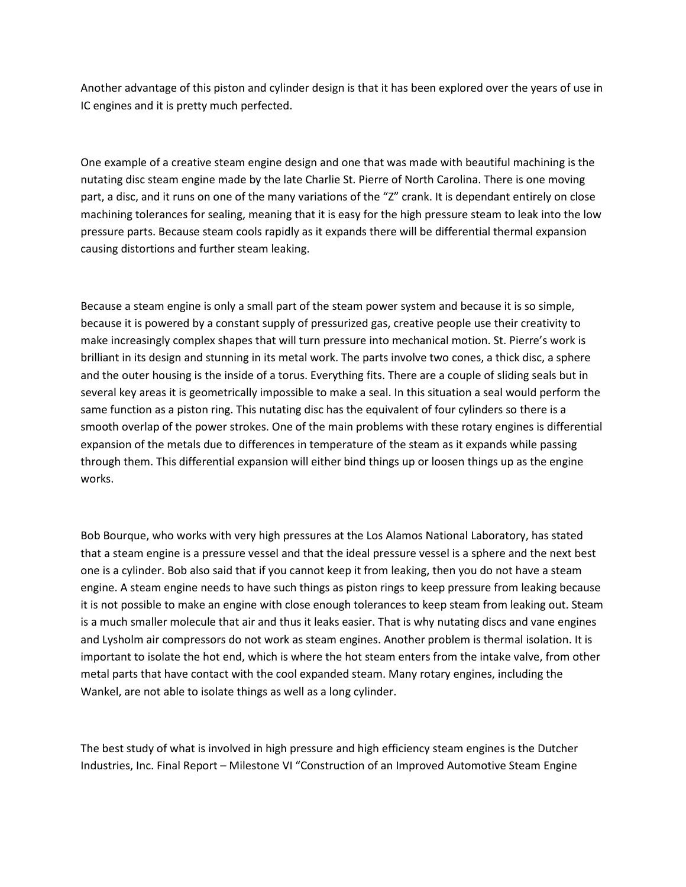Another advantage of this piston and cylinder design is that it has been explored over the years of use in IC engines and it is pretty much perfected.

One example of a creative steam engine design and one that was made with beautiful machining is the nutating disc steam engine made by the late Charlie St. Pierre of North Carolina. There is one moving part, a disc, and it runs on one of the many variations of the "Z" crank. It is dependant entirely on close machining tolerances for sealing, meaning that it is easy for the high pressure steam to leak into the low pressure parts. Because steam cools rapidly as it expands there will be differential thermal expansion causing distortions and further steam leaking.

Because a steam engine is only a small part of the steam power system and because it is so simple, because it is powered by a constant supply of pressurized gas, creative people use their creativity to make increasingly complex shapes that will turn pressure into mechanical motion. St. Pierre's work is brilliant in its design and stunning in its metal work. The parts involve two cones, a thick disc, a sphere and the outer housing is the inside of a torus. Everything fits. There are a couple of sliding seals but in several key areas it is geometrically impossible to make a seal. In this situation a seal would perform the same function as a piston ring. This nutating disc has the equivalent of four cylinders so there is a smooth overlap of the power strokes. One of the main problems with these rotary engines is differential expansion of the metals due to differences in temperature of the steam as it expands while passing through them. This differential expansion will either bind things up or loosen things up as the engine works.

Bob Bourque, who works with very high pressures at the Los Alamos National Laboratory, has stated that a steam engine is a pressure vessel and that the ideal pressure vessel is a sphere and the next best one is a cylinder. Bob also said that if you cannot keep it from leaking, then you do not have a steam engine. A steam engine needs to have such things as piston rings to keep pressure from leaking because it is not possible to make an engine with close enough tolerances to keep steam from leaking out. Steam is a much smaller molecule that air and thus it leaks easier. That is why nutating discs and vane engines and Lysholm air compressors do not work as steam engines. Another problem is thermal isolation. It is important to isolate the hot end, which is where the hot steam enters from the intake valve, from other metal parts that have contact with the cool expanded steam. Many rotary engines, including the Wankel, are not able to isolate things as well as a long cylinder.

The best study of what is involved in high pressure and high efficiency steam engines is the Dutcher Industries, Inc. Final Report – Milestone VI "Construction of an Improved Automotive Steam Engine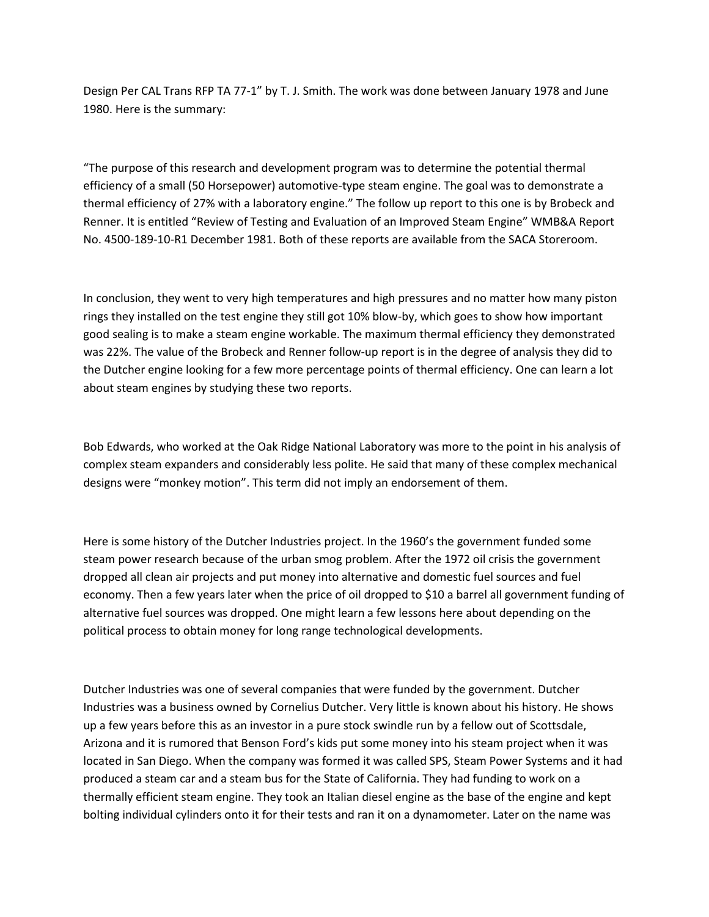Design Per CAL Trans RFP TA 77-1" by T. J. Smith. The work was done between January 1978 and June 1980. Here is the summary:

"The purpose of this research and development program was to determine the potential thermal efficiency of a small (50 Horsepower) automotive-type steam engine. The goal was to demonstrate a thermal efficiency of 27% with a laboratory engine." The follow up report to this one is by Brobeck and Renner. It is entitled "Review of Testing and Evaluation of an Improved Steam Engine" WMB&A Report No. 4500-189-10-R1 December 1981. Both of these reports are available from the SACA Storeroom.

In conclusion, they went to very high temperatures and high pressures and no matter how many piston rings they installed on the test engine they still got 10% blow-by, which goes to show how important good sealing is to make a steam engine workable. The maximum thermal efficiency they demonstrated was 22%. The value of the Brobeck and Renner follow-up report is in the degree of analysis they did to the Dutcher engine looking for a few more percentage points of thermal efficiency. One can learn a lot about steam engines by studying these two reports.

Bob Edwards, who worked at the Oak Ridge National Laboratory was more to the point in his analysis of complex steam expanders and considerably less polite. He said that many of these complex mechanical designs were "monkey motion". This term did not imply an endorsement of them.

Here is some history of the Dutcher Industries project. In the 1960's the government funded some steam power research because of the urban smog problem. After the 1972 oil crisis the government dropped all clean air projects and put money into alternative and domestic fuel sources and fuel economy. Then a few years later when the price of oil dropped to $10 a barrel all government funding of alternative fuel sources was dropped. One might learn a few lessons here about depending on the political process to obtain money for long range technological developments.

Dutcher Industries was one of several companies that were funded by the government. Dutcher Industries was a business owned by Cornelius Dutcher. Very little is known about his history. He shows up a few years before this as an investor in a pure stock swindle run by a fellow out of Scottsdale, Arizona and it is rumored that Benson Ford's kids put some money into his steam project when it was located in San Diego. When the company was formed it was called SPS, Steam Power Systems and it had produced a steam car and a steam bus for the State of California. They had funding to work on a thermally efficient steam engine. They took an Italian diesel engine as the base of the engine and kept bolting individual cylinders onto it for their tests and ran it on a dynamometer. Later on the name was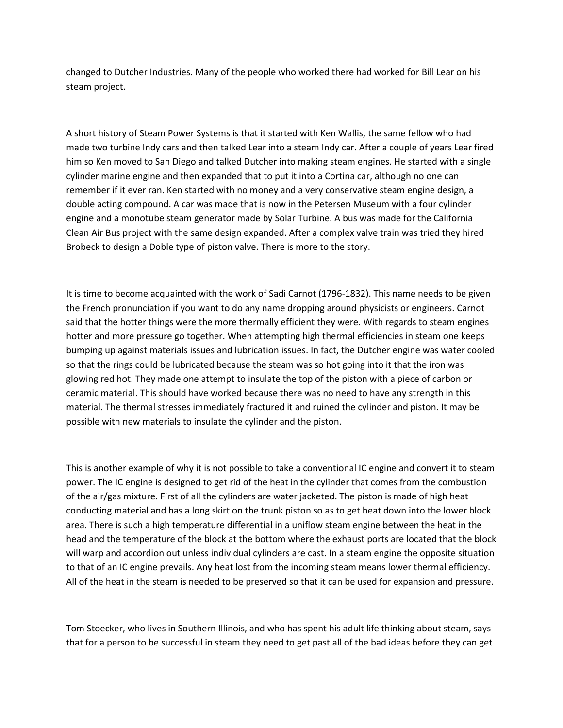changed to Dutcher Industries. Many of the people who worked there had worked for Bill Lear on his steam project.

A short history of Steam Power Systems is that it started with Ken Wallis, the same fellow who had made two turbine Indy cars and then talked Lear into a steam Indy car. After a couple of years Lear fired him so Ken moved to San Diego and talked Dutcher into making steam engines. He started with a single cylinder marine engine and then expanded that to put it into a Cortina car, although no one can remember if it ever ran. Ken started with no money and a very conservative steam engine design, a double acting compound. A car was made that is now in the Petersen Museum with a four cylinder engine and a monotube steam generator made by Solar Turbine. A bus was made for the California Clean Air Bus project with the same design expanded. After a complex valve train was tried they hired Brobeck to design a Doble type of piston valve. There is more to the story.

It is time to become acquainted with the work of Sadi Carnot (1796-1832). This name needs to be given the French pronunciation if you want to do any name dropping around physicists or engineers. Carnot said that the hotter things were the more thermally efficient they were. With regards to steam engines hotter and more pressure go together. When attempting high thermal efficiencies in steam one keeps bumping up against materials issues and lubrication issues. In fact, the Dutcher engine was water cooled so that the rings could be lubricated because the steam was so hot going into it that the iron was glowing red hot. They made one attempt to insulate the top of the piston with a piece of carbon or ceramic material. This should have worked because there was no need to have any strength in this material. The thermal stresses immediately fractured it and ruined the cylinder and piston. It may be possible with new materials to insulate the cylinder and the piston.

This is another example of why it is not possible to take a conventional IC engine and convert it to steam power. The IC engine is designed to get rid of the heat in the cylinder that comes from the combustion of the air/gas mixture. First of all the cylinders are water jacketed. The piston is made of high heat conducting material and has a long skirt on the trunk piston so as to get heat down into the lower block area. There is such a high temperature differential in a uniflow steam engine between the heat in the head and the temperature of the block at the bottom where the exhaust ports are located that the block will warp and accordion out unless individual cylinders are cast. In a steam engine the opposite situation to that of an IC engine prevails. Any heat lost from the incoming steam means lower thermal efficiency. All of the heat in the steam is needed to be preserved so that it can be used for expansion and pressure.

Tom Stoecker, who lives in Southern Illinois, and who has spent his adult life thinking about steam, says that for a person to be successful in steam they need to get past all of the bad ideas before they can get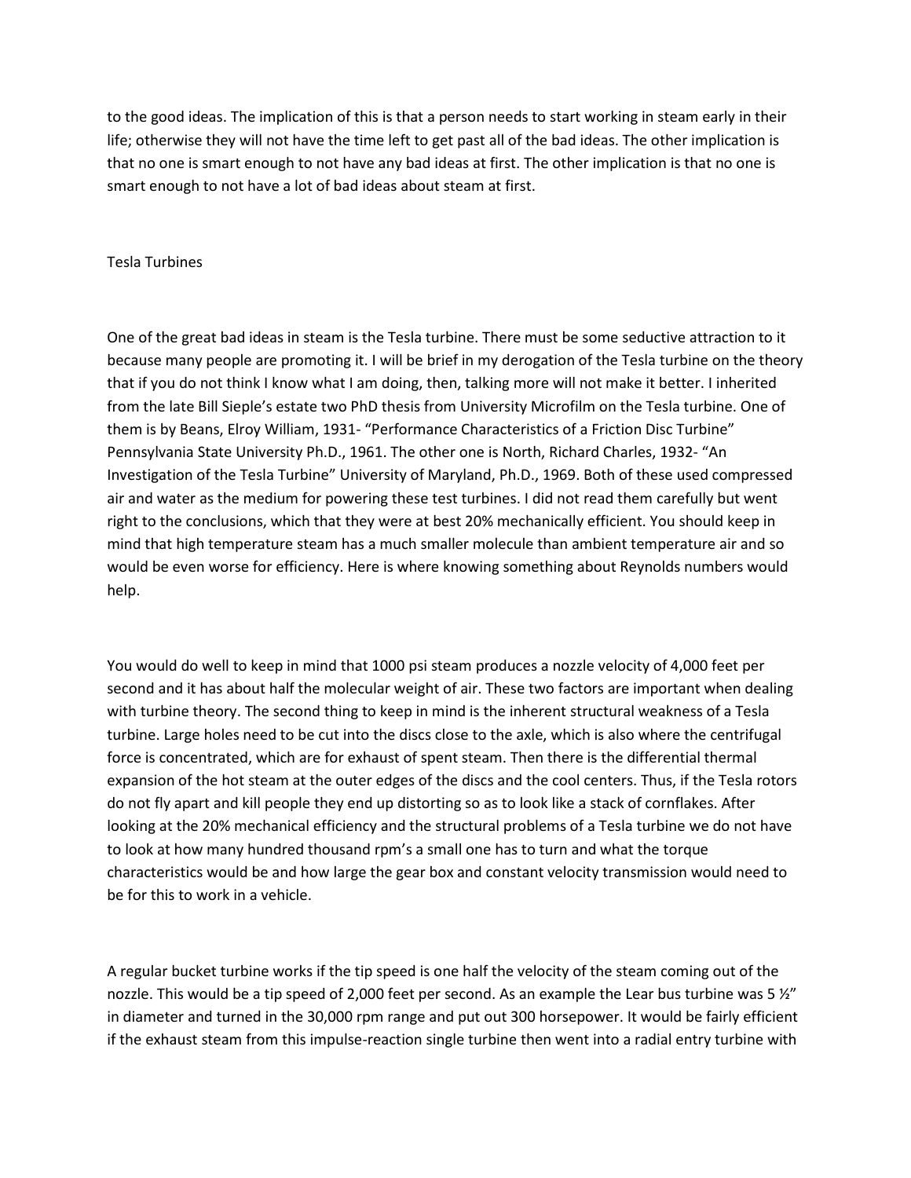to the good ideas. The implication of this is that a person needs to start working in steam early in their life; otherwise they will not have the time left to get past all of the bad ideas. The other implication is that no one is smart enough to not have any bad ideas at first. The other implication is that no one is smart enough to not have a lot of bad ideas about steam at first.

## Tesla Turbines

One of the great bad ideas in steam is the Tesla turbine. There must be some seductive attraction to it because many people are promoting it. I will be brief in my derogation of the Tesla turbine on the theory that if you do not think I know what I am doing, then, talking more will not make it better. I inherited from the late Bill Sieple's estate two PhD thesis from University Microfilm on the Tesla turbine. One of them is by Beans, Elroy William, 1931- "Performance Characteristics of a Friction Disc Turbine" Pennsylvania State University Ph.D., 1961. The other one is North, Richard Charles, 1932- "An Investigation of the Tesla Turbine" University of Maryland, Ph.D., 1969. Both of these used compressed air and water as the medium for powering these test turbines. I did not read them carefully but went right to the conclusions, which that they were at best 20% mechanically efficient. You should keep in mind that high temperature steam has a much smaller molecule than ambient temperature air and so would be even worse for efficiency. Here is where knowing something about Reynolds numbers would help.

You would do well to keep in mind that 1000 psi steam produces a nozzle velocity of 4,000 feet per second and it has about half the molecular weight of air. These two factors are important when dealing with turbine theory. The second thing to keep in mind is the inherent structural weakness of a Tesla turbine. Large holes need to be cut into the discs close to the axle, which is also where the centrifugal force is concentrated, which are for exhaust of spent steam. Then there is the differential thermal expansion of the hot steam at the outer edges of the discs and the cool centers. Thus, if the Tesla rotors do not fly apart and kill people they end up distorting so as to look like a stack of cornflakes. After looking at the 20% mechanical efficiency and the structural problems of a Tesla turbine we do not have to look at how many hundred thousand rpm's a small one has to turn and what the torque characteristics would be and how large the gear box and constant velocity transmission would need to be for this to work in a vehicle.

A regular bucket turbine works if the tip speed is one half the velocity of the steam coming out of the nozzle. This would be a tip speed of 2,000 feet per second. As an example the Lear bus turbine was 5 ½" in diameter and turned in the 30,000 rpm range and put out 300 horsepower. It would be fairly efficient if the exhaust steam from this impulse-reaction single turbine then went into a radial entry turbine with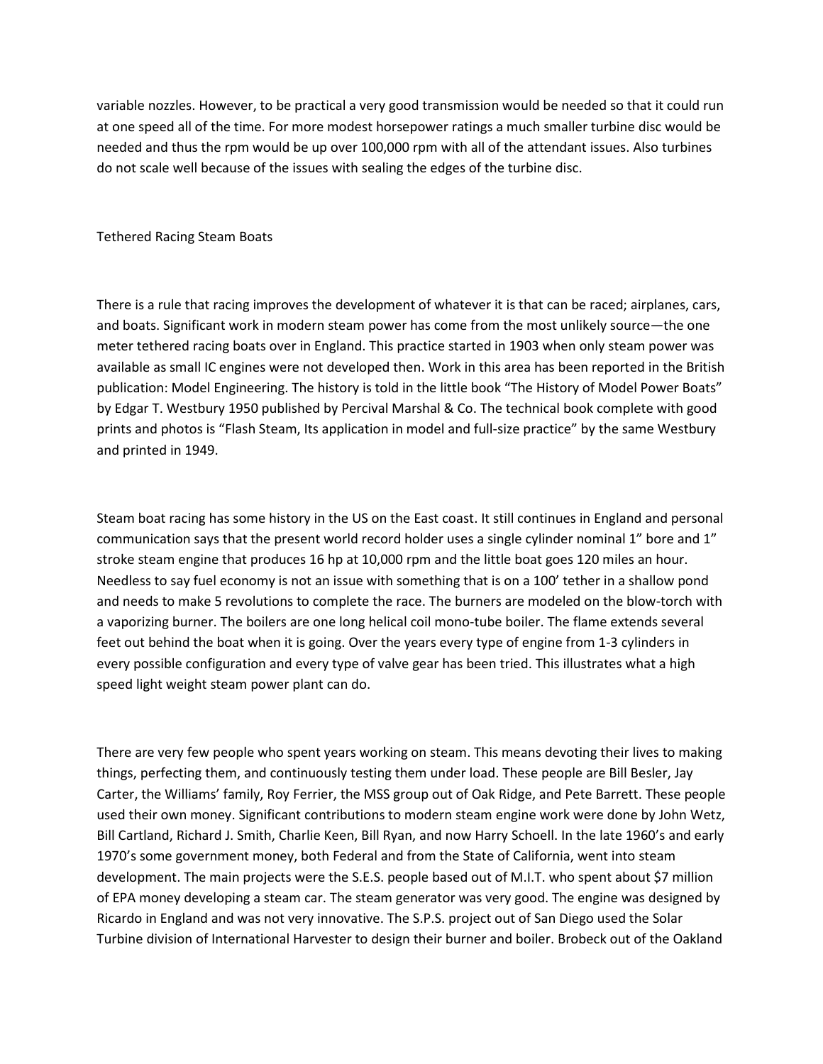variable nozzles. However, to be practical a very good transmission would be needed so that it could run at one speed all of the time. For more modest horsepower ratings a much smaller turbine disc would be needed and thus the rpm would be up over 100,000 rpm with all of the attendant issues. Also turbines do not scale well because of the issues with sealing the edges of the turbine disc.

## Tethered Racing Steam Boats

There is a rule that racing improves the development of whatever it is that can be raced; airplanes, cars, and boats. Significant work in modern steam power has come from the most unlikely source—the one meter tethered racing boats over in England. This practice started in 1903 when only steam power was available as small IC engines were not developed then. Work in this area has been reported in the British publication: Model Engineering. The history is told in the little book "The History of Model Power Boats" by Edgar T. Westbury 1950 published by Percival Marshal & Co. The technical book complete with good prints and photos is "Flash Steam, Its application in model and full-size practice" by the same Westbury and printed in 1949.

Steam boat racing has some history in the US on the East coast. It still continues in England and personal communication says that the present world record holder uses a single cylinder nominal 1" bore and 1" stroke steam engine that produces 16 hp at 10,000 rpm and the little boat goes 120 miles an hour. Needless to say fuel economy is not an issue with something that is on a 100' tether in a shallow pond and needs to make 5 revolutions to complete the race. The burners are modeled on the blow-torch with a vaporizing burner. The boilers are one long helical coil mono-tube boiler. The flame extends several feet out behind the boat when it is going. Over the years every type of engine from 1-3 cylinders in every possible configuration and every type of valve gear has been tried. This illustrates what a high speed light weight steam power plant can do.

There are very few people who spent years working on steam. This means devoting their lives to making things, perfecting them, and continuously testing them under load. These people are Bill Besler, Jay Carter, the Williams' family, Roy Ferrier, the MSS group out of Oak Ridge, and Pete Barrett. These people used their own money. Significant contributions to modern steam engine work were done by John Wetz, Bill Cartland, Richard J. Smith, Charlie Keen, Bill Ryan, and now Harry Schoell. In the late 1960's and early 1970's some government money, both Federal and from the State of California, went into steam development. The main projects were the S.E.S. people based out of M.I.T. who spent about $7 million of EPA money developing a steam car. The steam generator was very good. The engine was designed by Ricardo in England and was not very innovative. The S.P.S. project out of San Diego used the Solar Turbine division of International Harvester to design their burner and boiler. Brobeck out of the Oakland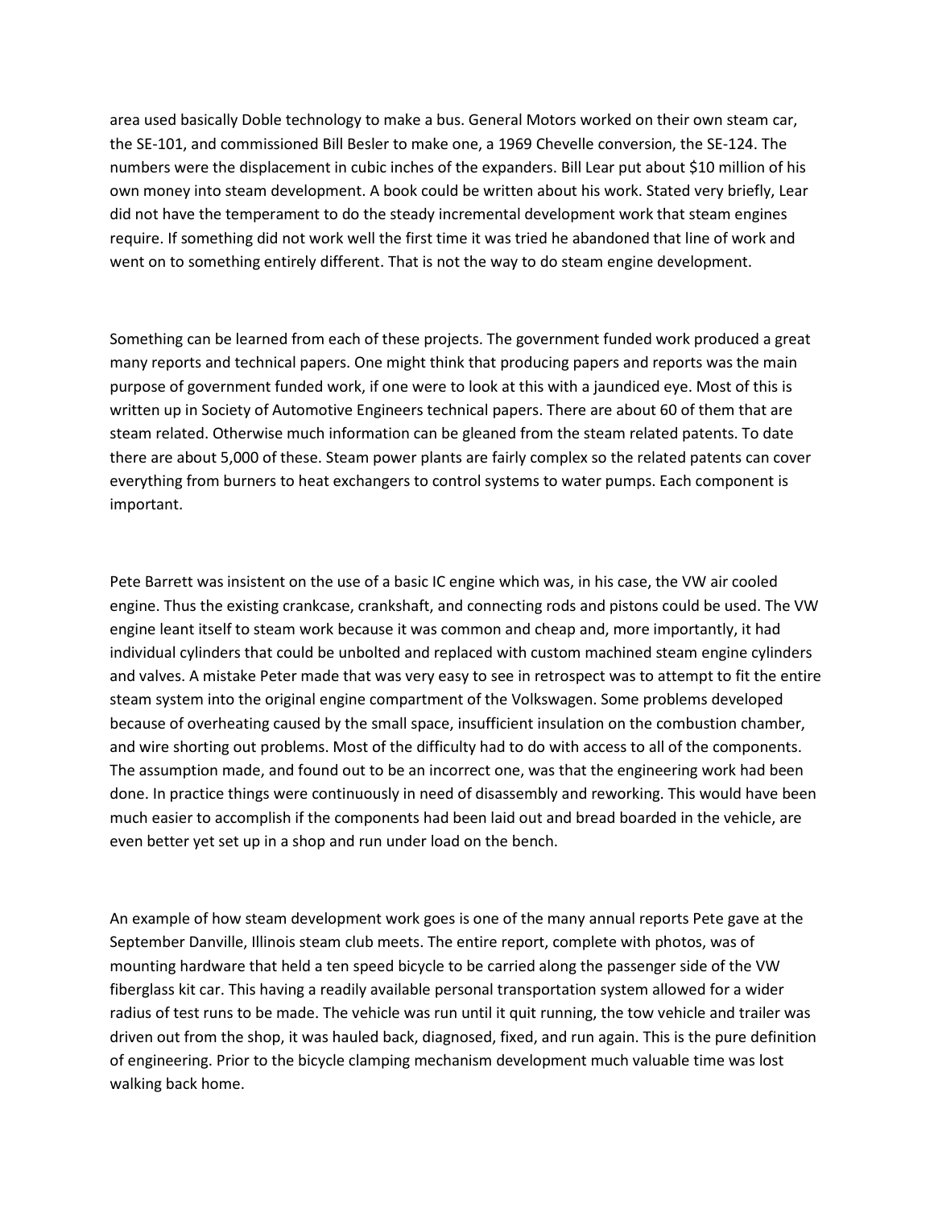area used basically Doble technology to make a bus. General Motors worked on their own steam car, the SE-101, and commissioned Bill Besler to make one, a 1969 Chevelle conversion, the SE-124. The numbers were the displacement in cubic inches of the expanders. Bill Lear put about $10 million of his own money into steam development. A book could be written about his work. Stated very briefly, Lear did not have the temperament to do the steady incremental development work that steam engines require. If something did not work well the first time it was tried he abandoned that line of work and went on to something entirely different. That is not the way to do steam engine development.

Something can be learned from each of these projects. The government funded work produced a great many reports and technical papers. One might think that producing papers and reports was the main purpose of government funded work, if one were to look at this with a jaundiced eye. Most of this is written up in Society of Automotive Engineers technical papers. There are about 60 of them that are steam related. Otherwise much information can be gleaned from the steam related patents. To date there are about 5,000 of these. Steam power plants are fairly complex so the related patents can cover everything from burners to heat exchangers to control systems to water pumps. Each component is important.

Pete Barrett was insistent on the use of a basic IC engine which was, in his case, the VW air cooled engine. Thus the existing crankcase, crankshaft, and connecting rods and pistons could be used. The VW engine leant itself to steam work because it was common and cheap and, more importantly, it had individual cylinders that could be unbolted and replaced with custom machined steam engine cylinders and valves. A mistake Peter made that was very easy to see in retrospect was to attempt to fit the entire steam system into the original engine compartment of the Volkswagen. Some problems developed because of overheating caused by the small space, insufficient insulation on the combustion chamber, and wire shorting out problems. Most of the difficulty had to do with access to all of the components. The assumption made, and found out to be an incorrect one, was that the engineering work had been done. In practice things were continuously in need of disassembly and reworking. This would have been much easier to accomplish if the components had been laid out and bread boarded in the vehicle, are even better yet set up in a shop and run under load on the bench.

An example of how steam development work goes is one of the many annual reports Pete gave at the September Danville, Illinois steam club meets. The entire report, complete with photos, was of mounting hardware that held a ten speed bicycle to be carried along the passenger side of the VW fiberglass kit car. This having a readily available personal transportation system allowed for a wider radius of test runs to be made. The vehicle was run until it quit running, the tow vehicle and trailer was driven out from the shop, it was hauled back, diagnosed, fixed, and run again. This is the pure definition of engineering. Prior to the bicycle clamping mechanism development much valuable time was lost walking back home.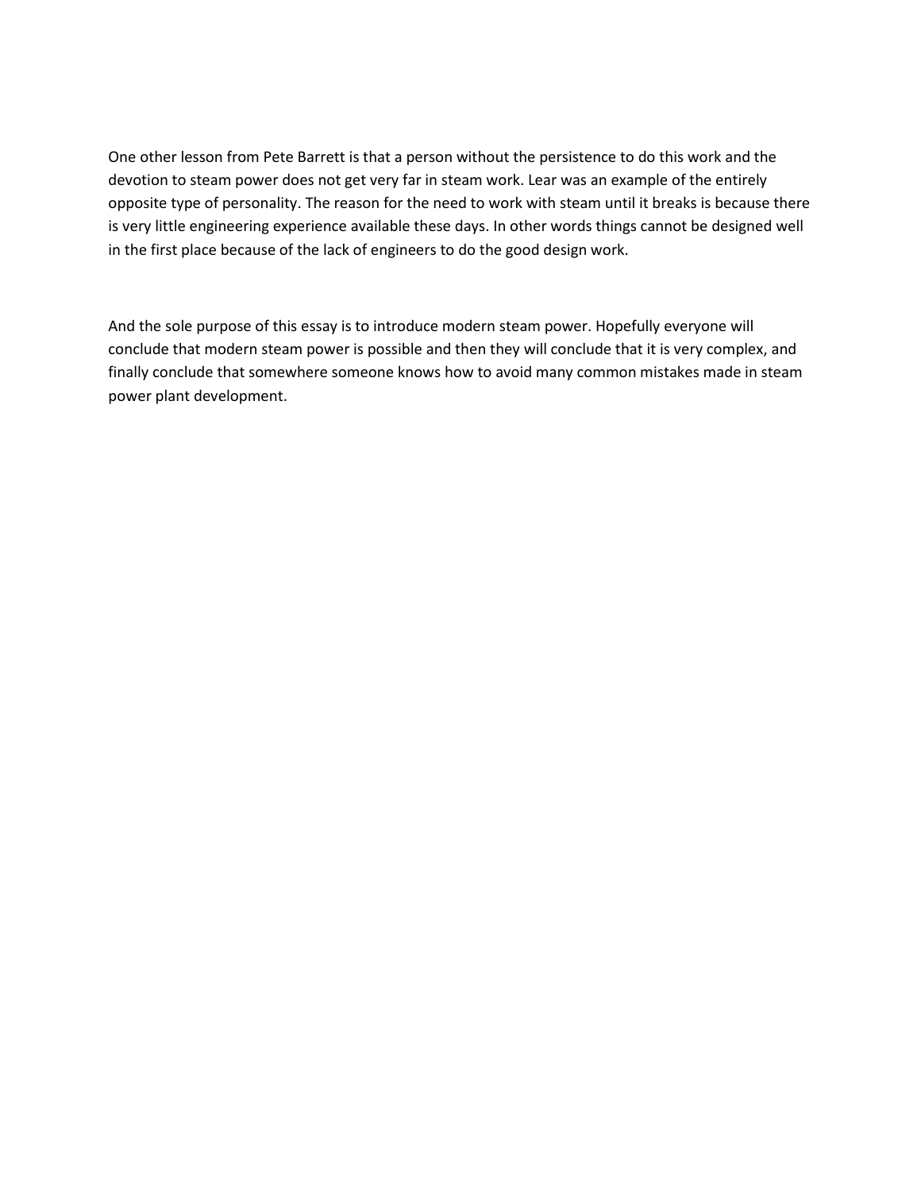One other lesson from Pete Barrett is that a person without the persistence to do this work and the devotion to steam power does not get very far in steam work. Lear was an example of the entirely opposite type of personality. The reason for the need to work with steam until it breaks is because there is very little engineering experience available these days. In other words things cannot be designed well in the first place because of the lack of engineers to do the good design work.

And the sole purpose of this essay is to introduce modern steam power. Hopefully everyone will conclude that modern steam power is possible and then they will conclude that it is very complex, and finally conclude that somewhere someone knows how to avoid many common mistakes made in steam power plant development.